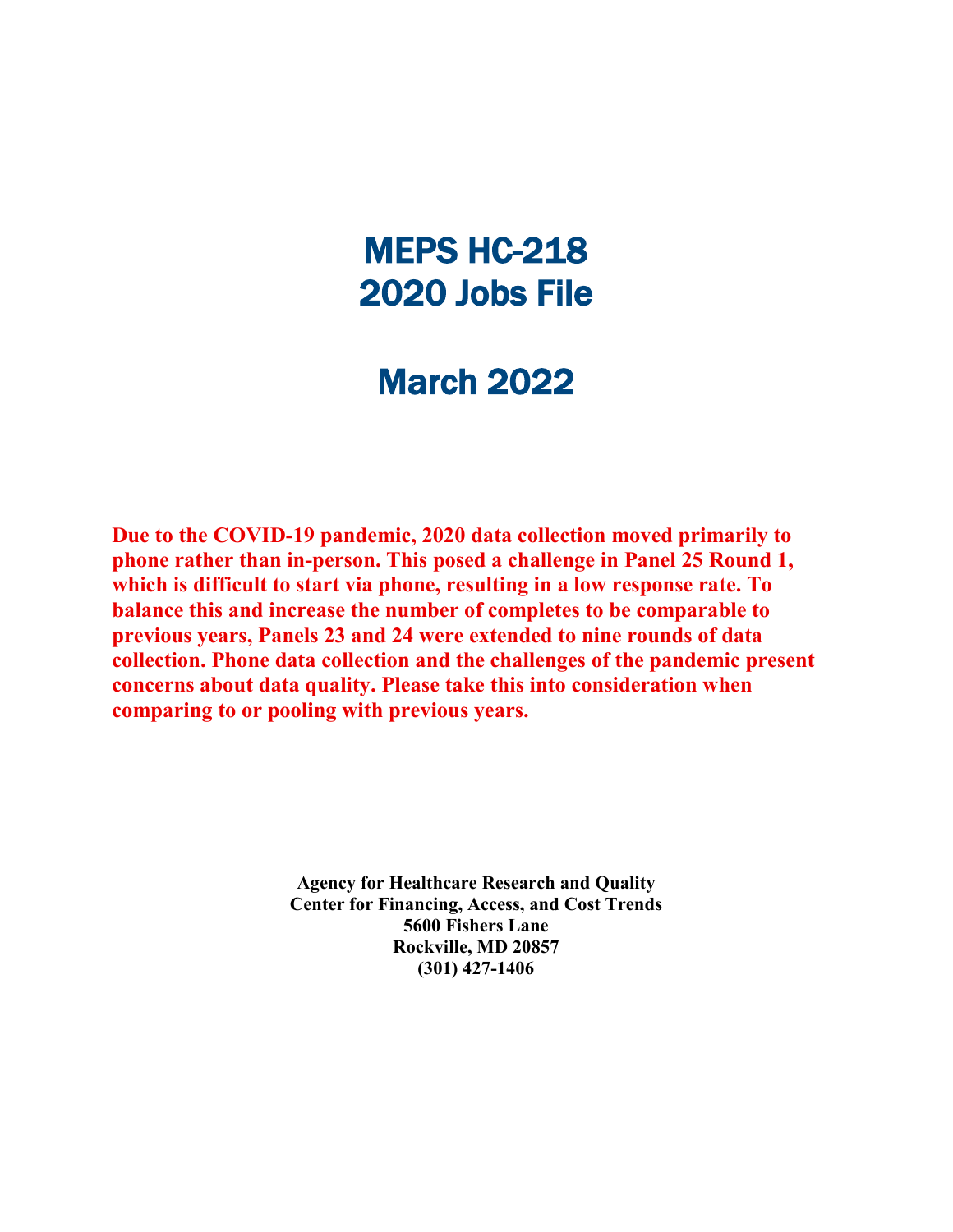# MEPS HC-218
# 2020 Jobs File

# March 2022

**Due to the COVID-19 pandemic, 2020 data collection moved primarily to phone rather than in-person. This posed a challenge in Panel 25 Round 1, which is difficult to start via phone, resulting in a low response rate. To balance this and increase the number of completes to be comparable to previous years, Panels 23 and 24 were extended to nine rounds of data collection. Phone data collection and the challenges of the pandemic present concerns about data quality. Please take this into consideration when comparing to or pooling with previous years.**

**Agency for Healthcare Research and Quality**
**Center for Financing, Access, and Cost Trends**
**5600 Fishers Lane**
**Rockville, MD 20857**
**(301) 427-1406**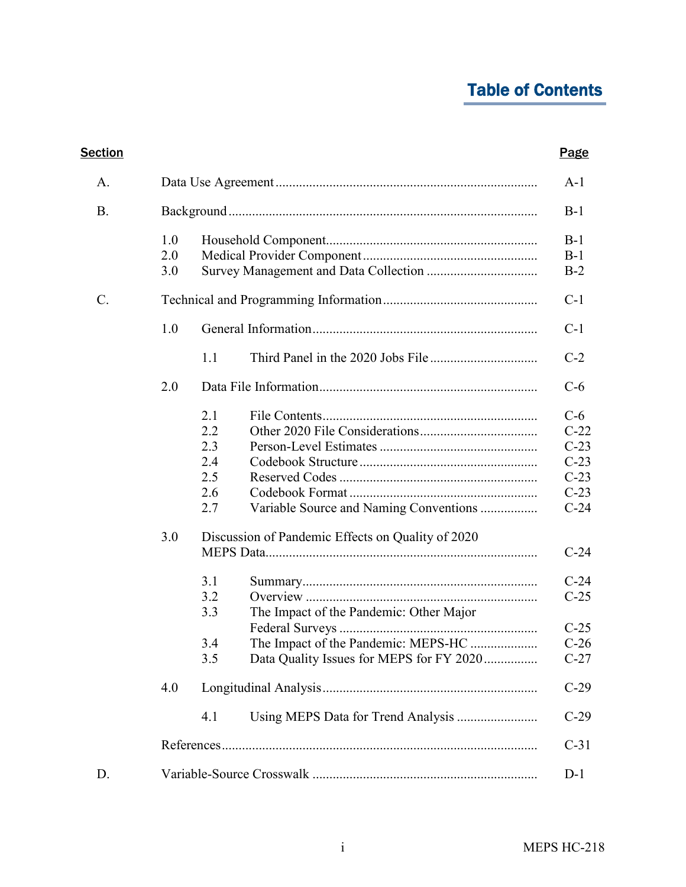# Table of Contents

| Section | | | Page |
|---|---|---|---|
| A. | Data Use Agreement | | A-1 |
| B. | Background | | B-1 |
| | 1.0 | Household Component | B-1 |
| | 2.0 | Medical Provider Component | B-1 |
| | 3.0 | Survey Management and Data Collection | B-2 |
| C. | Technical and Programming Information | | C-1 |
| | 1.0 | General Information | C-1 |
| | | 1.1 Third Panel in the 2020 Jobs File | C-2 |
| | 2.0 | Data File Information | C-6 |
| | | 2.1 File Contents | C-6 |
| | | 2.2 Other 2020 File Considerations | C-22 |
| | | 2.3 Person-Level Estimates | C-23 |
| | | 2.4 Codebook Structure | C-23 |
| | | 2.5 Reserved Codes | C-23 |
| | | 2.6 Codebook Format | C-23 |
| | | 2.7 Variable Source and Naming Conventions | C-24 |
| | 3.0 | Discussion of Pandemic Effects on Quality of 2020 MEPS Data | C-24 |
| | | 3.1 Summary | C-24 |
| | | 3.2 Overview | C-25 |
| | | 3.3 The Impact of the Pandemic: Other Major Federal Surveys | C-25 |
| | | 3.4 The Impact of the Pandemic: MEPS-HC | C-26 |
| | | 3.5 Data Quality Issues for MEPS for FY 2020 | C-27 |
| | 4.0 | Longitudinal Analysis | C-29 |
| | | 4.1 Using MEPS Data for Trend Analysis | C-29 |
| | References | | C-31 |
| D. | Variable-Source Crosswalk | | D-1 |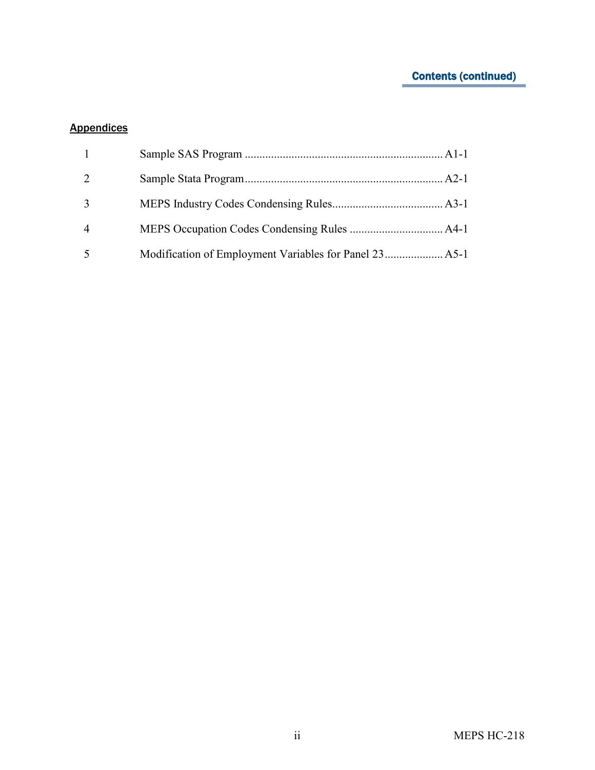## Contents (continued)

**Appendices**

| | | |
|---|---|---|
| 1 | Sample SAS Program | A1-1 |
| 2 | Sample Stata Program | A2-1 |
| 3 | MEPS Industry Codes Condensing Rules | A3-1 |
| 4 | MEPS Occupation Codes Condensing Rules | A4-1 |
| 5 | Modification of Employment Variables for Panel 23 | A5-1 |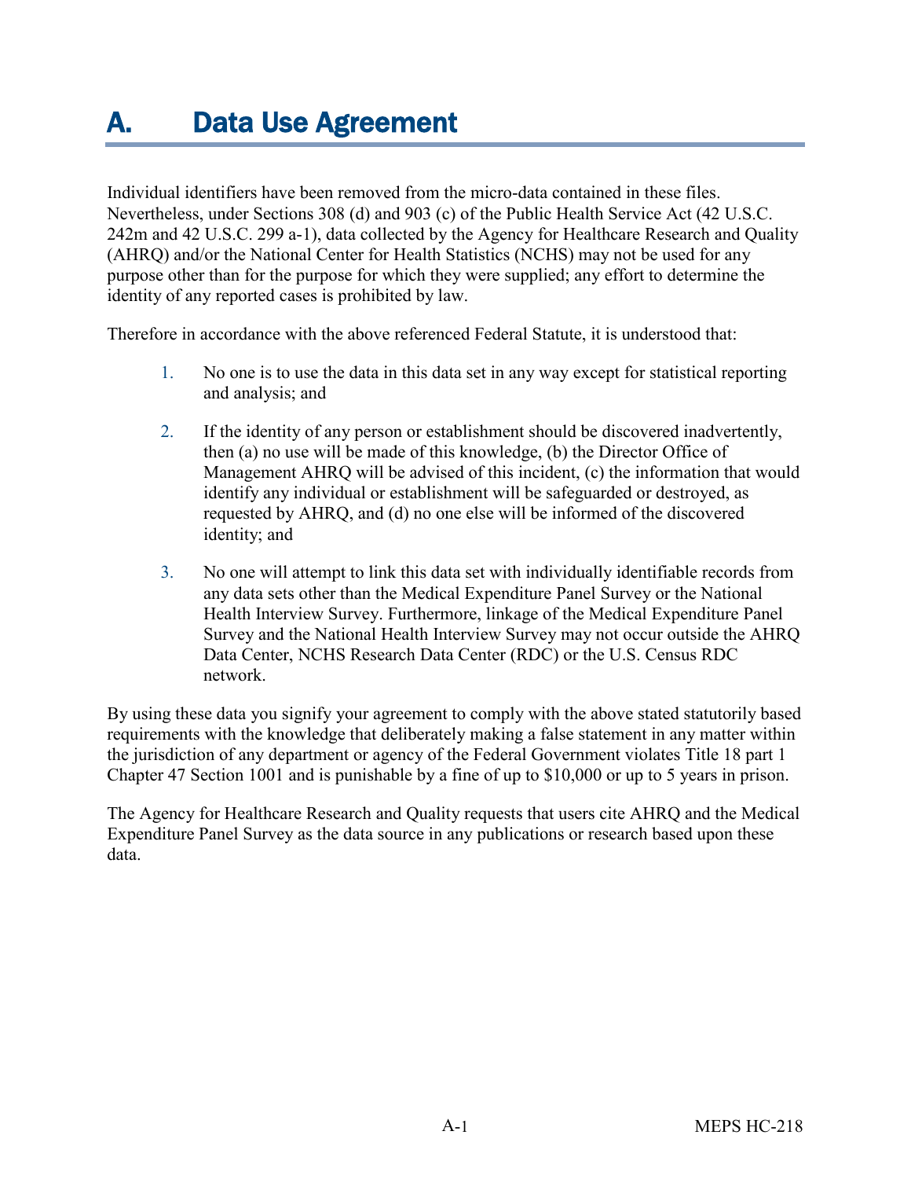# A. Data Use Agreement

Individual identifiers have been removed from the micro-data contained in these files. Nevertheless, under Sections 308 (d) and 903 (c) of the Public Health Service Act (42 U.S.C. 242m and 42 U.S.C. 299 a-1), data collected by the Agency for Healthcare Research and Quality (AHRQ) and/or the National Center for Health Statistics (NCHS) may not be used for any purpose other than for the purpose for which they were supplied; any effort to determine the identity of any reported cases is prohibited by law.

Therefore in accordance with the above referenced Federal Statute, it is understood that:

1. No one is to use the data in this data set in any way except for statistical reporting and analysis; and

2. If the identity of any person or establishment should be discovered inadvertently, then (a) no use will be made of this knowledge, (b) the Director Office of Management AHRQ will be advised of this incident, (c) the information that would identify any individual or establishment will be safeguarded or destroyed, as requested by AHRQ, and (d) no one else will be informed of the discovered identity; and

3. No one will attempt to link this data set with individually identifiable records from any data sets other than the Medical Expenditure Panel Survey or the National Health Interview Survey. Furthermore, linkage of the Medical Expenditure Panel Survey and the National Health Interview Survey may not occur outside the AHRQ Data Center, NCHS Research Data Center (RDC) or the U.S. Census RDC network.

By using these data you signify your agreement to comply with the above stated statutorily based requirements with the knowledge that deliberately making a false statement in any matter within the jurisdiction of any department or agency of the Federal Government violates Title 18 part 1 Chapter 47 Section 1001 and is punishable by a fine of up to $10,000 or up to 5 years in prison.

The Agency for Healthcare Research and Quality requests that users cite AHRQ and the Medical Expenditure Panel Survey as the data source in any publications or research based upon these data.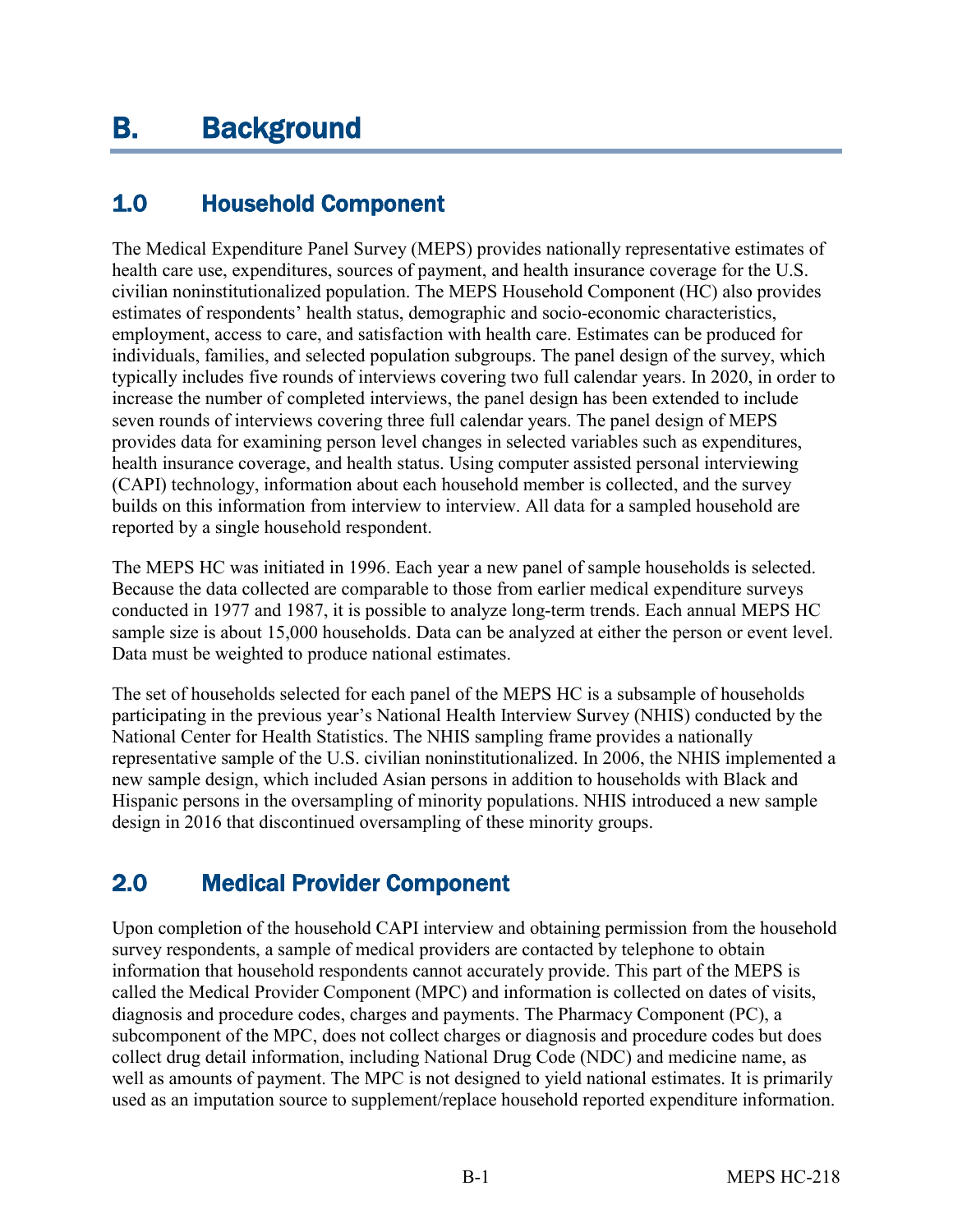# B. Background

## 1.0 Household Component

The Medical Expenditure Panel Survey (MEPS) provides nationally representative estimates of health care use, expenditures, sources of payment, and health insurance coverage for the U.S. civilian noninstitutionalized population. The MEPS Household Component (HC) also provides estimates of respondents' health status, demographic and socio-economic characteristics, employment, access to care, and satisfaction with health care. Estimates can be produced for individuals, families, and selected population subgroups. The panel design of the survey, which typically includes five rounds of interviews covering two full calendar years. In 2020, in order to increase the number of completed interviews, the panel design has been extended to include seven rounds of interviews covering three full calendar years. The panel design of MEPS provides data for examining person level changes in selected variables such as expenditures, health insurance coverage, and health status. Using computer assisted personal interviewing (CAPI) technology, information about each household member is collected, and the survey builds on this information from interview to interview. All data for a sampled household are reported by a single household respondent.

The MEPS HC was initiated in 1996. Each year a new panel of sample households is selected. Because the data collected are comparable to those from earlier medical expenditure surveys conducted in 1977 and 1987, it is possible to analyze long-term trends. Each annual MEPS HC sample size is about 15,000 households. Data can be analyzed at either the person or event level. Data must be weighted to produce national estimates.

The set of households selected for each panel of the MEPS HC is a subsample of households participating in the previous year's National Health Interview Survey (NHIS) conducted by the National Center for Health Statistics. The NHIS sampling frame provides a nationally representative sample of the U.S. civilian noninstitutionalized. In 2006, the NHIS implemented a new sample design, which included Asian persons in addition to households with Black and Hispanic persons in the oversampling of minority populations. NHIS introduced a new sample design in 2016 that discontinued oversampling of these minority groups.

## 2.0 Medical Provider Component

Upon completion of the household CAPI interview and obtaining permission from the household survey respondents, a sample of medical providers are contacted by telephone to obtain information that household respondents cannot accurately provide. This part of the MEPS is called the Medical Provider Component (MPC) and information is collected on dates of visits, diagnosis and procedure codes, charges and payments. The Pharmacy Component (PC), a subcomponent of the MPC, does not collect charges or diagnosis and procedure codes but does collect drug detail information, including National Drug Code (NDC) and medicine name, as well as amounts of payment. The MPC is not designed to yield national estimates. It is primarily used as an imputation source to supplement/replace household reported expenditure information.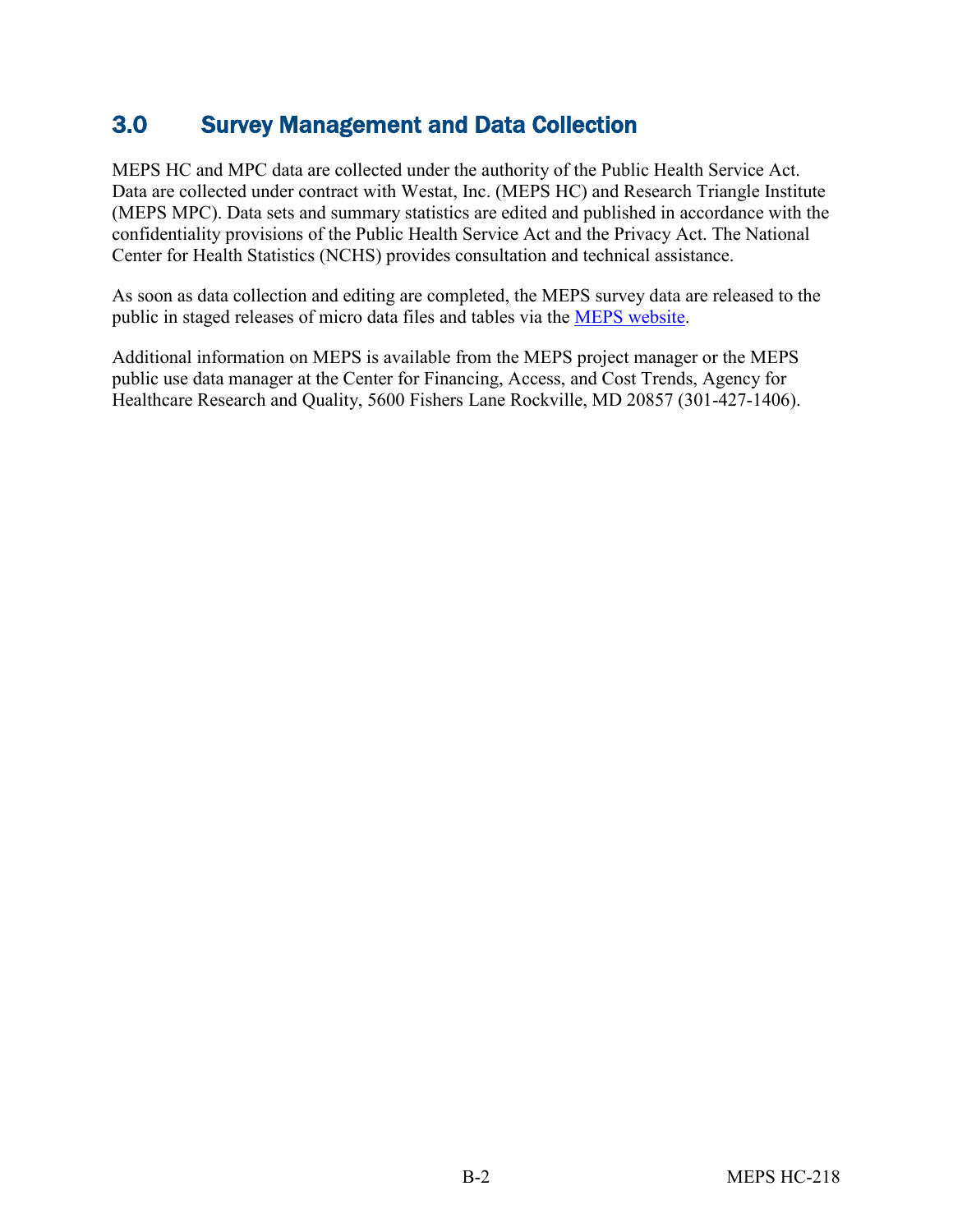## 3.0 Survey Management and Data Collection

MEPS HC and MPC data are collected under the authority of the Public Health Service Act. Data are collected under contract with Westat, Inc. (MEPS HC) and Research Triangle Institute (MEPS MPC). Data sets and summary statistics are edited and published in accordance with the confidentiality provisions of the Public Health Service Act and the Privacy Act. The National Center for Health Statistics (NCHS) provides consultation and technical assistance.

As soon as data collection and editing are completed, the MEPS survey data are released to the public in staged releases of micro data files and tables via the MEPS website.

Additional information on MEPS is available from the MEPS project manager or the MEPS public use data manager at the Center for Financing, Access, and Cost Trends, Agency for Healthcare Research and Quality, 5600 Fishers Lane Rockville, MD 20857 (301-427-1406).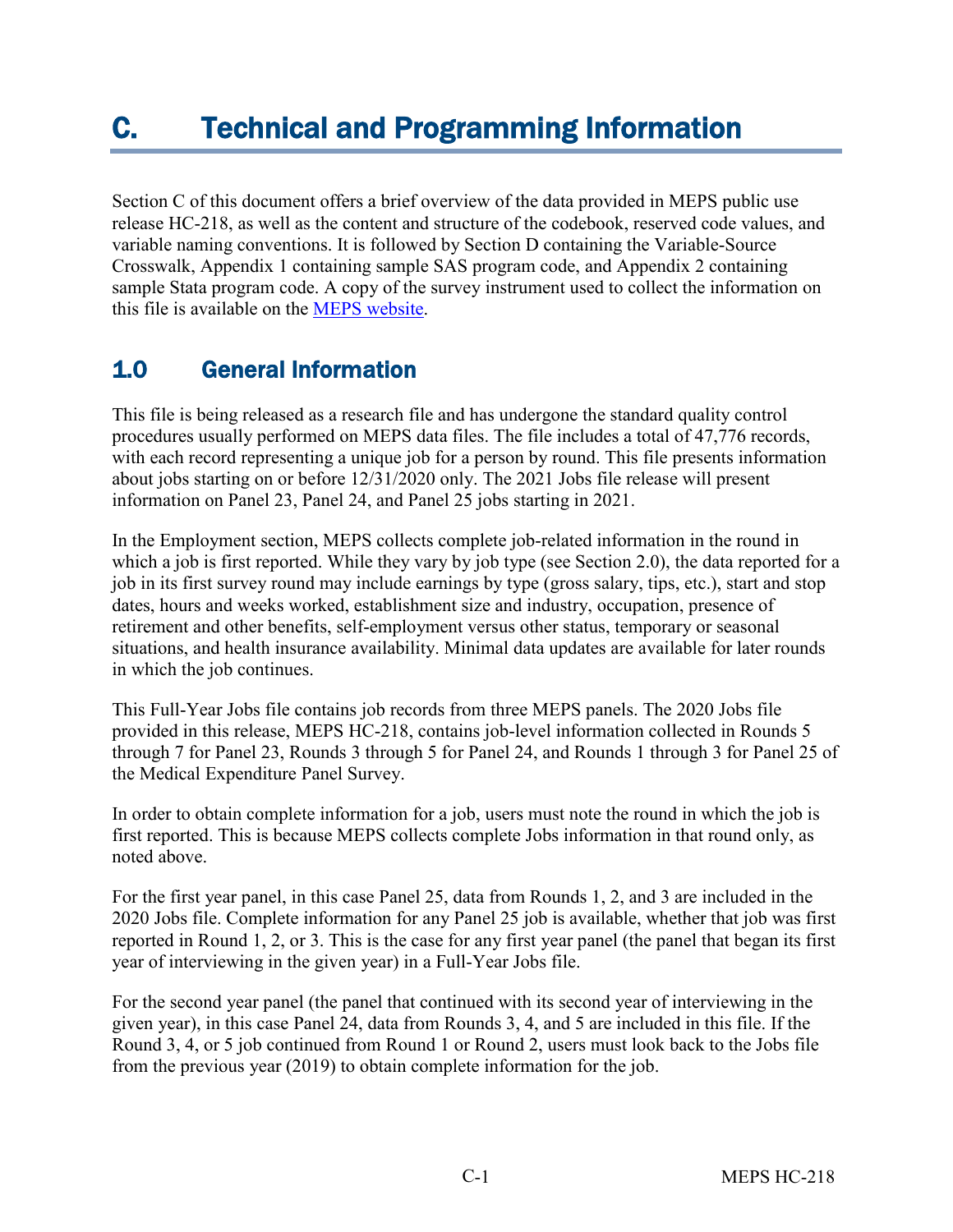# C. Technical and Programming Information

Section C of this document offers a brief overview of the data provided in MEPS public use release HC-218, as well as the content and structure of the codebook, reserved code values, and variable naming conventions. It is followed by Section D containing the Variable-Source Crosswalk, Appendix 1 containing sample SAS program code, and Appendix 2 containing sample Stata program code. A copy of the survey instrument used to collect the information on this file is available on the MEPS website.

## 1.0 General Information

This file is being released as a research file and has undergone the standard quality control procedures usually performed on MEPS data files. The file includes a total of 47,776 records, with each record representing a unique job for a person by round. This file presents information about jobs starting on or before 12/31/2020 only. The 2021 Jobs file release will present information on Panel 23, Panel 24, and Panel 25 jobs starting in 2021.

In the Employment section, MEPS collects complete job-related information in the round in which a job is first reported. While they vary by job type (see Section 2.0), the data reported for a job in its first survey round may include earnings by type (gross salary, tips, etc.), start and stop dates, hours and weeks worked, establishment size and industry, occupation, presence of retirement and other benefits, self-employment versus other status, temporary or seasonal situations, and health insurance availability. Minimal data updates are available for later rounds in which the job continues.

This Full-Year Jobs file contains job records from three MEPS panels. The 2020 Jobs file provided in this release, MEPS HC-218, contains job-level information collected in Rounds 5 through 7 for Panel 23, Rounds 3 through 5 for Panel 24, and Rounds 1 through 3 for Panel 25 of the Medical Expenditure Panel Survey.

In order to obtain complete information for a job, users must note the round in which the job is first reported. This is because MEPS collects complete Jobs information in that round only, as noted above.

For the first year panel, in this case Panel 25, data from Rounds 1, 2, and 3 are included in the 2020 Jobs file. Complete information for any Panel 25 job is available, whether that job was first reported in Round 1, 2, or 3. This is the case for any first year panel (the panel that began its first year of interviewing in the given year) in a Full-Year Jobs file.

For the second year panel (the panel that continued with its second year of interviewing in the given year), in this case Panel 24, data from Rounds 3, 4, and 5 are included in this file. If the Round 3, 4, or 5 job continued from Round 1 or Round 2, users must look back to the Jobs file from the previous year (2019) to obtain complete information for the job.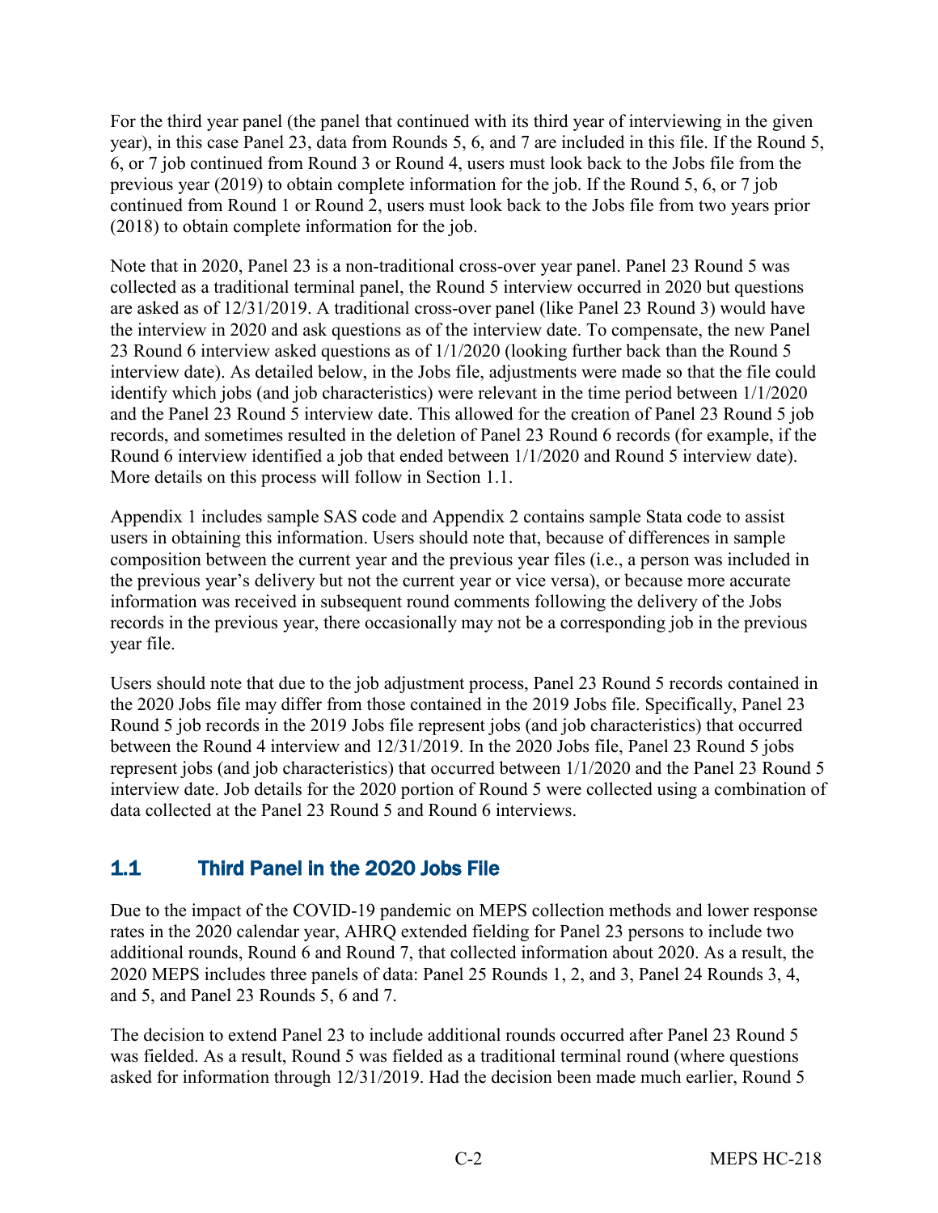For the third year panel (the panel that continued with its third year of interviewing in the given year), in this case Panel 23, data from Rounds 5, 6, and 7 are included in this file. If the Round 5, 6, or 7 job continued from Round 3 or Round 4, users must look back to the Jobs file from the previous year (2019) to obtain complete information for the job. If the Round 5, 6, or 7 job continued from Round 1 or Round 2, users must look back to the Jobs file from two years prior (2018) to obtain complete information for the job.

Note that in 2020, Panel 23 is a non-traditional cross-over year panel. Panel 23 Round 5 was collected as a traditional terminal panel, the Round 5 interview occurred in 2020 but questions are asked as of 12/31/2019. A traditional cross-over panel (like Panel 23 Round 3) would have the interview in 2020 and ask questions as of the interview date. To compensate, the new Panel 23 Round 6 interview asked questions as of 1/1/2020 (looking further back than the Round 5 interview date). As detailed below, in the Jobs file, adjustments were made so that the file could identify which jobs (and job characteristics) were relevant in the time period between 1/1/2020 and the Panel 23 Round 5 interview date. This allowed for the creation of Panel 23 Round 5 job records, and sometimes resulted in the deletion of Panel 23 Round 6 records (for example, if the Round 6 interview identified a job that ended between 1/1/2020 and Round 5 interview date). More details on this process will follow in Section 1.1.

Appendix 1 includes sample SAS code and Appendix 2 contains sample Stata code to assist users in obtaining this information. Users should note that, because of differences in sample composition between the current year and the previous year files (i.e., a person was included in the previous year's delivery but not the current year or vice versa), or because more accurate information was received in subsequent round comments following the delivery of the Jobs records in the previous year, there occasionally may not be a corresponding job in the previous year file.

Users should note that due to the job adjustment process, Panel 23 Round 5 records contained in the 2020 Jobs file may differ from those contained in the 2019 Jobs file. Specifically, Panel 23 Round 5 job records in the 2019 Jobs file represent jobs (and job characteristics) that occurred between the Round 4 interview and 12/31/2019. In the 2020 Jobs file, Panel 23 Round 5 jobs represent jobs (and job characteristics) that occurred between 1/1/2020 and the Panel 23 Round 5 interview date. Job details for the 2020 portion of Round 5 were collected using a combination of data collected at the Panel 23 Round 5 and Round 6 interviews.

## 1.1 Third Panel in the 2020 Jobs File

Due to the impact of the COVID-19 pandemic on MEPS collection methods and lower response rates in the 2020 calendar year, AHRQ extended fielding for Panel 23 persons to include two additional rounds, Round 6 and Round 7, that collected information about 2020. As a result, the 2020 MEPS includes three panels of data: Panel 25 Rounds 1, 2, and 3, Panel 24 Rounds 3, 4, and 5, and Panel 23 Rounds 5, 6 and 7.

The decision to extend Panel 23 to include additional rounds occurred after Panel 23 Round 5 was fielded. As a result, Round 5 was fielded as a traditional terminal round (where questions asked for information through 12/31/2019. Had the decision been made much earlier, Round 5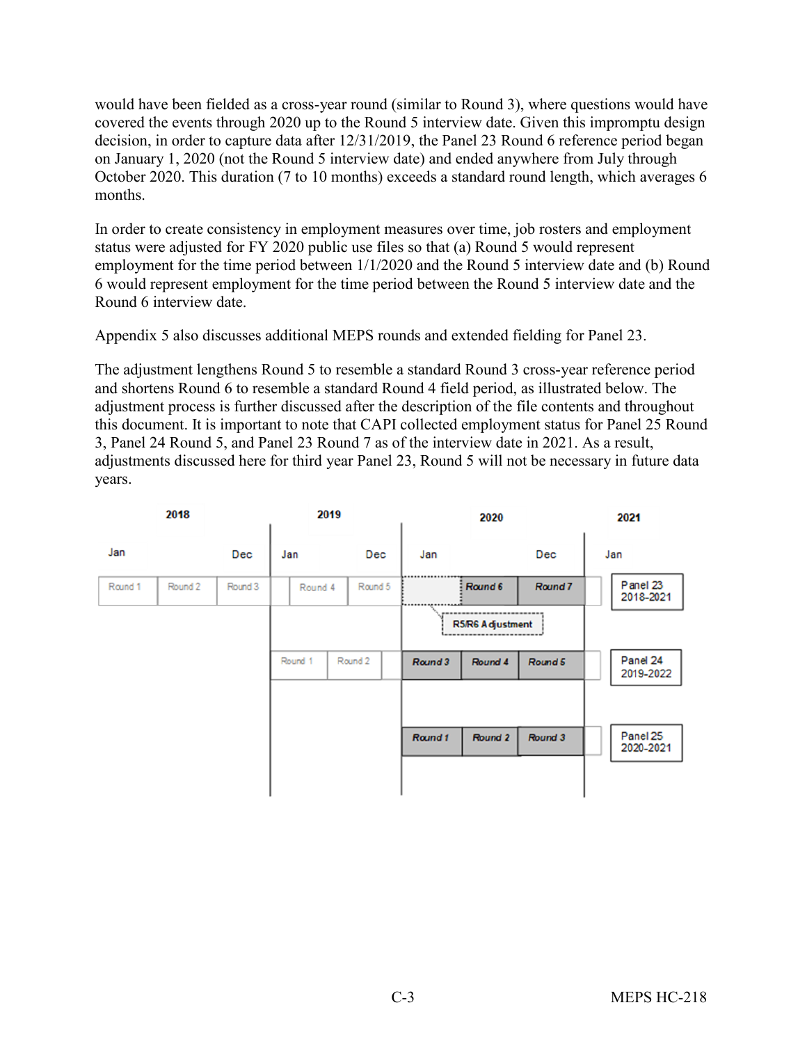would have been fielded as a cross-year round (similar to Round 3), where questions would have covered the events through 2020 up to the Round 5 interview date. Given this impromptu design decision, in order to capture data after 12/31/2019, the Panel 23 Round 6 reference period began on January 1, 2020 (not the Round 5 interview date) and ended anywhere from July through October 2020. This duration (7 to 10 months) exceeds a standard round length, which averages 6 months.

In order to create consistency in employment measures over time, job rosters and employment status were adjusted for FY 2020 public use files so that (a) Round 5 would represent employment for the time period between 1/1/2020 and the Round 5 interview date and (b) Round 6 would represent employment for the time period between the Round 5 interview date and the Round 6 interview date.

Appendix 5 also discusses additional MEPS rounds and extended fielding for Panel 23.

The adjustment lengthens Round 5 to resemble a standard Round 3 cross-year reference period and shortens Round 6 to resemble a standard Round 4 field period, as illustrated below. The adjustment process is further discussed after the description of the file contents and throughout this document. It is important to note that CAPI collected employment status for Panel 25 Round 3, Panel 24 Round 5, and Panel 23 Round 7 as of the interview date in 2021. As a result, adjustments discussed here for third year Panel 23, Round 5 will not be necessary in future data years.

| 2018 | | | 2019 | | 2020 | | 2021 | |
|---|---|---|---|---|---|---|---|---|
| Jan | | Dec | Jan | Dec | Jan | Dec | Jan | |
| Round 1 | Round 2 | Round 3 | Round 4 | Round 5 | Round 6 | Round 7 | | Panel 23 2018-2021 |
| | | | | | R5/R6 Adjustment | | | |
| | | | Round 1 | Round 2 | Round 3 | Round 4 | Round 5 | Panel 24 2019-2022 |
| | | | | | Round 1 | Round 2 | Round 3 | Panel 25 2020-2021 |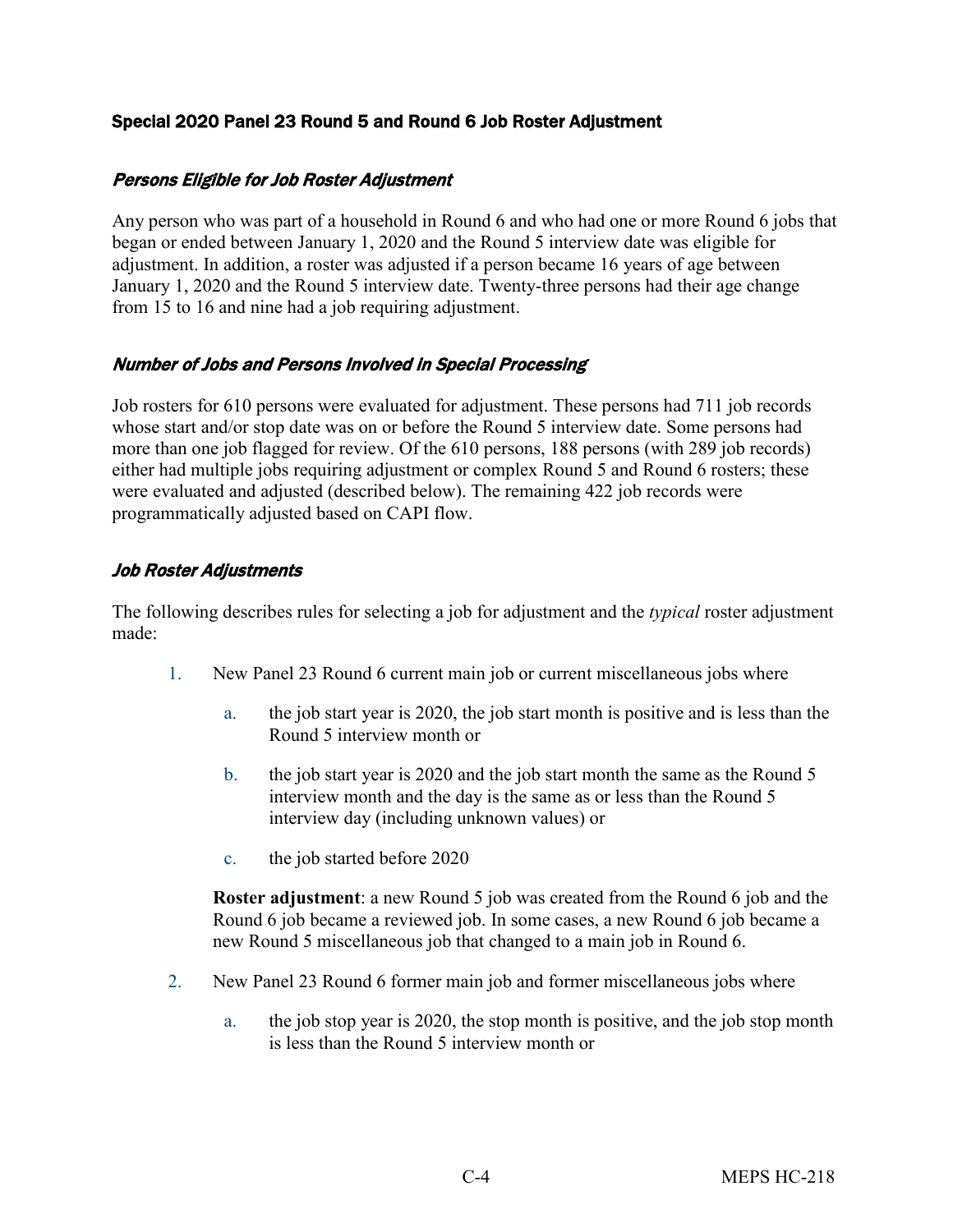### Special 2020 Panel 23 Round 5 and Round 6 Job Roster Adjustment

#### *Persons Eligible for Job Roster Adjustment*

Any person who was part of a household in Round 6 and who had one or more Round 6 jobs that began or ended between January 1, 2020 and the Round 5 interview date was eligible for adjustment. In addition, a roster was adjusted if a person became 16 years of age between January 1, 2020 and the Round 5 interview date. Twenty-three persons had their age change from 15 to 16 and nine had a job requiring adjustment.

#### *Number of Jobs and Persons Involved in Special Processing*

Job rosters for 610 persons were evaluated for adjustment. These persons had 711 job records whose start and/or stop date was on or before the Round 5 interview date. Some persons had more than one job flagged for review. Of the 610 persons, 188 persons (with 289 job records) either had multiple jobs requiring adjustment or complex Round 5 and Round 6 rosters; these were evaluated and adjusted (described below). The remaining 422 job records were programmatically adjusted based on CAPI flow.

#### *Job Roster Adjustments*

The following describes rules for selecting a job for adjustment and the *typical* roster adjustment made:

1. New Panel 23 Round 6 current main job or current miscellaneous jobs where

   a. the job start year is 2020, the job start month is positive and is less than the Round 5 interview month or

   b. the job start year is 2020 and the job start month the same as the Round 5 interview month and the day is the same as or less than the Round 5 interview day (including unknown values) or

   c. the job started before 2020

   **Roster adjustment**: a new Round 5 job was created from the Round 6 job and the Round 6 job became a reviewed job. In some cases, a new Round 6 job became a new Round 5 miscellaneous job that changed to a main job in Round 6.

2. New Panel 23 Round 6 former main job and former miscellaneous jobs where

   a. the job stop year is 2020, the stop month is positive, and the job stop month is less than the Round 5 interview month or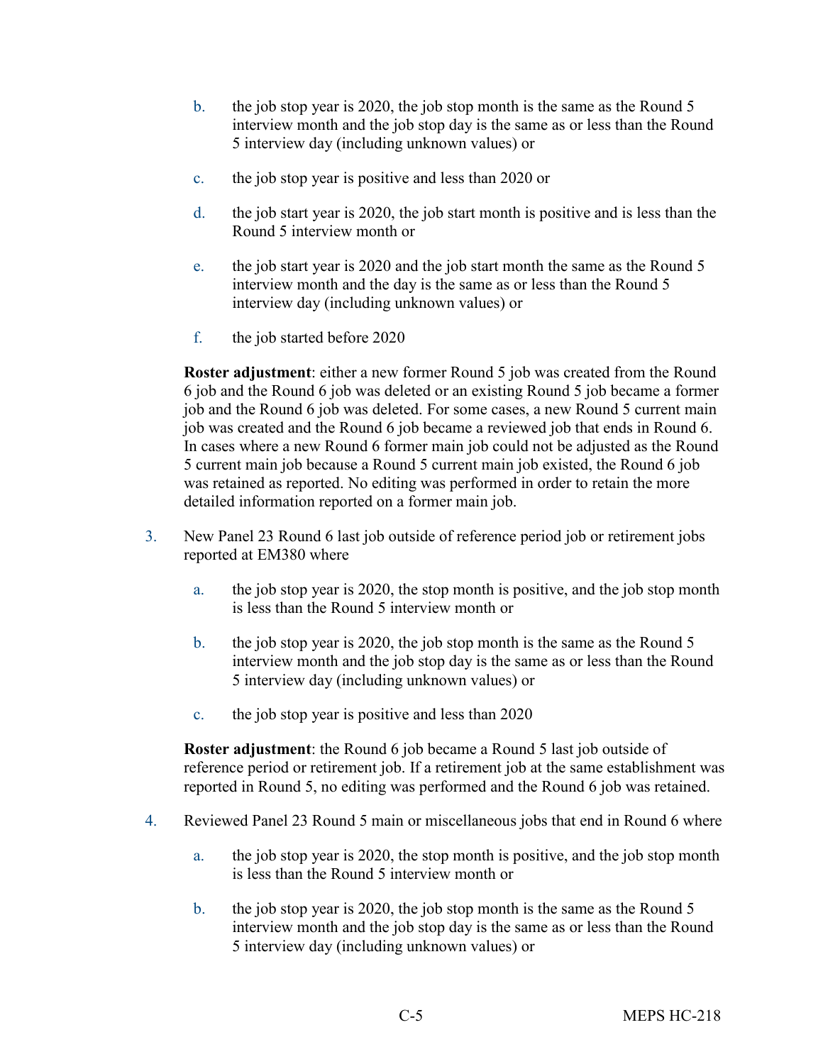b. the job stop year is 2020, the job stop month is the same as the Round 5 interview month and the job stop day is the same as or less than the Round 5 interview day (including unknown values) or

c. the job stop year is positive and less than 2020 or

d. the job start year is 2020, the job start month is positive and is less than the Round 5 interview month or

e. the job start year is 2020 and the job start month the same as the Round 5 interview month and the day is the same as or less than the Round 5 interview day (including unknown values) or

f. the job started before 2020

**Roster adjustment**: either a new former Round 5 job was created from the Round 6 job and the Round 6 job was deleted or an existing Round 5 job became a former job and the Round 6 job was deleted. For some cases, a new Round 5 current main job was created and the Round 6 job became a reviewed job that ends in Round 6. In cases where a new Round 6 former main job could not be adjusted as the Round 5 current main job because a Round 5 current main job existed, the Round 6 job was retained as reported. No editing was performed in order to retain the more detailed information reported on a former main job.

3. New Panel 23 Round 6 last job outside of reference period job or retirement jobs reported at EM380 where

   a. the job stop year is 2020, the stop month is positive, and the job stop month is less than the Round 5 interview month or

   b. the job stop year is 2020, the job stop month is the same as the Round 5 interview month and the job stop day is the same as or less than the Round 5 interview day (including unknown values) or

   c. the job stop year is positive and less than 2020

   **Roster adjustment**: the Round 6 job became a Round 5 last job outside of reference period or retirement job. If a retirement job at the same establishment was reported in Round 5, no editing was performed and the Round 6 job was retained.

4. Reviewed Panel 23 Round 5 main or miscellaneous jobs that end in Round 6 where

   a. the job stop year is 2020, the stop month is positive, and the job stop month is less than the Round 5 interview month or

   b. the job stop year is 2020, the job stop month is the same as the Round 5 interview month and the job stop day is the same as or less than the Round 5 interview day (including unknown values) or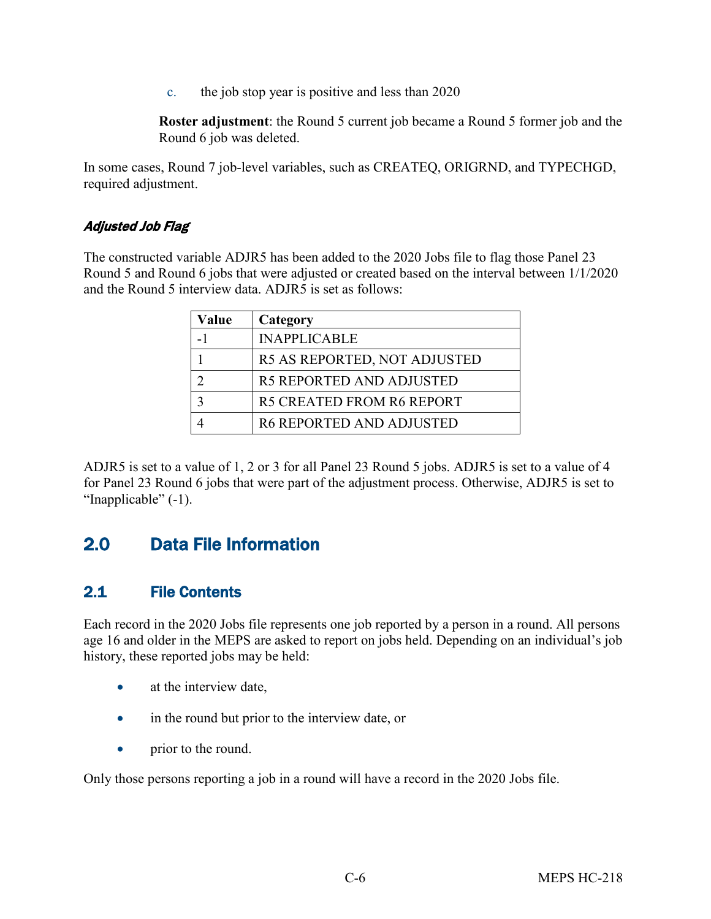c. the job stop year is positive and less than 2020

**Roster adjustment**: the Round 5 current job became a Round 5 former job and the Round 6 job was deleted.

In some cases, Round 7 job-level variables, such as CREATEQ, ORIGRND, and TYPECHGD, required adjustment.

#### *Adjusted Job Flag*

The constructed variable ADJR5 has been added to the 2020 Jobs file to flag those Panel 23 Round 5 and Round 6 jobs that were adjusted or created based on the interval between 1/1/2020 and the Round 5 interview data. ADJR5 is set as follows:

| Value | Category |
|---|---|
| -1 | INAPPLICABLE |
| 1 | R5 AS REPORTED, NOT ADJUSTED |
| 2 | R5 REPORTED AND ADJUSTED |
| 3 | R5 CREATED FROM R6 REPORT |
| 4 | R6 REPORTED AND ADJUSTED |

ADJR5 is set to a value of 1, 2 or 3 for all Panel 23 Round 5 jobs. ADJR5 is set to a value of 4 for Panel 23 Round 6 jobs that were part of the adjustment process. Otherwise, ADJR5 is set to "Inapplicable" (-1).

## 2.0 Data File Information

### 2.1 File Contents

Each record in the 2020 Jobs file represents one job reported by a person in a round. All persons age 16 and older in the MEPS are asked to report on jobs held. Depending on an individual's job history, these reported jobs may be held:

- at the interview date,
- in the round but prior to the interview date, or
- prior to the round.

Only those persons reporting a job in a round will have a record in the 2020 Jobs file.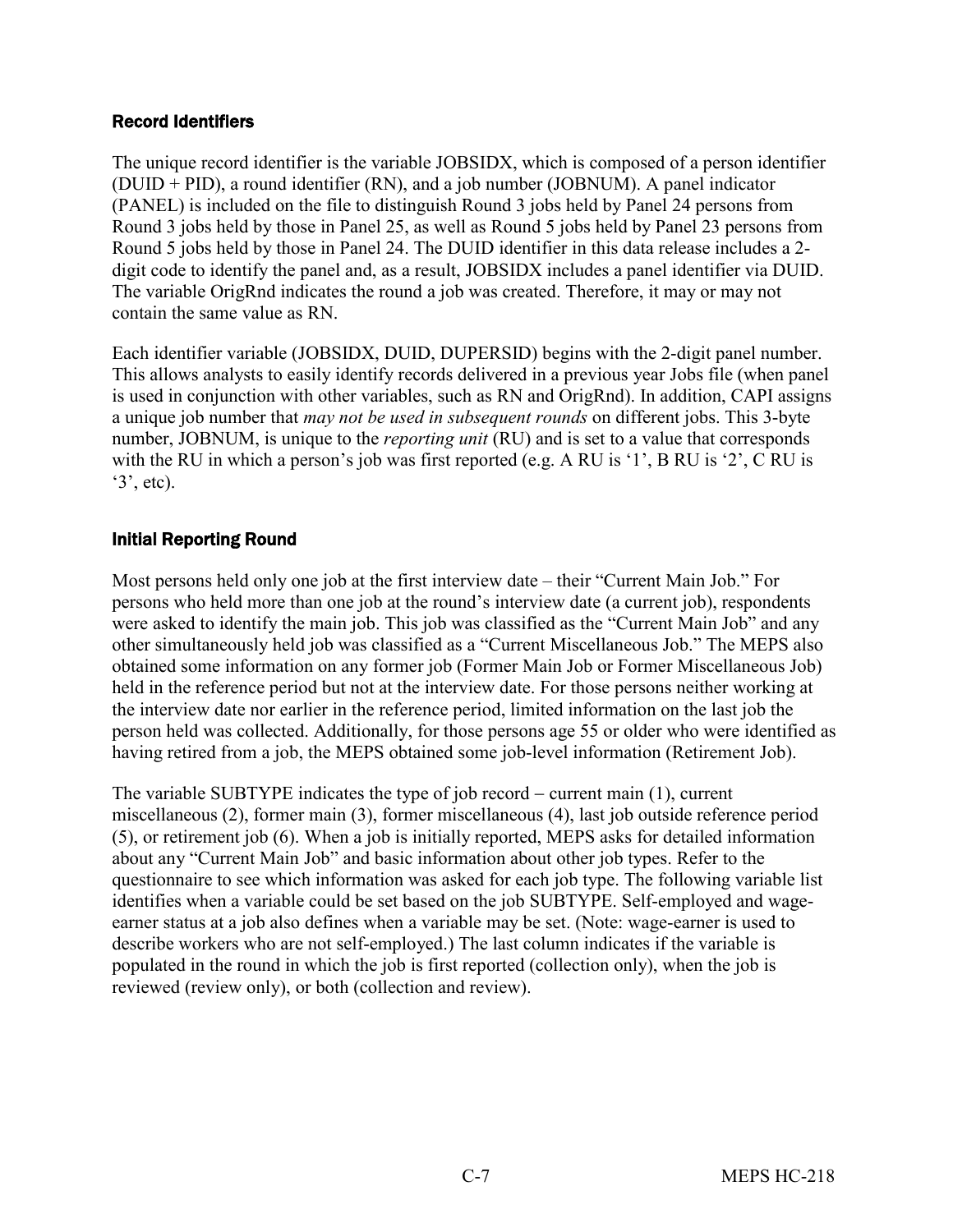### Record Identifiers

The unique record identifier is the variable JOBSIDX, which is composed of a person identifier (DUID + PID), a round identifier (RN), and a job number (JOBNUM). A panel indicator (PANEL) is included on the file to distinguish Round 3 jobs held by Panel 24 persons from Round 3 jobs held by those in Panel 25, as well as Round 5 jobs held by Panel 23 persons from Round 5 jobs held by those in Panel 24. The DUID identifier in this data release includes a 2-digit code to identify the panel and, as a result, JOBSIDX includes a panel identifier via DUID. The variable OrigRnd indicates the round a job was created. Therefore, it may or may not contain the same value as RN.

Each identifier variable (JOBSIDX, DUID, DUPERSID) begins with the 2-digit panel number. This allows analysts to easily identify records delivered in a previous year Jobs file (when panel is used in conjunction with other variables, such as RN and OrigRnd). In addition, CAPI assigns a unique job number that *may not be used in subsequent rounds* on different jobs. This 3-byte number, JOBNUM, is unique to the *reporting unit* (RU) and is set to a value that corresponds with the RU in which a person's job was first reported (e.g. A RU is '1', B RU is '2', C RU is '3', etc).

### Initial Reporting Round

Most persons held only one job at the first interview date – their "Current Main Job." For persons who held more than one job at the round's interview date (a current job), respondents were asked to identify the main job. This job was classified as the "Current Main Job" and any other simultaneously held job was classified as a "Current Miscellaneous Job." The MEPS also obtained some information on any former job (Former Main Job or Former Miscellaneous Job) held in the reference period but not at the interview date. For those persons neither working at the interview date nor earlier in the reference period, limited information on the last job the person held was collected. Additionally, for those persons age 55 or older who were identified as having retired from a job, the MEPS obtained some job-level information (Retirement Job).

The variable SUBTYPE indicates the type of job record – current main (1), current miscellaneous (2), former main (3), former miscellaneous (4), last job outside reference period (5), or retirement job (6). When a job is initially reported, MEPS asks for detailed information about any "Current Main Job" and basic information about other job types. Refer to the questionnaire to see which information was asked for each job type. The following variable list identifies when a variable could be set based on the job SUBTYPE. Self-employed and wage-earner status at a job also defines when a variable may be set. (Note: wage-earner is used to describe workers who are not self-employed.) The last column indicates if the variable is populated in the round in which the job is first reported (collection only), when the job is reviewed (review only), or both (collection and review).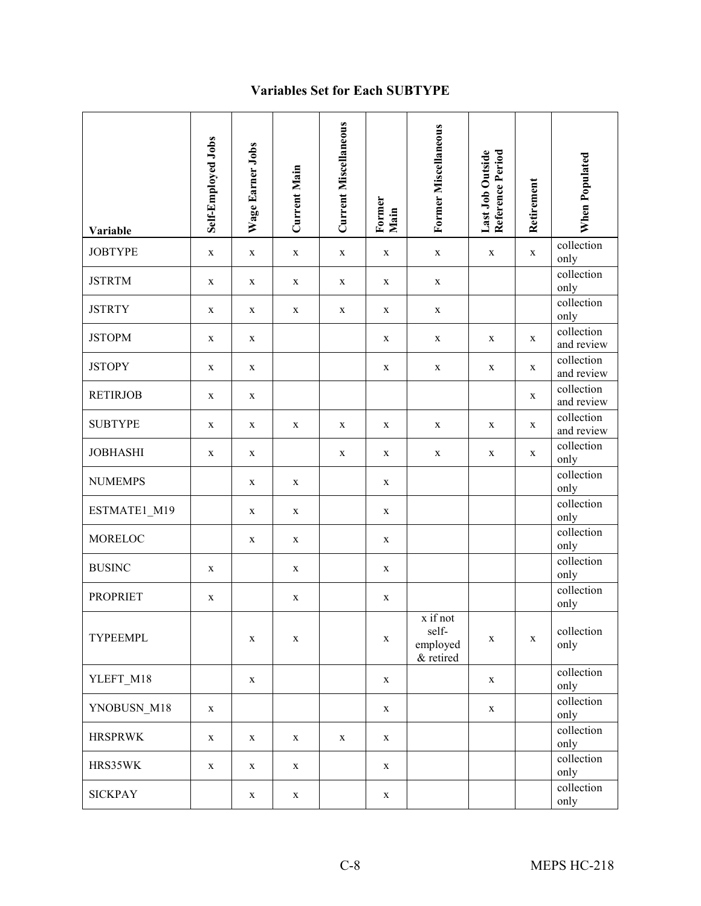## Variables Set for Each SUBTYPE

| Variable | Self-Employed Jobs | Wage Earner Jobs | Current Main | Current Miscellaneous | Former Main | Former Miscellaneous | Last Job Outside Reference Period | Retirement | When Populated |
|---|---|---|---|---|---|---|---|---|---|
| JOBTYPE | x | x | x | x | x | x | x | x | collection only |
| JSTRTM | x | x | x | x | x | x | | | collection only |
| JSTRTY | x | x | x | x | x | x | | | collection only |
| JSTOPM | x | x | | | x | x | x | x | collection and review |
| JSTOPY | x | x | | | x | x | x | x | collection and review |
| RETIRJOB | x | x | | | | | | x | collection and review |
| SUBTYPE | x | x | x | x | x | x | x | x | collection and review |
| JOBHASHI | x | x | | x | x | x | x | x | collection only |
| NUMEMPS | | x | x | | x | | | | collection only |
| ESTMATE1_M19 | | x | x | | x | | | | collection only |
| MORELOC | | x | x | | x | | | | collection only |
| BUSINC | x | | x | | x | | | | collection only |
| PROPRIET | x | | x | | x | | | | collection only |
| TYPEEMPL | | x | x | | x | x if not self-employed & retired | x | x | collection only |
| YLEFT_M18 | | x | | | x | | x | | collection only |
| YNOBUSN_M18 | x | | | | x | | x | | collection only |
| HRSPRWK | x | x | x | x | x | | | | collection only |
| HRS35WK | x | x | x | | x | | | | collection only |
| SICKPAY | | x | x | | x | | | | collection only |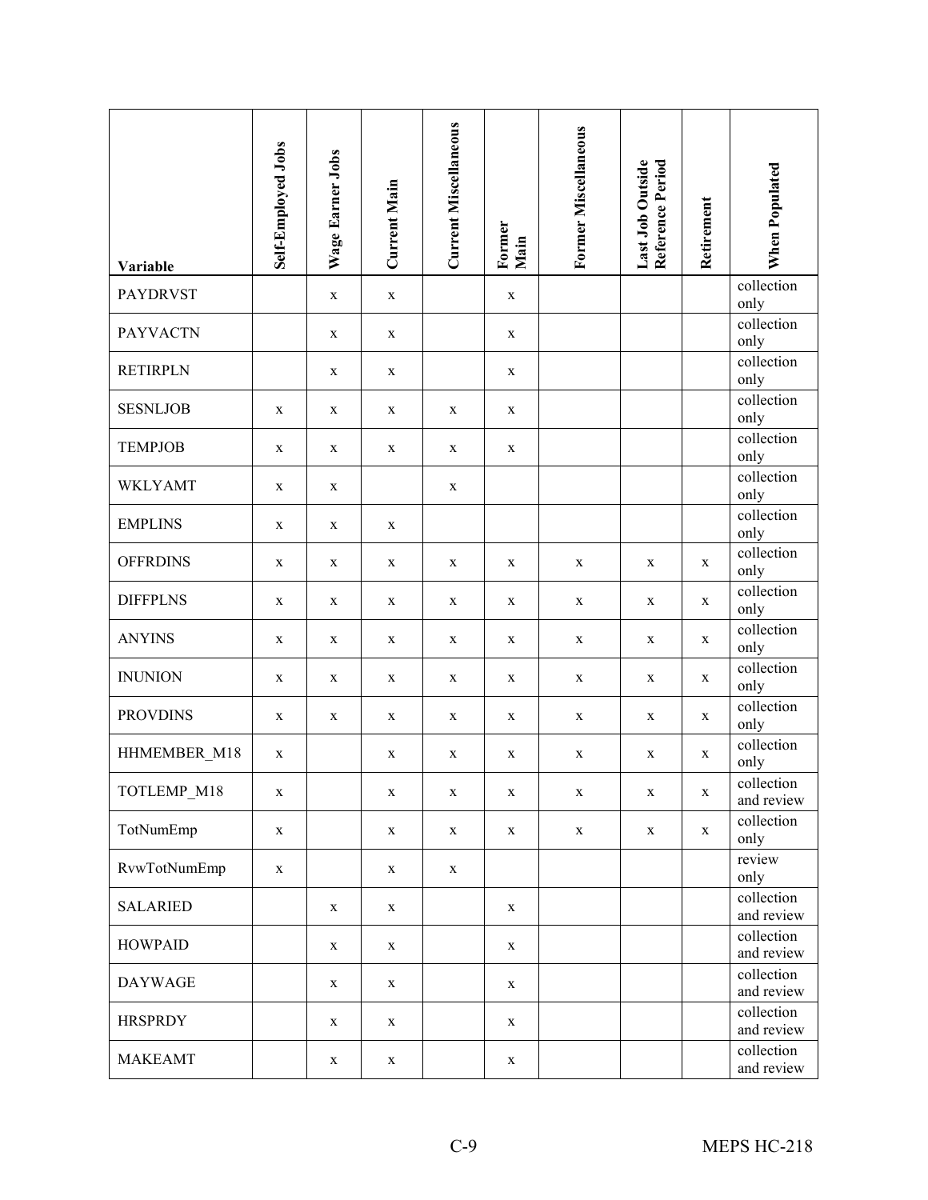| Variable | Self-Employed Jobs | Wage Earner Jobs | Current Main | Current Miscellaneous | Former Main | Former Miscellaneous | Last Job Outside Reference Period | Retirement | When Populated |
|---|---|---|---|---|---|---|---|---|---|
| PAYDRVST | | x | x | | x | | | | collection only |
| PAYVACTN | | x | x | | x | | | | collection only |
| RETIRPLN | | x | x | | x | | | | collection only |
| SESNLJOB | x | x | x | x | x | | | | collection only |
| TEMPJOB | x | x | x | x | x | | | | collection only |
| WKLYAMT | x | x | | x | | | | | collection only |
| EMPLINS | x | x | x | | | | | | collection only |
| OFFRDINS | x | x | x | x | x | x | x | x | collection only |
| DIFFPLNS | x | x | x | x | x | x | x | x | collection only |
| ANYINS | x | x | x | x | x | x | x | x | collection only |
| INUNION | x | x | x | x | x | x | x | x | collection only |
| PROVDINS | x | x | x | x | x | x | x | x | collection only |
| HHMEMBER_M18 | x | | x | x | x | x | x | x | collection only |
| TOTLEMP_M18 | x | | x | x | x | x | x | x | collection and review |
| TotNumEmp | x | | x | x | x | x | x | x | collection only |
| RvwTotNumEmp | x | | x | x | | | | | review only |
| SALARIED | | x | x | | x | | | | collection and review |
| HOWPAID | | x | x | | x | | | | collection and review |
| DAYWAGE | | x | x | | x | | | | collection and review |
| HRSPRDY | | x | x | | x | | | | collection and review |
| MAKEAMT | | x | x | | x | | | | collection and review |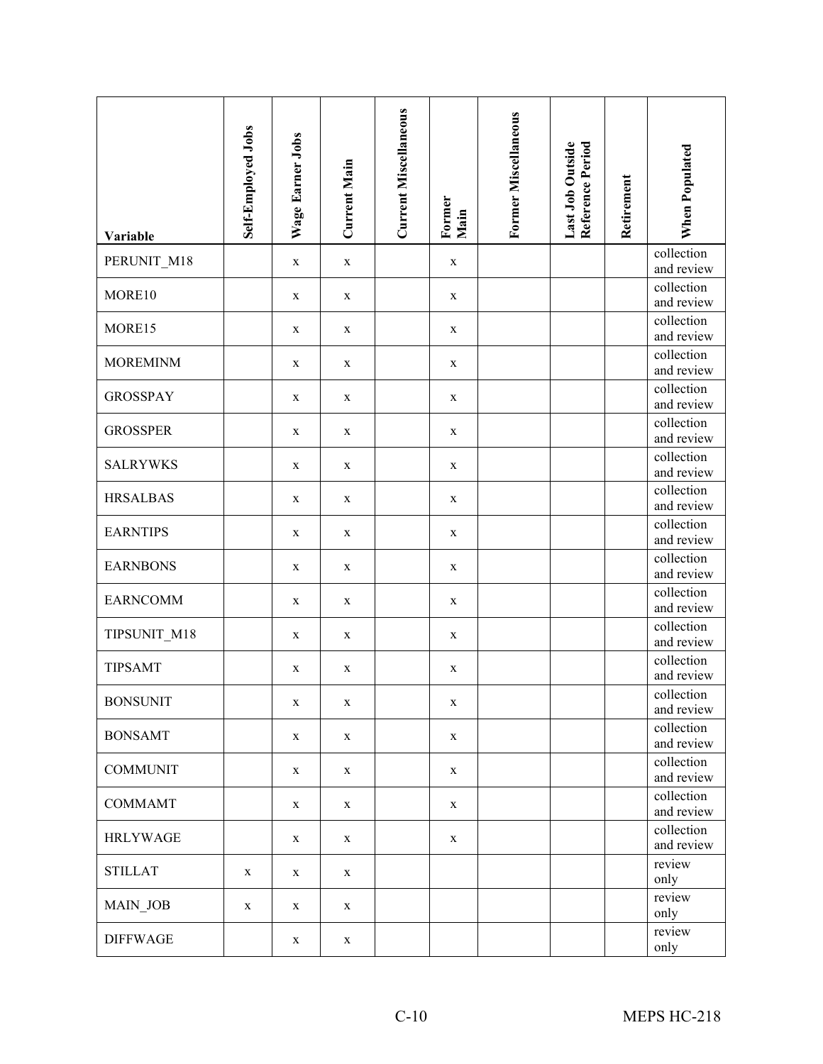| Variable | Self-Employed Jobs | Wage Earner Jobs | Current Main | Current Miscellaneous | Former Main | Former Miscellaneous | Last Job Outside Reference Period | Retirement | When Populated |
|---|---|---|---|---|---|---|---|---|---|
| PERUNIT_M18 | | x | x | | x | | | | collection and review |
| MORE10 | | x | x | | x | | | | collection and review |
| MORE15 | | x | x | | x | | | | collection and review |
| MOREMINM | | x | x | | x | | | | collection and review |
| GROSSPAY | | x | x | | x | | | | collection and review |
| GROSSPER | | x | x | | x | | | | collection and review |
| SALRYWKS | | x | x | | x | | | | collection and review |
| HRSALBAS | | x | x | | x | | | | collection and review |
| EARNTIPS | | x | x | | x | | | | collection and review |
| EARNBONS | | x | x | | x | | | | collection and review |
| EARNCOMM | | x | x | | x | | | | collection and review |
| TIPSUNIT_M18 | | x | x | | x | | | | collection and review |
| TIPSAMT | | x | x | | x | | | | collection and review |
| BONSUNIT | | x | x | | x | | | | collection and review |
| BONSAMT | | x | x | | x | | | | collection and review |
| COMMUNIT | | x | x | | x | | | | collection and review |
| COMMAMT | | x | x | | x | | | | collection and review |
| HRLYWAGE | | x | x | | x | | | | collection and review |
| STILLAT | x | x | x | | | | | | review only |
| MAIN_JOB | x | x | x | | | | | | review only |
| DIFFWAGE | | x | x | | | | | | review only |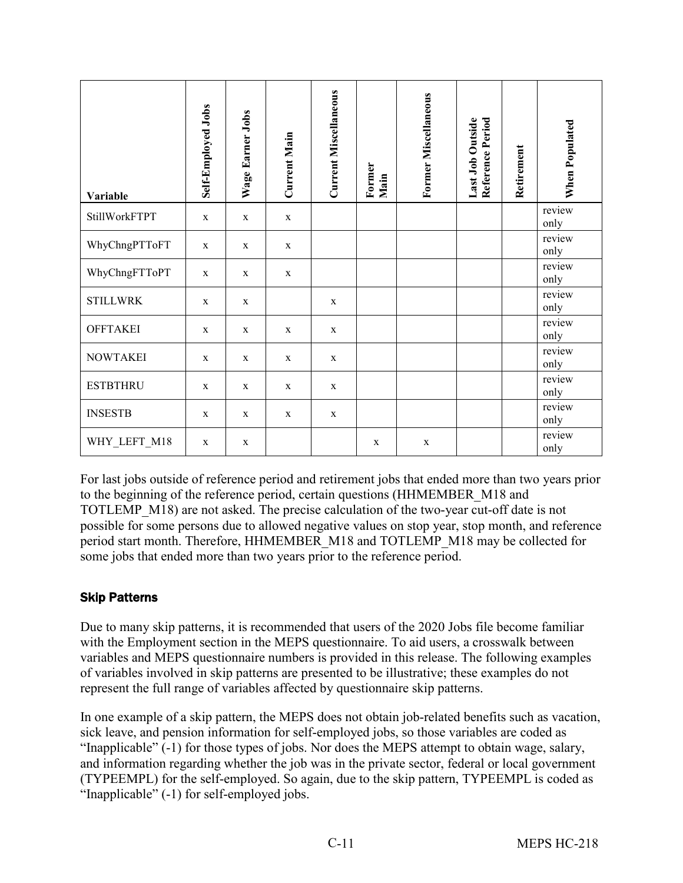| Variable | Self-Employed Jobs | Wage Earner Jobs | Current Main | Current Miscellaneous | Former Main | Former Miscellaneous | Last Job Outside Reference Period | Retirement | When Populated |
|---|---|---|---|---|---|---|---|---|---|
| StillWorkFTPT | x | x | x | | | | | | review only |
| WhyChngPTToFT | x | x | x | | | | | | review only |
| WhyChngFTToPT | x | x | x | | | | | | review only |
| STILLWRK | x | x | | x | | | | | review only |
| OFFTAKEI | x | x | x | x | | | | | review only |
| NOWTAKEI | x | x | x | x | | | | | review only |
| ESTBTHRU | x | x | x | x | | | | | review only |
| INSESTB | x | x | x | x | | | | | review only |
| WHY_LEFT_M18 | x | x | | | x | x | | | review only |

For last jobs outside of reference period and retirement jobs that ended more than two years prior to the beginning of the reference period, certain questions (HHMEMBER_M18 and TOTLEMP_M18) are not asked. The precise calculation of the two-year cut-off date is not possible for some persons due to allowed negative values on stop year, stop month, and reference period start month. Therefore, HHMEMBER_M18 and TOTLEMP_M18 may be collected for some jobs that ended more than two years prior to the reference period.

### Skip Patterns

Due to many skip patterns, it is recommended that users of the 2020 Jobs file become familiar with the Employment section in the MEPS questionnaire. To aid users, a crosswalk between variables and MEPS questionnaire numbers is provided in this release. The following examples of variables involved in skip patterns are presented to be illustrative; these examples do not represent the full range of variables affected by questionnaire skip patterns.

In one example of a skip pattern, the MEPS does not obtain job-related benefits such as vacation, sick leave, and pension information for self-employed jobs, so those variables are coded as "Inapplicable" (-1) for those types of jobs. Nor does the MEPS attempt to obtain wage, salary, and information regarding whether the job was in the private sector, federal or local government (TYPEEMPL) for the self-employed. So again, due to the skip pattern, TYPEEMPL is coded as "Inapplicable" (-1) for self-employed jobs.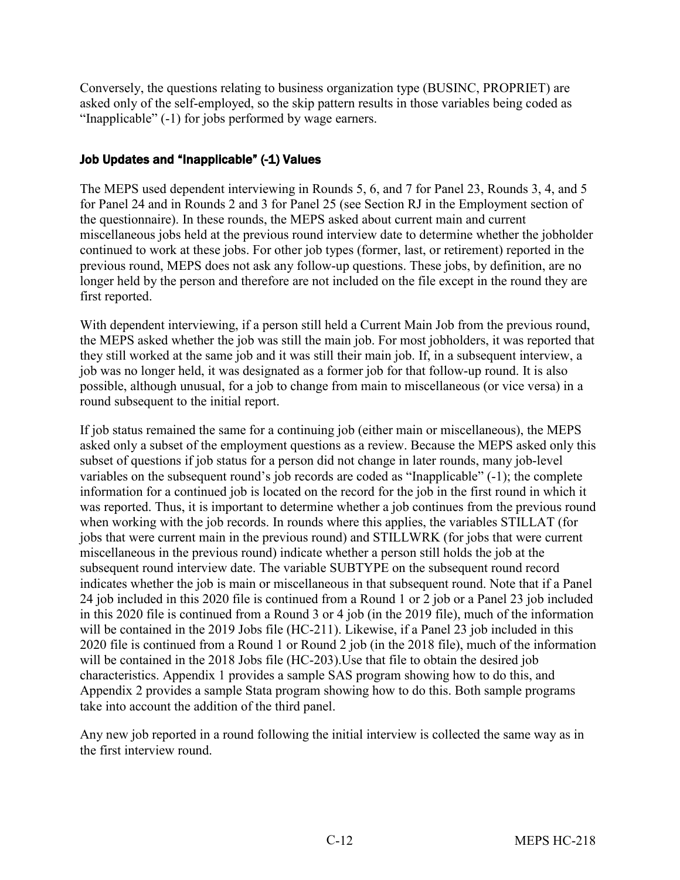Conversely, the questions relating to business organization type (BUSINC, PROPRIET) are asked only of the self-employed, so the skip pattern results in those variables being coded as "Inapplicable" (-1) for jobs performed by wage earners.

### Job Updates and "Inapplicable" (-1) Values

The MEPS used dependent interviewing in Rounds 5, 6, and 7 for Panel 23, Rounds 3, 4, and 5 for Panel 24 and in Rounds 2 and 3 for Panel 25 (see Section RJ in the Employment section of the questionnaire). In these rounds, the MEPS asked about current main and current miscellaneous jobs held at the previous round interview date to determine whether the jobholder continued to work at these jobs. For other job types (former, last, or retirement) reported in the previous round, MEPS does not ask any follow-up questions. These jobs, by definition, are no longer held by the person and therefore are not included on the file except in the round they are first reported.

With dependent interviewing, if a person still held a Current Main Job from the previous round, the MEPS asked whether the job was still the main job. For most jobholders, it was reported that they still worked at the same job and it was still their main job. If, in a subsequent interview, a job was no longer held, it was designated as a former job for that follow-up round. It is also possible, although unusual, for a job to change from main to miscellaneous (or vice versa) in a round subsequent to the initial report.

If job status remained the same for a continuing job (either main or miscellaneous), the MEPS asked only a subset of the employment questions as a review. Because the MEPS asked only this subset of questions if job status for a person did not change in later rounds, many job-level variables on the subsequent round's job records are coded as "Inapplicable" (-1); the complete information for a continued job is located on the record for the job in the first round in which it was reported. Thus, it is important to determine whether a job continues from the previous round when working with the job records. In rounds where this applies, the variables STILLAT (for jobs that were current main in the previous round) and STILLWRK (for jobs that were current miscellaneous in the previous round) indicate whether a person still holds the job at the subsequent round interview date. The variable SUBTYPE on the subsequent round record indicates whether the job is main or miscellaneous in that subsequent round. Note that if a Panel 24 job included in this 2020 file is continued from a Round 1 or 2 job or a Panel 23 job included in this 2020 file is continued from a Round 3 or 4 job (in the 2019 file), much of the information will be contained in the 2019 Jobs file (HC-211). Likewise, if a Panel 23 job included in this 2020 file is continued from a Round 1 or Round 2 job (in the 2018 file), much of the information will be contained in the 2018 Jobs file (HC-203).Use that file to obtain the desired job characteristics. Appendix 1 provides a sample SAS program showing how to do this, and Appendix 2 provides a sample Stata program showing how to do this. Both sample programs take into account the addition of the third panel.

Any new job reported in a round following the initial interview is collected the same way as in the first interview round.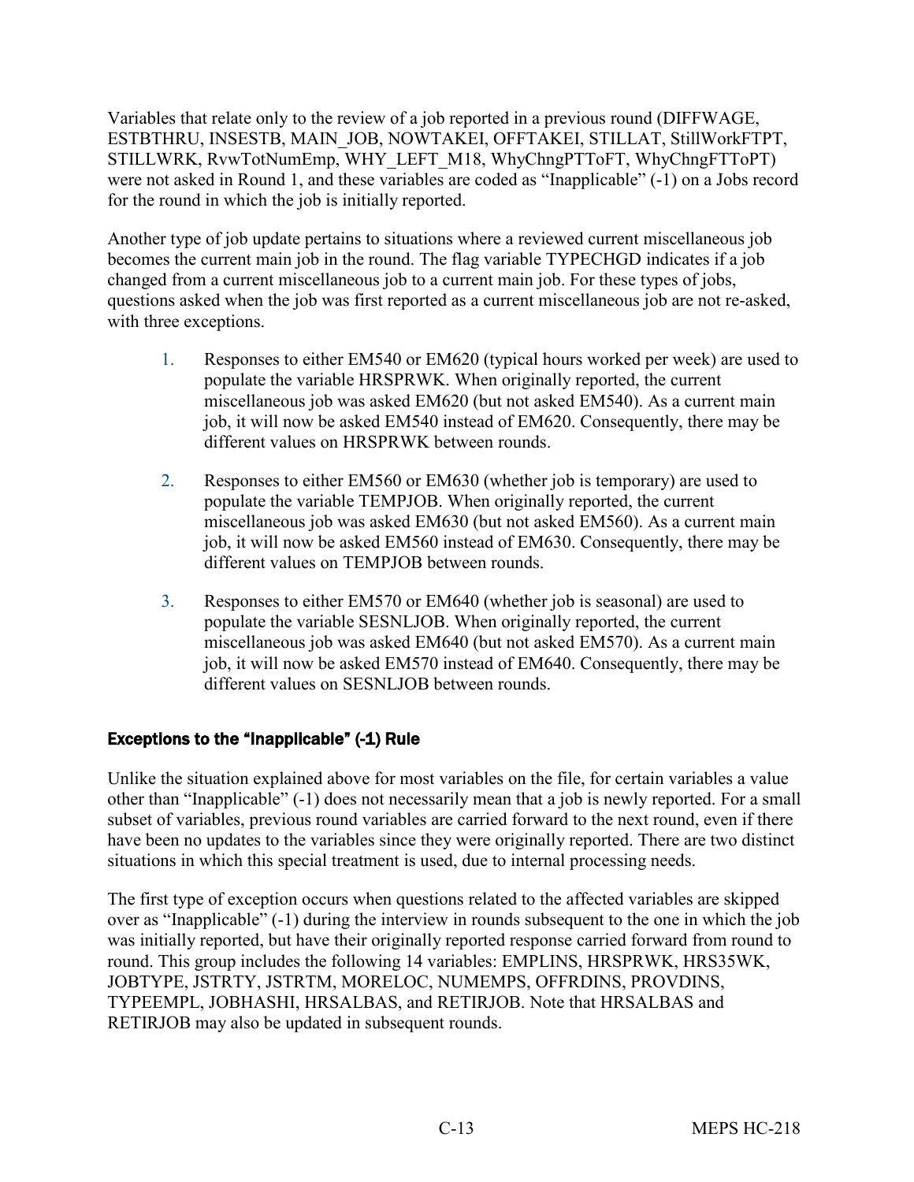Variables that relate only to the review of a job reported in a previous round (DIFFWAGE, ESTBTHRU, INSESTB, MAIN_JOB, NOWTAKEI, OFFTAKEI, STILLAT, StillWorkFTPT, STILLWRK, RvwTotNumEmp, WHY_LEFT_M18, WhyChngPTToFT, WhyChngFTToPT) were not asked in Round 1, and these variables are coded as "Inapplicable" (-1) on a Jobs record for the round in which the job is initially reported.

Another type of job update pertains to situations where a reviewed current miscellaneous job becomes the current main job in the round. The flag variable TYPECHGD indicates if a job changed from a current miscellaneous job to a current main job. For these types of jobs, questions asked when the job was first reported as a current miscellaneous job are not re-asked, with three exceptions.

1. Responses to either EM540 or EM620 (typical hours worked per week) are used to populate the variable HRSPRWK. When originally reported, the current miscellaneous job was asked EM620 (but not asked EM540). As a current main job, it will now be asked EM540 instead of EM620. Consequently, there may be different values on HRSPRWK between rounds.

2. Responses to either EM560 or EM630 (whether job is temporary) are used to populate the variable TEMPJOB. When originally reported, the current miscellaneous job was asked EM630 (but not asked EM560). As a current main job, it will now be asked EM560 instead of EM630. Consequently, there may be different values on TEMPJOB between rounds.

3. Responses to either EM570 or EM640 (whether job is seasonal) are used to populate the variable SESNLJOB. When originally reported, the current miscellaneous job was asked EM640 (but not asked EM570). As a current main job, it will now be asked EM570 instead of EM640. Consequently, there may be different values on SESNLJOB between rounds.

#### Exceptions to the "Inapplicable" (-1) Rule

Unlike the situation explained above for most variables on the file, for certain variables a value other than "Inapplicable" (-1) does not necessarily mean that a job is newly reported. For a small subset of variables, previous round variables are carried forward to the next round, even if there have been no updates to the variables since they were originally reported. There are two distinct situations in which this special treatment is used, due to internal processing needs.

The first type of exception occurs when questions related to the affected variables are skipped over as "Inapplicable" (-1) during the interview in rounds subsequent to the one in which the job was initially reported, but have their originally reported response carried forward from round to round. This group includes the following 14 variables: EMPLINS, HRSPRWK, HRS35WK, JOBTYPE, JSTRTY, JSTRTM, MORELOC, NUMEMPS, OFFRDINS, PROVDINS, TYPEEMPL, JOBHASHI, HRSALBAS, and RETIRJOB. Note that HRSALBAS and RETIRJOB may also be updated in subsequent rounds.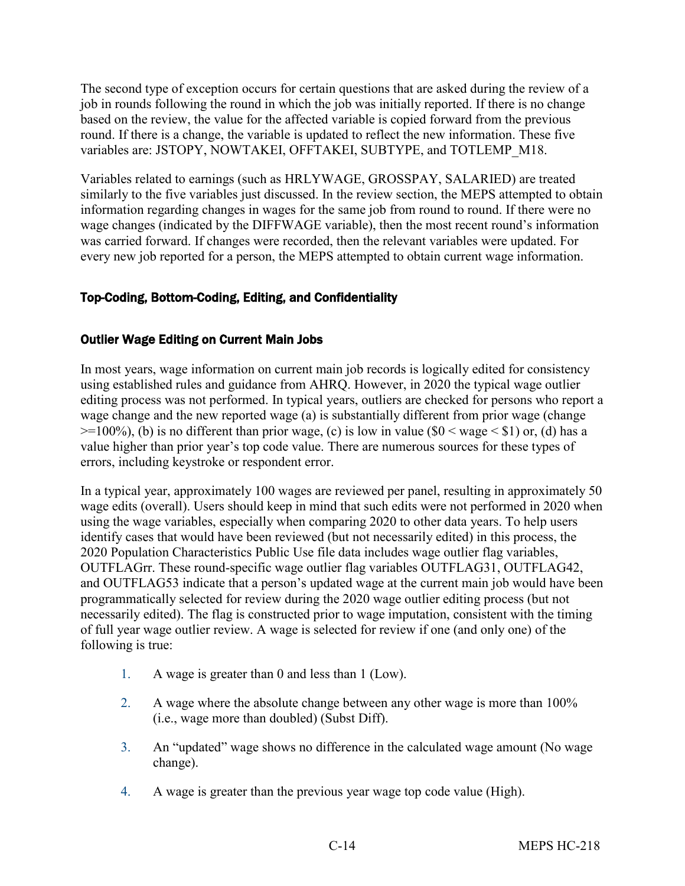The second type of exception occurs for certain questions that are asked during the review of a job in rounds following the round in which the job was initially reported. If there is no change based on the review, the value for the affected variable is copied forward from the previous round. If there is a change, the variable is updated to reflect the new information. These five variables are: JSTOPY, NOWTAKEI, OFFTAKEI, SUBTYPE, and TOTLEMP_M18.

Variables related to earnings (such as HRLYWAGE, GROSSPAY, SALARIED) are treated similarly to the five variables just discussed. In the review section, the MEPS attempted to obtain information regarding changes in wages for the same job from round to round. If there were no wage changes (indicated by the DIFFWAGE variable), then the most recent round's information was carried forward. If changes were recorded, then the relevant variables were updated. For every new job reported for a person, the MEPS attempted to obtain current wage information.

## Top-Coding, Bottom-Coding, Editing, and Confidentiality

### Outlier Wage Editing on Current Main Jobs

In most years, wage information on current main job records is logically edited for consistency using established rules and guidance from AHRQ. However, in 2020 the typical wage outlier editing process was not performed. In typical years, outliers are checked for persons who report a wage change and the new reported wage (a) is substantially different from prior wage (change >=100%), (b) is no different than prior wage, (c) is low in value ($0 < wage < $1) or, (d) has a value higher than prior year's top code value. There are numerous sources for these types of errors, including keystroke or respondent error.

In a typical year, approximately 100 wages are reviewed per panel, resulting in approximately 50 wage edits (overall). Users should keep in mind that such edits were not performed in 2020 when using the wage variables, especially when comparing 2020 to other data years. To help users identify cases that would have been reviewed (but not necessarily edited) in this process, the 2020 Population Characteristics Public Use file data includes wage outlier flag variables, OUTFLAGrr. These round-specific wage outlier flag variables OUTFLAG31, OUTFLAG42, and OUTFLAG53 indicate that a person's updated wage at the current main job would have been programmatically selected for review during the 2020 wage outlier editing process (but not necessarily edited). The flag is constructed prior to wage imputation, consistent with the timing of full year wage outlier review. A wage is selected for review if one (and only one) of the following is true:

1. A wage is greater than 0 and less than 1 (Low).
2. A wage where the absolute change between any other wage is more than 100% (i.e., wage more than doubled) (Subst Diff).
3. An "updated" wage shows no difference in the calculated wage amount (No wage change).
4. A wage is greater than the previous year wage top code value (High).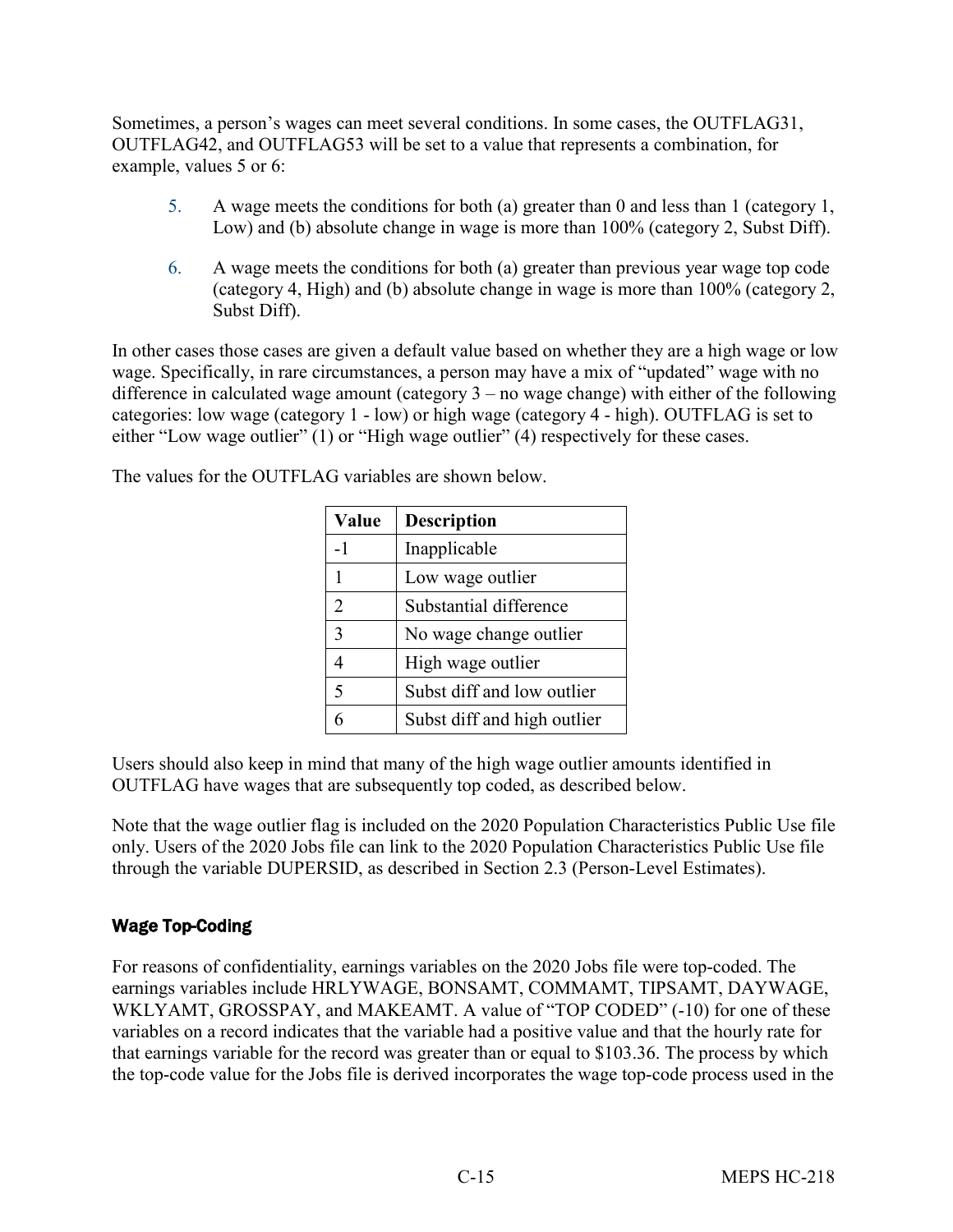Sometimes, a person's wages can meet several conditions. In some cases, the OUTFLAG31, OUTFLAG42, and OUTFLAG53 will be set to a value that represents a combination, for example, values 5 or 6:

5. A wage meets the conditions for both (a) greater than 0 and less than 1 (category 1, Low) and (b) absolute change in wage is more than 100% (category 2, Subst Diff).

6. A wage meets the conditions for both (a) greater than previous year wage top code (category 4, High) and (b) absolute change in wage is more than 100% (category 2, Subst Diff).

In other cases those cases are given a default value based on whether they are a high wage or low wage. Specifically, in rare circumstances, a person may have a mix of "updated" wage with no difference in calculated wage amount (category 3 – no wage change) with either of the following categories: low wage (category 1 - low) or high wage (category 4 - high). OUTFLAG is set to either "Low wage outlier" (1) or "High wage outlier" (4) respectively for these cases.

The values for the OUTFLAG variables are shown below.

| Value | Description |
|---|---|
| -1 | Inapplicable |
| 1 | Low wage outlier |
| 2 | Substantial difference |
| 3 | No wage change outlier |
| 4 | High wage outlier |
| 5 | Subst diff and low outlier |
| 6 | Subst diff and high outlier |

Users should also keep in mind that many of the high wage outlier amounts identified in OUTFLAG have wages that are subsequently top coded, as described below.

Note that the wage outlier flag is included on the 2020 Population Characteristics Public Use file only. Users of the 2020 Jobs file can link to the 2020 Population Characteristics Public Use file through the variable DUPERSID, as described in Section 2.3 (Person-Level Estimates).

#### Wage Top-Coding

For reasons of confidentiality, earnings variables on the 2020 Jobs file were top-coded. The earnings variables include HRLYWAGE, BONSAMT, COMMAMT, TIPSAMT, DAYWAGE, WKLYAMT, GROSSPAY, and MAKEAMT. A value of "TOP CODED" (-10) for one of these variables on a record indicates that the variable had a positive value and that the hourly rate for that earnings variable for the record was greater than or equal to $103.36. The process by which the top-code value for the Jobs file is derived incorporates the wage top-code process used in the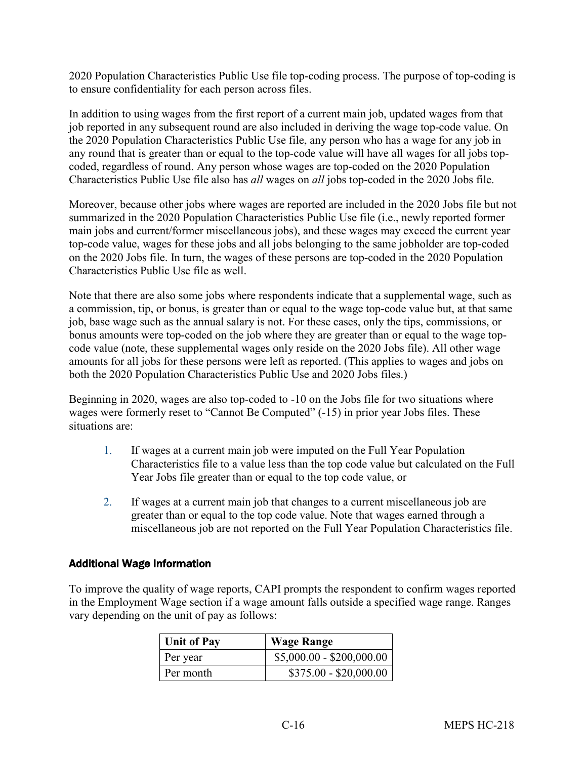2020 Population Characteristics Public Use file top-coding process. The purpose of top-coding is to ensure confidentiality for each person across files.

In addition to using wages from the first report of a current main job, updated wages from that job reported in any subsequent round are also included in deriving the wage top-code value. On the 2020 Population Characteristics Public Use file, any person who has a wage for any job in any round that is greater than or equal to the top-code value will have all wages for all jobs top-coded, regardless of round. Any person whose wages are top-coded on the 2020 Population Characteristics Public Use file also has *all* wages on *all* jobs top-coded in the 2020 Jobs file.

Moreover, because other jobs where wages are reported are included in the 2020 Jobs file but not summarized in the 2020 Population Characteristics Public Use file (i.e., newly reported former main jobs and current/former miscellaneous jobs), and these wages may exceed the current year top-code value, wages for these jobs and all jobs belonging to the same jobholder are top-coded on the 2020 Jobs file. In turn, the wages of these persons are top-coded in the 2020 Population Characteristics Public Use file as well.

Note that there are also some jobs where respondents indicate that a supplemental wage, such as a commission, tip, or bonus, is greater than or equal to the wage top-code value but, at that same job, base wage such as the annual salary is not. For these cases, only the tips, commissions, or bonus amounts were top-coded on the job where they are greater than or equal to the wage top-code value (note, these supplemental wages only reside on the 2020 Jobs file). All other wage amounts for all jobs for these persons were left as reported. (This applies to wages and jobs on both the 2020 Population Characteristics Public Use and 2020 Jobs files.)

Beginning in 2020, wages are also top-coded to -10 on the Jobs file for two situations where wages were formerly reset to "Cannot Be Computed" (-15) in prior year Jobs files. These situations are:

1. If wages at a current main job were imputed on the Full Year Population Characteristics file to a value less than the top code value but calculated on the Full Year Jobs file greater than or equal to the top code value, or

2. If wages at a current main job that changes to a current miscellaneous job are greater than or equal to the top code value. Note that wages earned through a miscellaneous job are not reported on the Full Year Population Characteristics file.

#### Additional Wage Information

To improve the quality of wage reports, CAPI prompts the respondent to confirm wages reported in the Employment Wage section if a wage amount falls outside a specified wage range. Ranges vary depending on the unit of pay as follows:

| Unit of Pay | Wage Range |
|---|---|
| Per year | $5,000.00 - $200,000.00 |
| Per month | $375.00 - $20,000.00 |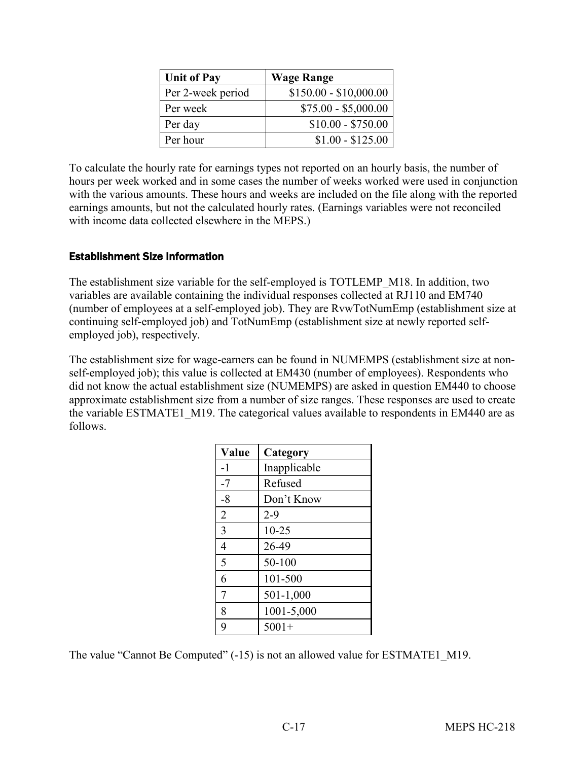| Unit of Pay | Wage Range |
|---|---|
| Per 2-week period | $150.00 - $10,000.00 |
| Per week | $75.00 - $5,000.00 |
| Per day | $10.00 - $750.00 |
| Per hour | $1.00 - $125.00 |

To calculate the hourly rate for earnings types not reported on an hourly basis, the number of hours per week worked and in some cases the number of weeks worked were used in conjunction with the various amounts. These hours and weeks are included on the file along with the reported earnings amounts, but not the calculated hourly rates. (Earnings variables were not reconciled with income data collected elsewhere in the MEPS.)

### Establishment Size Information

The establishment size variable for the self-employed is TOTLEMP_M18. In addition, two variables are available containing the individual responses collected at RJ110 and EM740 (number of employees at a self-employed job). They are RvwTotNumEmp (establishment size at continuing self-employed job) and TotNumEmp (establishment size at newly reported self-employed job), respectively.

The establishment size for wage-earners can be found in NUMEMPS (establishment size at non-self-employed job); this value is collected at EM430 (number of employees). Respondents who did not know the actual establishment size (NUMEMPS) are asked in question EM440 to choose approximate establishment size from a number of size ranges. These responses are used to create the variable ESTMATE1_M19. The categorical values available to respondents in EM440 are as follows.

| Value | Category |
|---|---|
| -1 | Inapplicable |
| -7 | Refused |
| -8 | Don't Know |
| 2 | 2-9 |
| 3 | 10-25 |
| 4 | 26-49 |
| 5 | 50-100 |
| 6 | 101-500 |
| 7 | 501-1,000 |
| 8 | 1001-5,000 |
| 9 | 5001+ |

The value "Cannot Be Computed" (-15) is not an allowed value for ESTMATE1_M19.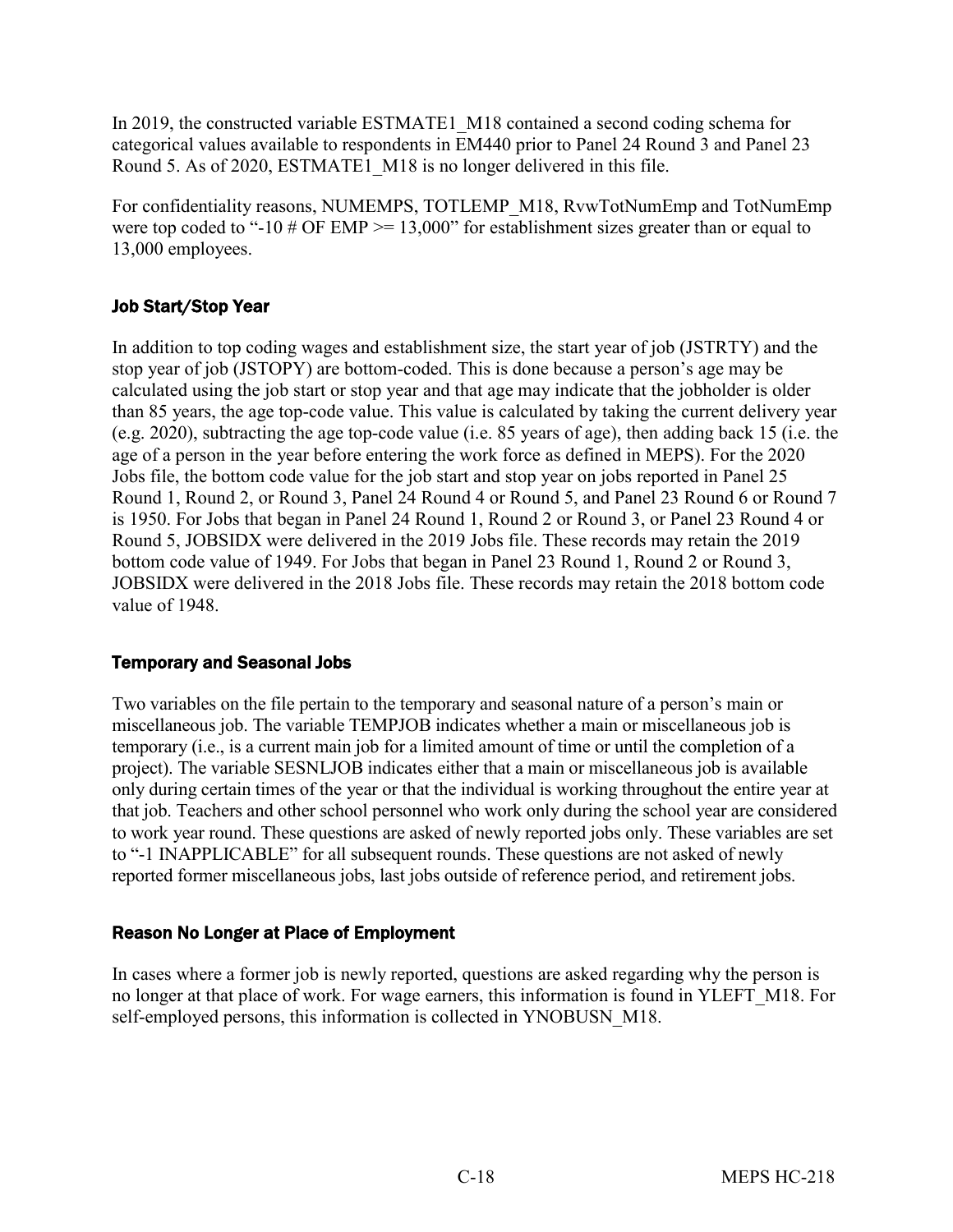In 2019, the constructed variable ESTMATE1_M18 contained a second coding schema for categorical values available to respondents in EM440 prior to Panel 24 Round 3 and Panel 23 Round 5. As of 2020, ESTMATE1_M18 is no longer delivered in this file.

For confidentiality reasons, NUMEMPS, TOTLEMP_M18, RvwTotNumEmp and TotNumEmp were top coded to "-10 # OF EMP >= 13,000" for establishment sizes greater than or equal to 13,000 employees.

### Job Start/Stop Year

In addition to top coding wages and establishment size, the start year of job (JSTRTY) and the stop year of job (JSTOPY) are bottom-coded. This is done because a person's age may be calculated using the job start or stop year and that age may indicate that the jobholder is older than 85 years, the age top-code value. This value is calculated by taking the current delivery year (e.g. 2020), subtracting the age top-code value (i.e. 85 years of age), then adding back 15 (i.e. the age of a person in the year before entering the work force as defined in MEPS). For the 2020 Jobs file, the bottom code value for the job start and stop year on jobs reported in Panel 25 Round 1, Round 2, or Round 3, Panel 24 Round 4 or Round 5, and Panel 23 Round 6 or Round 7 is 1950. For Jobs that began in Panel 24 Round 1, Round 2 or Round 3, or Panel 23 Round 4 or Round 5, JOBSIDX were delivered in the 2019 Jobs file. These records may retain the 2019 bottom code value of 1949. For Jobs that began in Panel 23 Round 1, Round 2 or Round 3, JOBSIDX were delivered in the 2018 Jobs file. These records may retain the 2018 bottom code value of 1948.

### Temporary and Seasonal Jobs

Two variables on the file pertain to the temporary and seasonal nature of a person's main or miscellaneous job. The variable TEMPJOB indicates whether a main or miscellaneous job is temporary (i.e., is a current main job for a limited amount of time or until the completion of a project). The variable SESNLJOB indicates either that a main or miscellaneous job is available only during certain times of the year or that the individual is working throughout the entire year at that job. Teachers and other school personnel who work only during the school year are considered to work year round. These questions are asked of newly reported jobs only. These variables are set to "-1 INAPPLICABLE" for all subsequent rounds. These questions are not asked of newly reported former miscellaneous jobs, last jobs outside of reference period, and retirement jobs.

### Reason No Longer at Place of Employment

In cases where a former job is newly reported, questions are asked regarding why the person is no longer at that place of work. For wage earners, this information is found in YLEFT_M18. For self-employed persons, this information is collected in YNOBUSN_M18.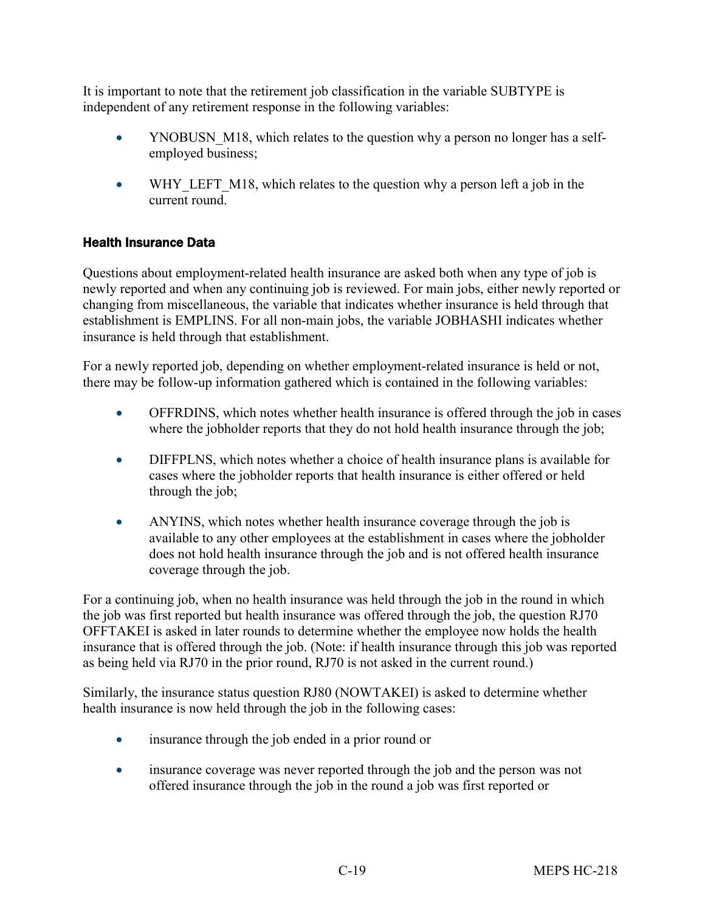It is important to note that the retirement job classification in the variable SUBTYPE is independent of any retirement response in the following variables:

- YNOBUSN_M18, which relates to the question why a person no longer has a self-employed business;
- WHY_LEFT_M18, which relates to the question why a person left a job in the current round.

### Health Insurance Data

Questions about employment-related health insurance are asked both when any type of job is newly reported and when any continuing job is reviewed. For main jobs, either newly reported or changing from miscellaneous, the variable that indicates whether insurance is held through that establishment is EMPLINS. For all non-main jobs, the variable JOBHASHI indicates whether insurance is held through that establishment.

For a newly reported job, depending on whether employment-related insurance is held or not, there may be follow-up information gathered which is contained in the following variables:

- OFFRDINS, which notes whether health insurance is offered through the job in cases where the jobholder reports that they do not hold health insurance through the job;
- DIFFPLNS, which notes whether a choice of health insurance plans is available for cases where the jobholder reports that health insurance is either offered or held through the job;
- ANYINS, which notes whether health insurance coverage through the job is available to any other employees at the establishment in cases where the jobholder does not hold health insurance through the job and is not offered health insurance coverage through the job.

For a continuing job, when no health insurance was held through the job in the round in which the job was first reported but health insurance was offered through the job, the question RJ70 OFFTAKEI is asked in later rounds to determine whether the employee now holds the health insurance that is offered through the job. (Note: if health insurance through this job was reported as being held via RJ70 in the prior round, RJ70 is not asked in the current round.)

Similarly, the insurance status question RJ80 (NOWTAKEI) is asked to determine whether health insurance is now held through the job in the following cases:

- insurance through the job ended in a prior round or
- insurance coverage was never reported through the job and the person was not offered insurance through the job in the round a job was first reported or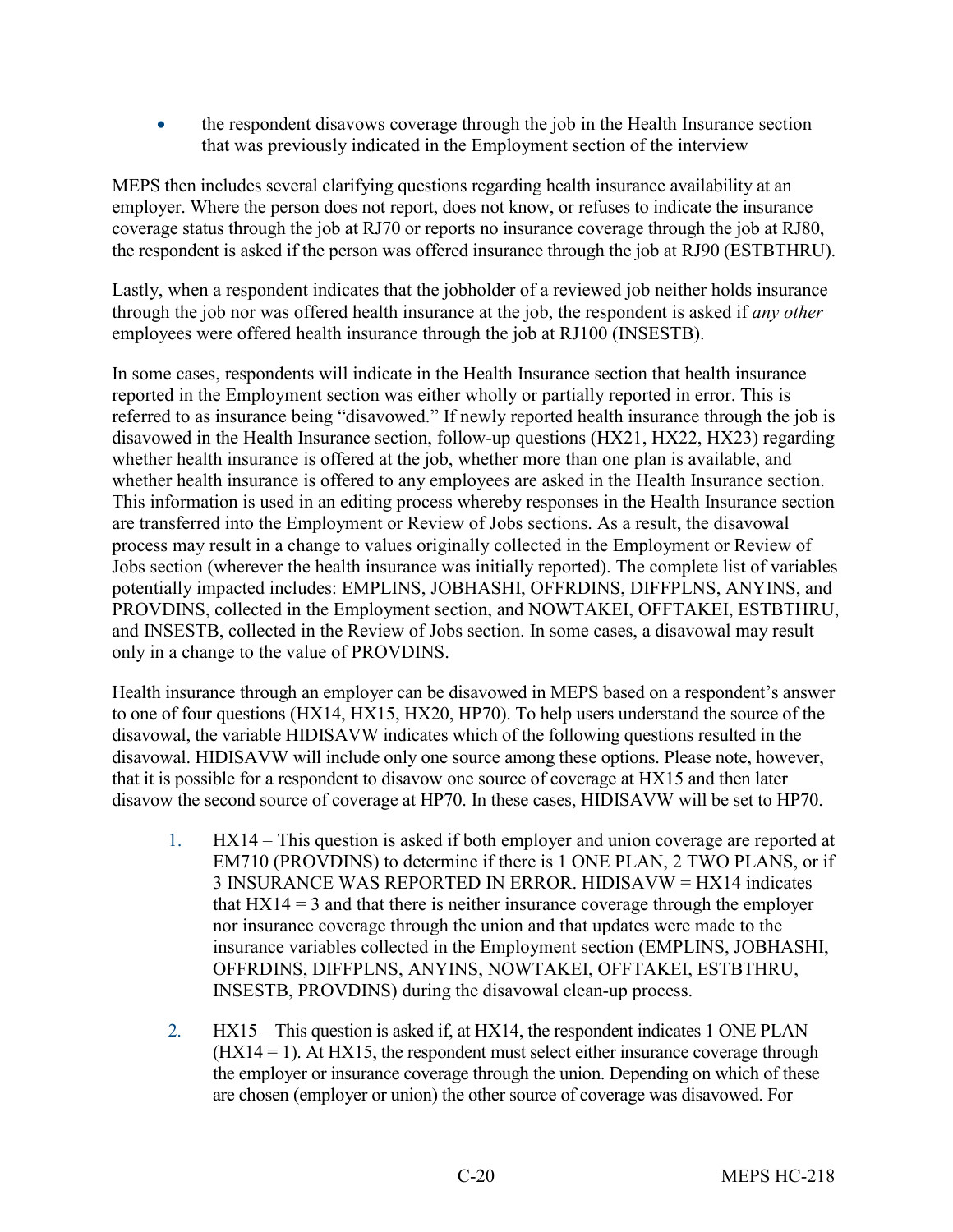- the respondent disavows coverage through the job in the Health Insurance section that was previously indicated in the Employment section of the interview

MEPS then includes several clarifying questions regarding health insurance availability at an employer. Where the person does not report, does not know, or refuses to indicate the insurance coverage status through the job at RJ70 or reports no insurance coverage through the job at RJ80, the respondent is asked if the person was offered insurance through the job at RJ90 (ESTBTHRU).

Lastly, when a respondent indicates that the jobholder of a reviewed job neither holds insurance through the job nor was offered health insurance at the job, the respondent is asked if *any other* employees were offered health insurance through the job at RJ100 (INSESTB).

In some cases, respondents will indicate in the Health Insurance section that health insurance reported in the Employment section was either wholly or partially reported in error. This is referred to as insurance being "disavowed." If newly reported health insurance through the job is disavowed in the Health Insurance section, follow-up questions (HX21, HX22, HX23) regarding whether health insurance is offered at the job, whether more than one plan is available, and whether health insurance is offered to any employees are asked in the Health Insurance section. This information is used in an editing process whereby responses in the Health Insurance section are transferred into the Employment or Review of Jobs sections. As a result, the disavowal process may result in a change to values originally collected in the Employment or Review of Jobs section (wherever the health insurance was initially reported). The complete list of variables potentially impacted includes: EMPLINS, JOBHASHI, OFFRDINS, DIFFPLNS, ANYINS, and PROVDINS, collected in the Employment section, and NOWTAKEI, OFFTAKEI, ESTBTHRU, and INSESTB, collected in the Review of Jobs section. In some cases, a disavowal may result only in a change to the value of PROVDINS.

Health insurance through an employer can be disavowed in MEPS based on a respondent's answer to one of four questions (HX14, HX15, HX20, HP70). To help users understand the source of the disavowal, the variable HIDISAVW indicates which of the following questions resulted in the disavowal. HIDISAVW will include only one source among these options. Please note, however, that it is possible for a respondent to disavow one source of coverage at HX15 and then later disavow the second source of coverage at HP70. In these cases, HIDISAVW will be set to HP70.

1. HX14 – This question is asked if both employer and union coverage are reported at EM710 (PROVDINS) to determine if there is 1 ONE PLAN, 2 TWO PLANS, or if 3 INSURANCE WAS REPORTED IN ERROR. HIDISAVW = HX14 indicates that HX14 = 3 and that there is neither insurance coverage through the employer nor insurance coverage through the union and that updates were made to the insurance variables collected in the Employment section (EMPLINS, JOBHASHI, OFFRDINS, DIFFPLNS, ANYINS, NOWTAKEI, OFFTAKEI, ESTBTHRU, INSESTB, PROVDINS) during the disavowal clean-up process.

2. HX15 – This question is asked if, at HX14, the respondent indicates 1 ONE PLAN (HX14 = 1). At HX15, the respondent must select either insurance coverage through the employer or insurance coverage through the union. Depending on which of these are chosen (employer or union) the other source of coverage was disavowed. For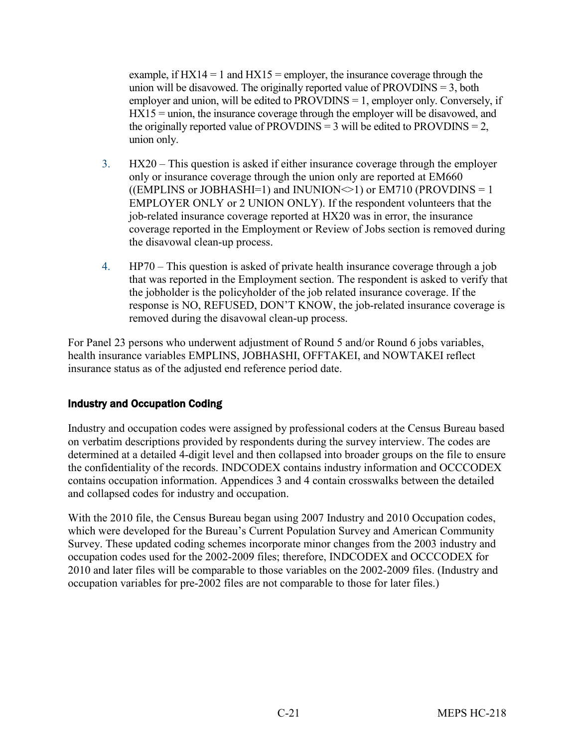example, if HX14 = 1 and HX15 = employer, the insurance coverage through the union will be disavowed. The originally reported value of PROVDINS = 3, both employer and union, will be edited to PROVDINS = 1, employer only. Conversely, if HX15 = union, the insurance coverage through the employer will be disavowed, and the originally reported value of PROVDINS = 3 will be edited to PROVDINS = 2, union only.

3. HX20 – This question is asked if either insurance coverage through the employer only or insurance coverage through the union only are reported at EM660 ((EMPLINS or JOBHASHI=1) and INUNION<>1) or EM710 (PROVDINS = 1 EMPLOYER ONLY or 2 UNION ONLY). If the respondent volunteers that the job-related insurance coverage reported at HX20 was in error, the insurance coverage reported in the Employment or Review of Jobs section is removed during the disavowal clean-up process.

4. HP70 – This question is asked of private health insurance coverage through a job that was reported in the Employment section. The respondent is asked to verify that the jobholder is the policyholder of the job related insurance coverage. If the response is NO, REFUSED, DON'T KNOW, the job-related insurance coverage is removed during the disavowal clean-up process.

For Panel 23 persons who underwent adjustment of Round 5 and/or Round 6 jobs variables, health insurance variables EMPLINS, JOBHASHI, OFFTAKEI, and NOWTAKEI reflect insurance status as of the adjusted end reference period date.

### Industry and Occupation Coding

Industry and occupation codes were assigned by professional coders at the Census Bureau based on verbatim descriptions provided by respondents during the survey interview. The codes are determined at a detailed 4-digit level and then collapsed into broader groups on the file to ensure the confidentiality of the records. INDCODEX contains industry information and OCCCODEX contains occupation information. Appendices 3 and 4 contain crosswalks between the detailed and collapsed codes for industry and occupation.

With the 2010 file, the Census Bureau began using 2007 Industry and 2010 Occupation codes, which were developed for the Bureau's Current Population Survey and American Community Survey. These updated coding schemes incorporate minor changes from the 2003 industry and occupation codes used for the 2002-2009 files; therefore, INDCODEX and OCCCODEX for 2010 and later files will be comparable to those variables on the 2002-2009 files. (Industry and occupation variables for pre-2002 files are not comparable to those for later files.)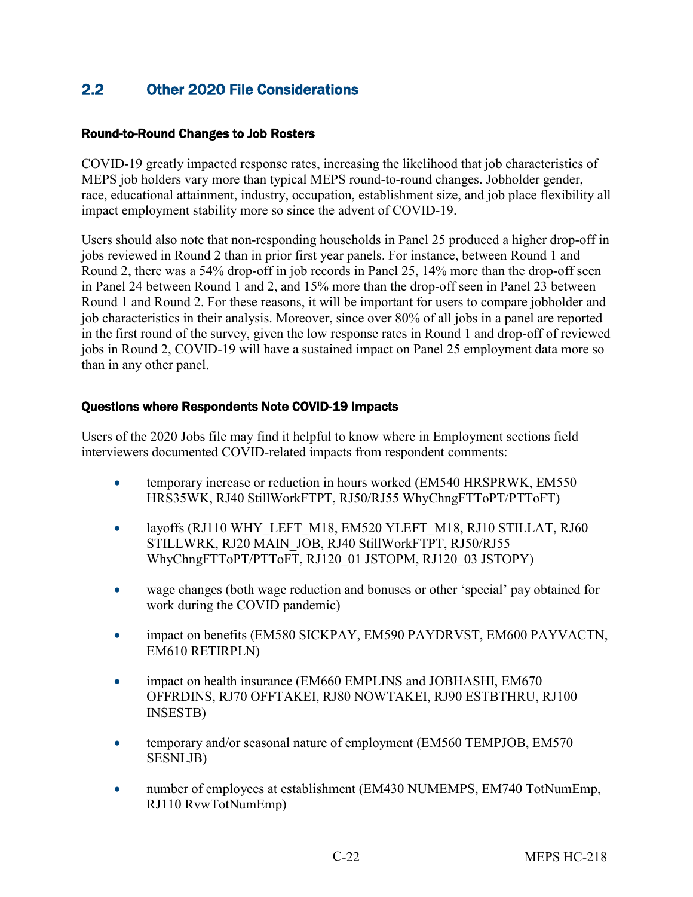## 2.2 Other 2020 File Considerations

### Round-to-Round Changes to Job Rosters

COVID-19 greatly impacted response rates, increasing the likelihood that job characteristics of MEPS job holders vary more than typical MEPS round-to-round changes. Jobholder gender, race, educational attainment, industry, occupation, establishment size, and job place flexibility all impact employment stability more so since the advent of COVID-19.

Users should also note that non-responding households in Panel 25 produced a higher drop-off in jobs reviewed in Round 2 than in prior first year panels. For instance, between Round 1 and Round 2, there was a 54% drop-off in job records in Panel 25, 14% more than the drop-off seen in Panel 24 between Round 1 and 2, and 15% more than the drop-off seen in Panel 23 between Round 1 and Round 2. For these reasons, it will be important for users to compare jobholder and job characteristics in their analysis. Moreover, since over 80% of all jobs in a panel are reported in the first round of the survey, given the low response rates in Round 1 and drop-off of reviewed jobs in Round 2, COVID-19 will have a sustained impact on Panel 25 employment data more so than in any other panel.

### Questions where Respondents Note COVID-19 Impacts

Users of the 2020 Jobs file may find it helpful to know where in Employment sections field interviewers documented COVID-related impacts from respondent comments:

- temporary increase or reduction in hours worked (EM540 HRSPRWK, EM550 HRS35WK, RJ40 StillWorkFTPT, RJ50/RJ55 WhyChngFTToPT/PTToFT)
- layoffs (RJ110 WHY_LEFT_M18, EM520 YLEFT_M18, RJ10 STILLAT, RJ60 STILLWRK, RJ20 MAIN_JOB, RJ40 StillWorkFTPT, RJ50/RJ55 WhyChngFTToPT/PTToFT, RJ120_01 JSTOPM, RJ120_03 JSTOPY)
- wage changes (both wage reduction and bonuses or other 'special' pay obtained for work during the COVID pandemic)
- impact on benefits (EM580 SICKPAY, EM590 PAYDRVST, EM600 PAYVACTN, EM610 RETIRPLN)
- impact on health insurance (EM660 EMPLINS and JOBHASHI, EM670 OFFRDINS, RJ70 OFFTAKEI, RJ80 NOWTAKEI, RJ90 ESTBTHRU, RJ100 INSESTB)
- temporary and/or seasonal nature of employment (EM560 TEMPJOB, EM570 SESNLJB)
- number of employees at establishment (EM430 NUMEMPS, EM740 TotNumEmp, RJ110 RvwTotNumEmp)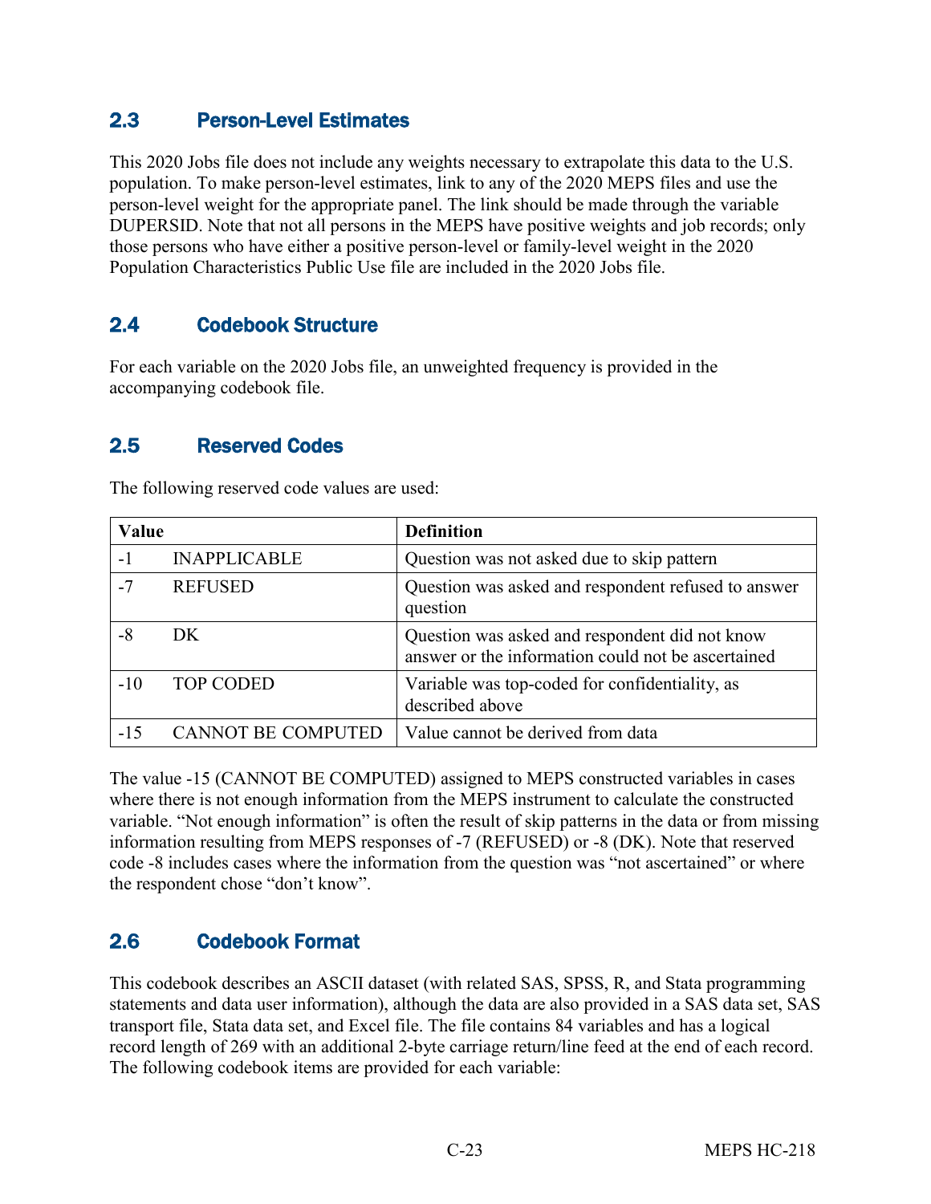## 2.3 Person-Level Estimates

This 2020 Jobs file does not include any weights necessary to extrapolate this data to the U.S. population. To make person-level estimates, link to any of the 2020 MEPS files and use the person-level weight for the appropriate panel. The link should be made through the variable DUPERSID. Note that not all persons in the MEPS have positive weights and job records; only those persons who have either a positive person-level or family-level weight in the 2020 Population Characteristics Public Use file are included in the 2020 Jobs file.

## 2.4 Codebook Structure

For each variable on the 2020 Jobs file, an unweighted frequency is provided in the accompanying codebook file.

## 2.5 Reserved Codes

The following reserved code values are used:

| Value | | Definition |
|---|---|---|
| -1 | INAPPLICABLE | Question was not asked due to skip pattern |
| -7 | REFUSED | Question was asked and respondent refused to answer question |
| -8 | DK | Question was asked and respondent did not know answer or the information could not be ascertained |
| -10 | TOP CODED | Variable was top-coded for confidentiality, as described above |
| -15 | CANNOT BE COMPUTED | Value cannot be derived from data |

The value -15 (CANNOT BE COMPUTED) assigned to MEPS constructed variables in cases where there is not enough information from the MEPS instrument to calculate the constructed variable. "Not enough information" is often the result of skip patterns in the data or from missing information resulting from MEPS responses of -7 (REFUSED) or -8 (DK). Note that reserved code -8 includes cases where the information from the question was "not ascertained" or where the respondent chose "don't know".

## 2.6 Codebook Format

This codebook describes an ASCII dataset (with related SAS, SPSS, R, and Stata programming statements and data user information), although the data are also provided in a SAS data set, SAS transport file, Stata data set, and Excel file. The file contains 84 variables and has a logical record length of 269 with an additional 2-byte carriage return/line feed at the end of each record. The following codebook items are provided for each variable: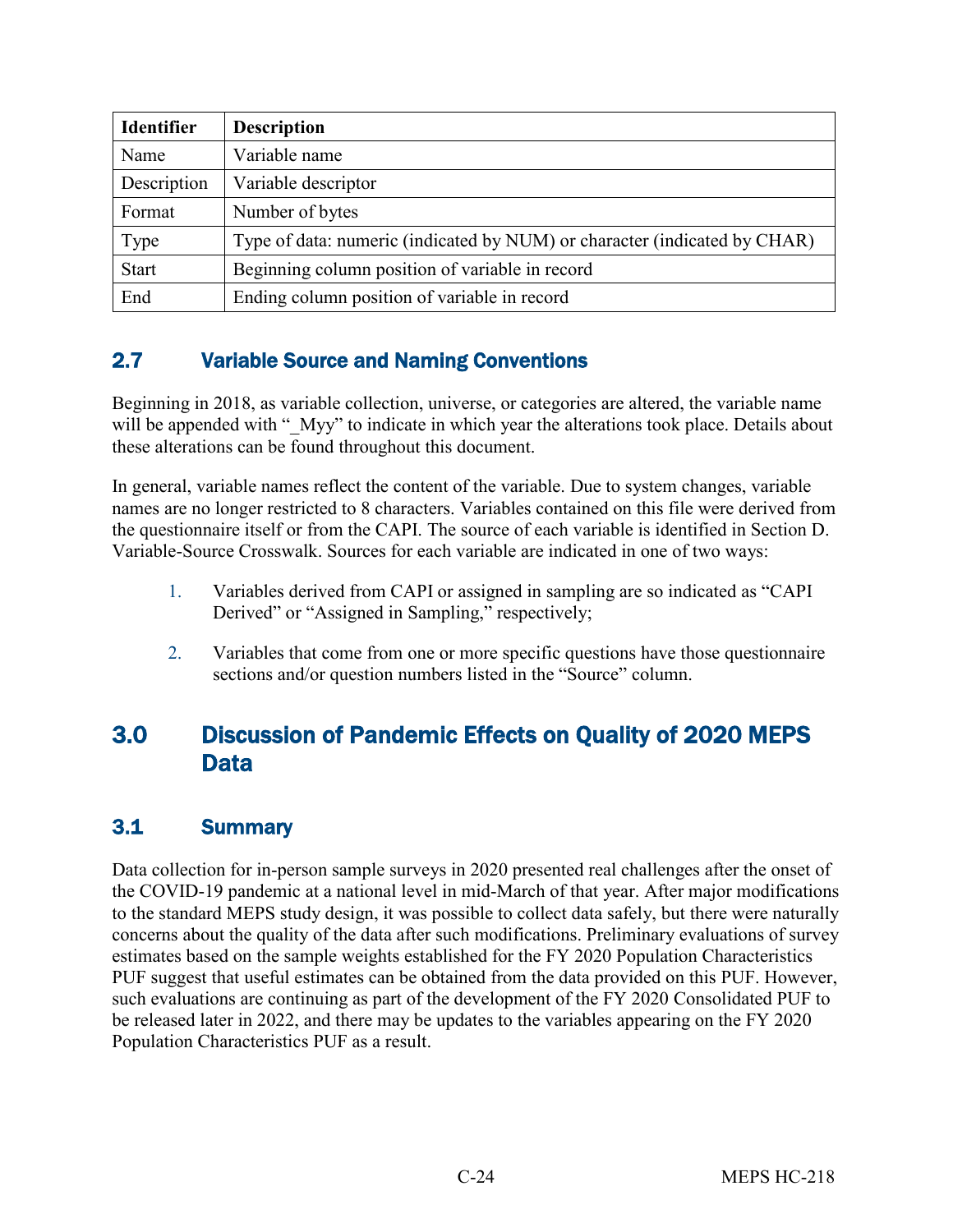| Identifier | Description |
|---|---|
| Name | Variable name |
| Description | Variable descriptor |
| Format | Number of bytes |
| Type | Type of data: numeric (indicated by NUM) or character (indicated by CHAR) |
| Start | Beginning column position of variable in record |
| End | Ending column position of variable in record |

### 2.7 Variable Source and Naming Conventions

Beginning in 2018, as variable collection, universe, or categories are altered, the variable name will be appended with "_Myy" to indicate in which year the alterations took place. Details about these alterations can be found throughout this document.

In general, variable names reflect the content of the variable. Due to system changes, variable names are no longer restricted to 8 characters. Variables contained on this file were derived from the questionnaire itself or from the CAPI. The source of each variable is identified in Section D. Variable-Source Crosswalk. Sources for each variable are indicated in one of two ways:

1. Variables derived from CAPI or assigned in sampling are so indicated as "CAPI Derived" or "Assigned in Sampling," respectively;

2. Variables that come from one or more specific questions have those questionnaire sections and/or question numbers listed in the "Source" column.

## 3.0 Discussion of Pandemic Effects on Quality of 2020 MEPS Data

### 3.1 Summary

Data collection for in-person sample surveys in 2020 presented real challenges after the onset of the COVID-19 pandemic at a national level in mid-March of that year. After major modifications to the standard MEPS study design, it was possible to collect data safely, but there were naturally concerns about the quality of the data after such modifications. Preliminary evaluations of survey estimates based on the sample weights established for the FY 2020 Population Characteristics PUF suggest that useful estimates can be obtained from the data provided on this PUF. However, such evaluations are continuing as part of the development of the FY 2020 Consolidated PUF to be released later in 2022, and there may be updates to the variables appearing on the FY 2020 Population Characteristics PUF as a result.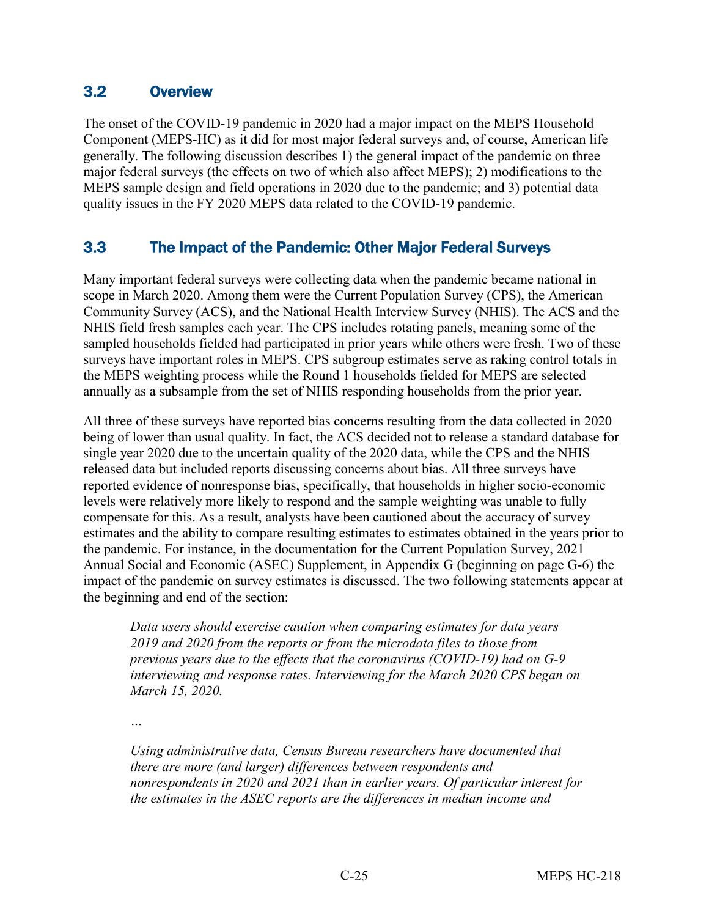## 3.2 Overview

The onset of the COVID-19 pandemic in 2020 had a major impact on the MEPS Household Component (MEPS-HC) as it did for most major federal surveys and, of course, American life generally. The following discussion describes 1) the general impact of the pandemic on three major federal surveys (the effects on two of which also affect MEPS); 2) modifications to the MEPS sample design and field operations in 2020 due to the pandemic; and 3) potential data quality issues in the FY 2020 MEPS data related to the COVID-19 pandemic.

## 3.3 The Impact of the Pandemic: Other Major Federal Surveys

Many important federal surveys were collecting data when the pandemic became national in scope in March 2020. Among them were the Current Population Survey (CPS), the American Community Survey (ACS), and the National Health Interview Survey (NHIS). The ACS and the NHIS field fresh samples each year. The CPS includes rotating panels, meaning some of the sampled households fielded had participated in prior years while others were fresh. Two of these surveys have important roles in MEPS. CPS subgroup estimates serve as raking control totals in the MEPS weighting process while the Round 1 households fielded for MEPS are selected annually as a subsample from the set of NHIS responding households from the prior year.

All three of these surveys have reported bias concerns resulting from the data collected in 2020 being of lower than usual quality. In fact, the ACS decided not to release a standard database for single year 2020 due to the uncertain quality of the 2020 data, while the CPS and the NHIS released data but included reports discussing concerns about bias. All three surveys have reported evidence of nonresponse bias, specifically, that households in higher socio-economic levels were relatively more likely to respond and the sample weighting was unable to fully compensate for this. As a result, analysts have been cautioned about the accuracy of survey estimates and the ability to compare resulting estimates to estimates obtained in the years prior to the pandemic. For instance, in the documentation for the Current Population Survey, 2021 Annual Social and Economic (ASEC) Supplement, in Appendix G (beginning on page G-6) the impact of the pandemic on survey estimates is discussed. The two following statements appear at the beginning and end of the section:

> *Data users should exercise caution when comparing estimates for data years 2019 and 2020 from the reports or from the microdata files to those from previous years due to the effects that the coronavirus (COVID-19) had on G-9 interviewing and response rates. Interviewing for the March 2020 CPS began on March 15, 2020.*
>
> *…*
>
> *Using administrative data, Census Bureau researchers have documented that there are more (and larger) differences between respondents and nonrespondents in 2020 and 2021 than in earlier years. Of particular interest for the estimates in the ASEC reports are the differences in median income and*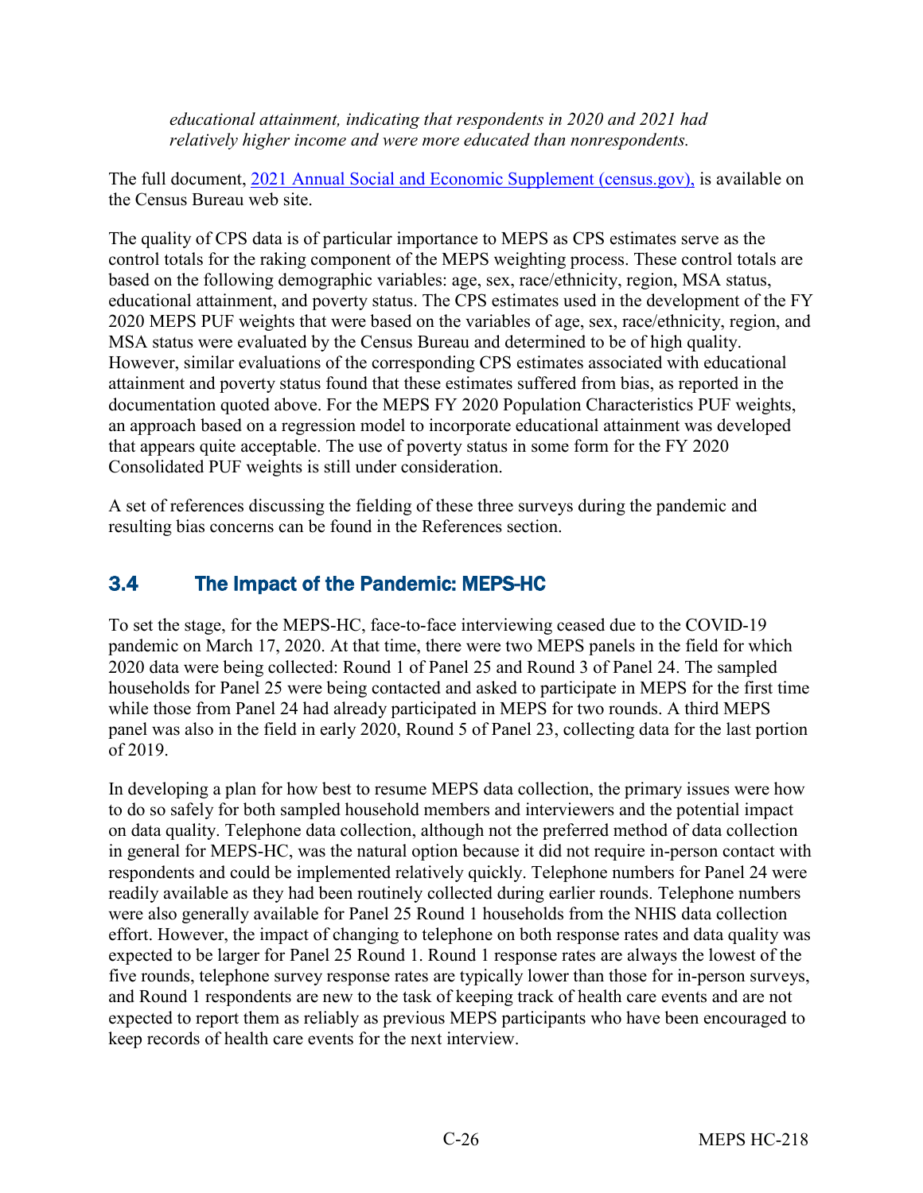*educational attainment, indicating that respondents in 2020 and 2021 had relatively higher income and were more educated than nonrespondents.*

The full document, [2021 Annual Social and Economic Supplement (census.gov),](#) is available on the Census Bureau web site.

The quality of CPS data is of particular importance to MEPS as CPS estimates serve as the control totals for the raking component of the MEPS weighting process. These control totals are based on the following demographic variables: age, sex, race/ethnicity, region, MSA status, educational attainment, and poverty status. The CPS estimates used in the development of the FY 2020 MEPS PUF weights that were based on the variables of age, sex, race/ethnicity, region, and MSA status were evaluated by the Census Bureau and determined to be of high quality. However, similar evaluations of the corresponding CPS estimates associated with educational attainment and poverty status found that these estimates suffered from bias, as reported in the documentation quoted above. For the MEPS FY 2020 Population Characteristics PUF weights, an approach based on a regression model to incorporate educational attainment was developed that appears quite acceptable. The use of poverty status in some form for the FY 2020 Consolidated PUF weights is still under consideration.

A set of references discussing the fielding of these three surveys during the pandemic and resulting bias concerns can be found in the References section.

## 3.4 The Impact of the Pandemic: MEPS-HC

To set the stage, for the MEPS-HC, face-to-face interviewing ceased due to the COVID-19 pandemic on March 17, 2020. At that time, there were two MEPS panels in the field for which 2020 data were being collected: Round 1 of Panel 25 and Round 3 of Panel 24. The sampled households for Panel 25 were being contacted and asked to participate in MEPS for the first time while those from Panel 24 had already participated in MEPS for two rounds. A third MEPS panel was also in the field in early 2020, Round 5 of Panel 23, collecting data for the last portion of 2019.

In developing a plan for how best to resume MEPS data collection, the primary issues were how to do so safely for both sampled household members and interviewers and the potential impact on data quality. Telephone data collection, although not the preferred method of data collection in general for MEPS-HC, was the natural option because it did not require in-person contact with respondents and could be implemented relatively quickly. Telephone numbers for Panel 24 were readily available as they had been routinely collected during earlier rounds. Telephone numbers were also generally available for Panel 25 Round 1 households from the NHIS data collection effort. However, the impact of changing to telephone on both response rates and data quality was expected to be larger for Panel 25 Round 1. Round 1 response rates are always the lowest of the five rounds, telephone survey response rates are typically lower than those for in-person surveys, and Round 1 respondents are new to the task of keeping track of health care events and are not expected to report them as reliably as previous MEPS participants who have been encouraged to keep records of health care events for the next interview.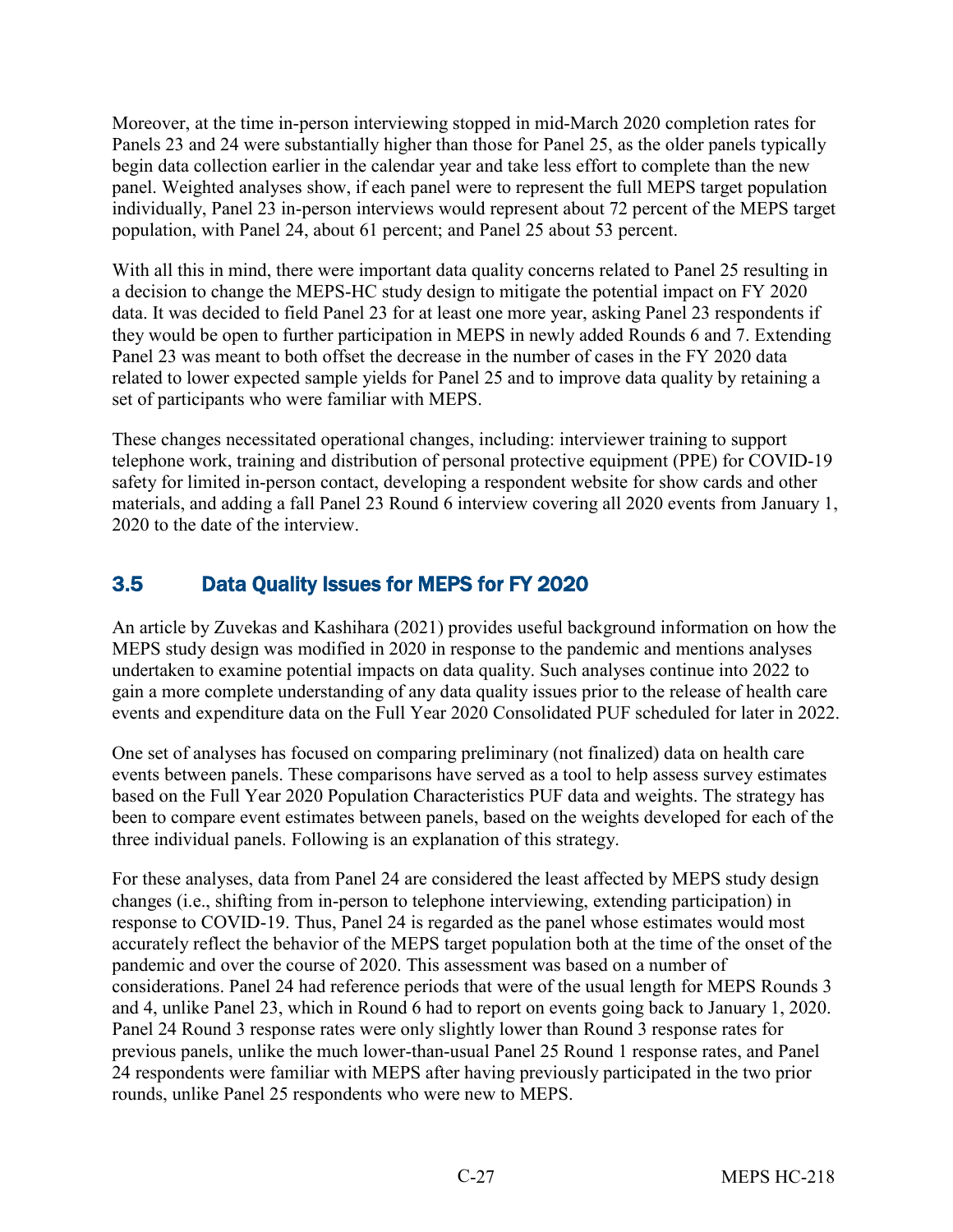Moreover, at the time in-person interviewing stopped in mid-March 2020 completion rates for Panels 23 and 24 were substantially higher than those for Panel 25, as the older panels typically begin data collection earlier in the calendar year and take less effort to complete than the new panel. Weighted analyses show, if each panel were to represent the full MEPS target population individually, Panel 23 in-person interviews would represent about 72 percent of the MEPS target population, with Panel 24, about 61 percent; and Panel 25 about 53 percent.

With all this in mind, there were important data quality concerns related to Panel 25 resulting in a decision to change the MEPS-HC study design to mitigate the potential impact on FY 2020 data. It was decided to field Panel 23 for at least one more year, asking Panel 23 respondents if they would be open to further participation in MEPS in newly added Rounds 6 and 7. Extending Panel 23 was meant to both offset the decrease in the number of cases in the FY 2020 data related to lower expected sample yields for Panel 25 and to improve data quality by retaining a set of participants who were familiar with MEPS.

These changes necessitated operational changes, including: interviewer training to support telephone work, training and distribution of personal protective equipment (PPE) for COVID-19 safety for limited in-person contact, developing a respondent website for show cards and other materials, and adding a fall Panel 23 Round 6 interview covering all 2020 events from January 1, 2020 to the date of the interview.

## 3.5 Data Quality Issues for MEPS for FY 2020

An article by Zuvekas and Kashihara (2021) provides useful background information on how the MEPS study design was modified in 2020 in response to the pandemic and mentions analyses undertaken to examine potential impacts on data quality. Such analyses continue into 2022 to gain a more complete understanding of any data quality issues prior to the release of health care events and expenditure data on the Full Year 2020 Consolidated PUF scheduled for later in 2022.

One set of analyses has focused on comparing preliminary (not finalized) data on health care events between panels. These comparisons have served as a tool to help assess survey estimates based on the Full Year 2020 Population Characteristics PUF data and weights. The strategy has been to compare event estimates between panels, based on the weights developed for each of the three individual panels. Following is an explanation of this strategy.

For these analyses, data from Panel 24 are considered the least affected by MEPS study design changes (i.e., shifting from in-person to telephone interviewing, extending participation) in response to COVID-19. Thus, Panel 24 is regarded as the panel whose estimates would most accurately reflect the behavior of the MEPS target population both at the time of the onset of the pandemic and over the course of 2020. This assessment was based on a number of considerations. Panel 24 had reference periods that were of the usual length for MEPS Rounds 3 and 4, unlike Panel 23, which in Round 6 had to report on events going back to January 1, 2020. Panel 24 Round 3 response rates were only slightly lower than Round 3 response rates for previous panels, unlike the much lower-than-usual Panel 25 Round 1 response rates, and Panel 24 respondents were familiar with MEPS after having previously participated in the two prior rounds, unlike Panel 25 respondents who were new to MEPS.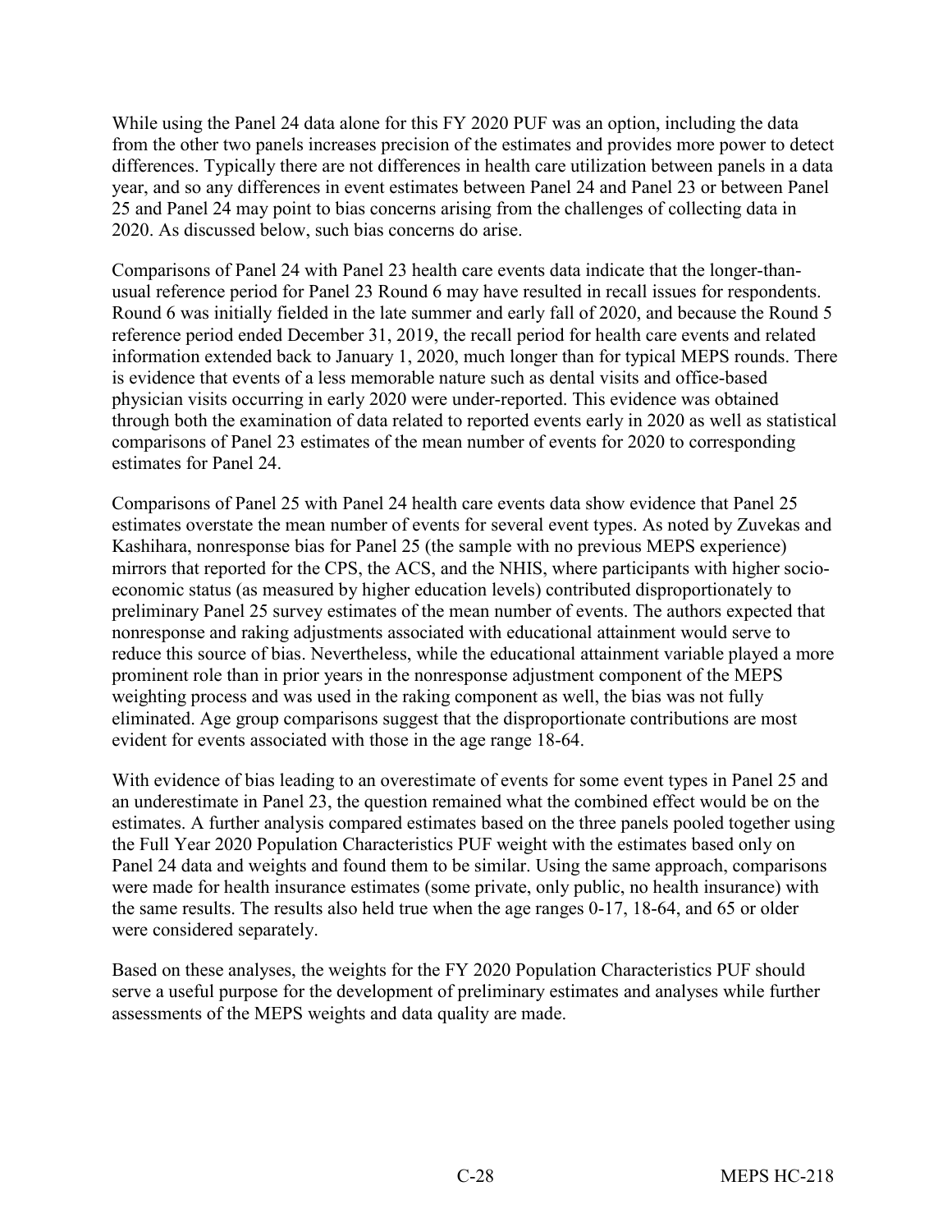While using the Panel 24 data alone for this FY 2020 PUF was an option, including the data from the other two panels increases precision of the estimates and provides more power to detect differences. Typically there are not differences in health care utilization between panels in a data year, and so any differences in event estimates between Panel 24 and Panel 23 or between Panel 25 and Panel 24 may point to bias concerns arising from the challenges of collecting data in 2020. As discussed below, such bias concerns do arise.

Comparisons of Panel 24 with Panel 23 health care events data indicate that the longer-than-usual reference period for Panel 23 Round 6 may have resulted in recall issues for respondents. Round 6 was initially fielded in the late summer and early fall of 2020, and because the Round 5 reference period ended December 31, 2019, the recall period for health care events and related information extended back to January 1, 2020, much longer than for typical MEPS rounds. There is evidence that events of a less memorable nature such as dental visits and office-based physician visits occurring in early 2020 were under-reported. This evidence was obtained through both the examination of data related to reported events early in 2020 as well as statistical comparisons of Panel 23 estimates of the mean number of events for 2020 to corresponding estimates for Panel 24.

Comparisons of Panel 25 with Panel 24 health care events data show evidence that Panel 25 estimates overstate the mean number of events for several event types. As noted by Zuvekas and Kashihara, nonresponse bias for Panel 25 (the sample with no previous MEPS experience) mirrors that reported for the CPS, the ACS, and the NHIS, where participants with higher socio-economic status (as measured by higher education levels) contributed disproportionately to preliminary Panel 25 survey estimates of the mean number of events. The authors expected that nonresponse and raking adjustments associated with educational attainment would serve to reduce this source of bias. Nevertheless, while the educational attainment variable played a more prominent role than in prior years in the nonresponse adjustment component of the MEPS weighting process and was used in the raking component as well, the bias was not fully eliminated. Age group comparisons suggest that the disproportionate contributions are most evident for events associated with those in the age range 18-64.

With evidence of bias leading to an overestimate of events for some event types in Panel 25 and an underestimate in Panel 23, the question remained what the combined effect would be on the estimates. A further analysis compared estimates based on the three panels pooled together using the Full Year 2020 Population Characteristics PUF weight with the estimates based only on Panel 24 data and weights and found them to be similar. Using the same approach, comparisons were made for health insurance estimates (some private, only public, no health insurance) with the same results. The results also held true when the age ranges 0-17, 18-64, and 65 or older were considered separately.

Based on these analyses, the weights for the FY 2020 Population Characteristics PUF should serve a useful purpose for the development of preliminary estimates and analyses while further assessments of the MEPS weights and data quality are made.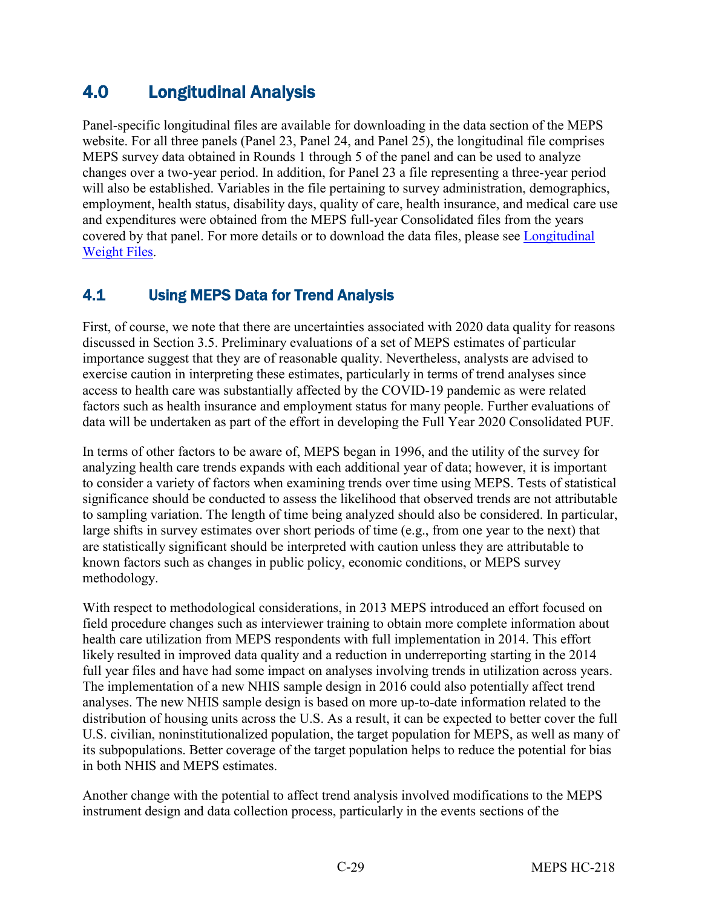## 4.0 Longitudinal Analysis

Panel-specific longitudinal files are available for downloading in the data section of the MEPS website. For all three panels (Panel 23, Panel 24, and Panel 25), the longitudinal file comprises MEPS survey data obtained in Rounds 1 through 5 of the panel and can be used to analyze changes over a two-year period. In addition, for Panel 23 a file representing a three-year period will also be established. Variables in the file pertaining to survey administration, demographics, employment, health status, disability days, quality of care, health insurance, and medical care use and expenditures were obtained from the MEPS full-year Consolidated files from the years covered by that panel. For more details or to download the data files, please see Longitudinal Weight Files.

### 4.1 Using MEPS Data for Trend Analysis

First, of course, we note that there are uncertainties associated with 2020 data quality for reasons discussed in Section 3.5. Preliminary evaluations of a set of MEPS estimates of particular importance suggest that they are of reasonable quality. Nevertheless, analysts are advised to exercise caution in interpreting these estimates, particularly in terms of trend analyses since access to health care was substantially affected by the COVID-19 pandemic as were related factors such as health insurance and employment status for many people. Further evaluations of data will be undertaken as part of the effort in developing the Full Year 2020 Consolidated PUF.

In terms of other factors to be aware of, MEPS began in 1996, and the utility of the survey for analyzing health care trends expands with each additional year of data; however, it is important to consider a variety of factors when examining trends over time using MEPS. Tests of statistical significance should be conducted to assess the likelihood that observed trends are not attributable to sampling variation. The length of time being analyzed should also be considered. In particular, large shifts in survey estimates over short periods of time (e.g., from one year to the next) that are statistically significant should be interpreted with caution unless they are attributable to known factors such as changes in public policy, economic conditions, or MEPS survey methodology.

With respect to methodological considerations, in 2013 MEPS introduced an effort focused on field procedure changes such as interviewer training to obtain more complete information about health care utilization from MEPS respondents with full implementation in 2014. This effort likely resulted in improved data quality and a reduction in underreporting starting in the 2014 full year files and have had some impact on analyses involving trends in utilization across years. The implementation of a new NHIS sample design in 2016 could also potentially affect trend analyses. The new NHIS sample design is based on more up-to-date information related to the distribution of housing units across the U.S. As a result, it can be expected to better cover the full U.S. civilian, noninstitutionalized population, the target population for MEPS, as well as many of its subpopulations. Better coverage of the target population helps to reduce the potential for bias in both NHIS and MEPS estimates.

Another change with the potential to affect trend analysis involved modifications to the MEPS instrument design and data collection process, particularly in the events sections of the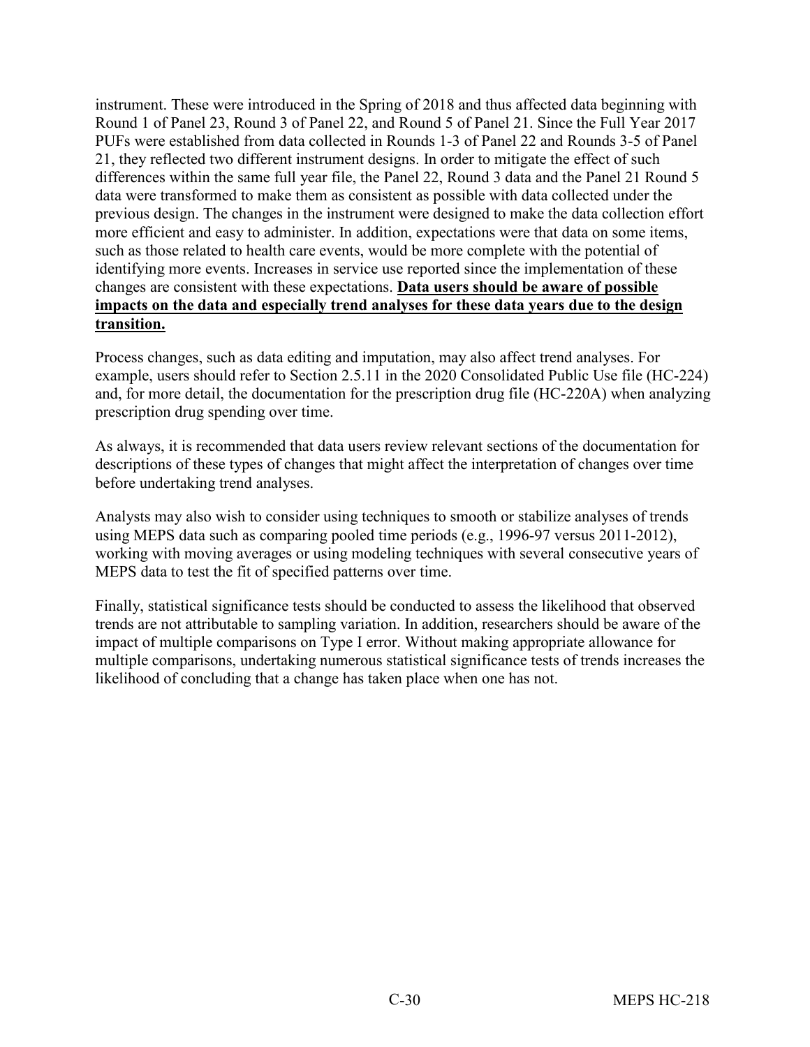instrument. These were introduced in the Spring of 2018 and thus affected data beginning with Round 1 of Panel 23, Round 3 of Panel 22, and Round 5 of Panel 21. Since the Full Year 2017 PUFs were established from data collected in Rounds 1-3 of Panel 22 and Rounds 3-5 of Panel 21, they reflected two different instrument designs. In order to mitigate the effect of such differences within the same full year file, the Panel 22, Round 3 data and the Panel 21 Round 5 data were transformed to make them as consistent as possible with data collected under the previous design. The changes in the instrument were designed to make the data collection effort more efficient and easy to administer. In addition, expectations were that data on some items, such as those related to health care events, would be more complete with the potential of identifying more events. Increases in service use reported since the implementation of these changes are consistent with these expectations. **Data users should be aware of possible impacts on the data and especially trend analyses for these data years due to the design transition.**

Process changes, such as data editing and imputation, may also affect trend analyses. For example, users should refer to Section 2.5.11 in the 2020 Consolidated Public Use file (HC-224) and, for more detail, the documentation for the prescription drug file (HC-220A) when analyzing prescription drug spending over time.

As always, it is recommended that data users review relevant sections of the documentation for descriptions of these types of changes that might affect the interpretation of changes over time before undertaking trend analyses.

Analysts may also wish to consider using techniques to smooth or stabilize analyses of trends using MEPS data such as comparing pooled time periods (e.g., 1996-97 versus 2011-2012), working with moving averages or using modeling techniques with several consecutive years of MEPS data to test the fit of specified patterns over time.

Finally, statistical significance tests should be conducted to assess the likelihood that observed trends are not attributable to sampling variation. In addition, researchers should be aware of the impact of multiple comparisons on Type I error. Without making appropriate allowance for multiple comparisons, undertaking numerous statistical significance tests of trends increases the likelihood of concluding that a change has taken place when one has not.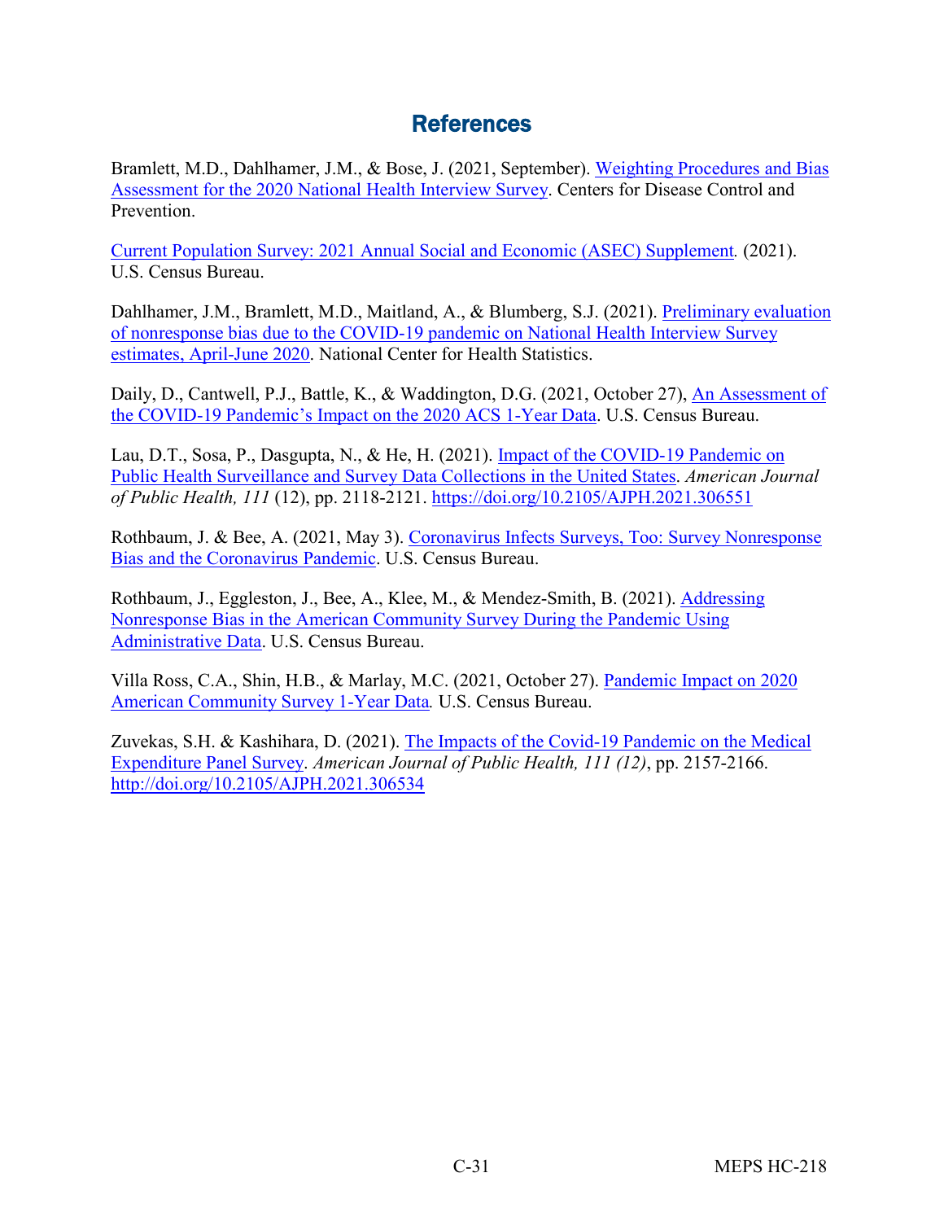## References

Bramlett, M.D., Dahlhamer, J.M., & Bose, J. (2021, September). Weighting Procedures and Bias Assessment for the 2020 National Health Interview Survey. Centers for Disease Control and Prevention.

Current Population Survey: 2021 Annual Social and Economic (ASEC) Supplement. (2021). U.S. Census Bureau.

Dahlhamer, J.M., Bramlett, M.D., Maitland, A., & Blumberg, S.J. (2021). Preliminary evaluation of nonresponse bias due to the COVID-19 pandemic on National Health Interview Survey estimates, April-June 2020. National Center for Health Statistics.

Daily, D., Cantwell, P.J., Battle, K., & Waddington, D.G. (2021, October 27), An Assessment of the COVID-19 Pandemic's Impact on the 2020 ACS 1-Year Data. U.S. Census Bureau.

Lau, D.T., Sosa, P., Dasgupta, N., & He, H. (2021). Impact of the COVID-19 Pandemic on Public Health Surveillance and Survey Data Collections in the United States. *American Journal of Public Health, 111* (12), pp. 2118-2121. https://doi.org/10.2105/AJPH.2021.306551

Rothbaum, J. & Bee, A. (2021, May 3). Coronavirus Infects Surveys, Too: Survey Nonresponse Bias and the Coronavirus Pandemic. U.S. Census Bureau.

Rothbaum, J., Eggleston, J., Bee, A., Klee, M., & Mendez-Smith, B. (2021). Addressing Nonresponse Bias in the American Community Survey During the Pandemic Using Administrative Data. U.S. Census Bureau.

Villa Ross, C.A., Shin, H.B., & Marlay, M.C. (2021, October 27). Pandemic Impact on 2020 American Community Survey 1-Year Data. U.S. Census Bureau.

Zuvekas, S.H. & Kashihara, D. (2021). The Impacts of the Covid-19 Pandemic on the Medical Expenditure Panel Survey. *American Journal of Public Health, 111 (12)*, pp. 2157-2166. http://doi.org/10.2105/AJPH.2021.306534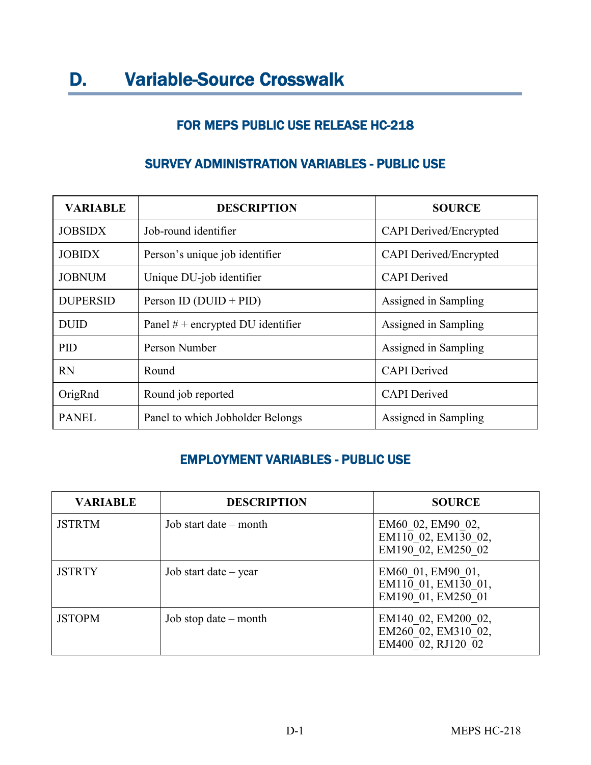# D. Variable-Source Crosswalk

## FOR MEPS PUBLIC USE RELEASE HC-218

### SURVEY ADMINISTRATION VARIABLES - PUBLIC USE

| VARIABLE | DESCRIPTION | SOURCE |
|---|---|---|
| JOBSIDX | Job-round identifier | CAPI Derived/Encrypted |
| JOBIDX | Person's unique job identifier | CAPI Derived/Encrypted |
| JOBNUM | Unique DU-job identifier | CAPI Derived |
| DUPERSID | Person ID (DUID + PID) | Assigned in Sampling |
| DUID | Panel # + encrypted DU identifier | Assigned in Sampling |
| PID | Person Number | Assigned in Sampling |
| RN | Round | CAPI Derived |
| OrigRnd | Round job reported | CAPI Derived |
| PANEL | Panel to which Jobholder Belongs | Assigned in Sampling |

### EMPLOYMENT VARIABLES - PUBLIC USE

| VARIABLE | DESCRIPTION | SOURCE |
|---|---|---|
| JSTRTM | Job start date – month | EM60_02, EM90_02, EM110_02, EM130_02, EM190_02, EM250_02 |
| JSTRTY | Job start date – year | EM60_01, EM90_01, EM110_01, EM130_01, EM190_01, EM250_01 |
| JSTOPM | Job stop date – month | EM140_02, EM200_02, EM260_02, EM310_02, EM400_02, RJ120_02 |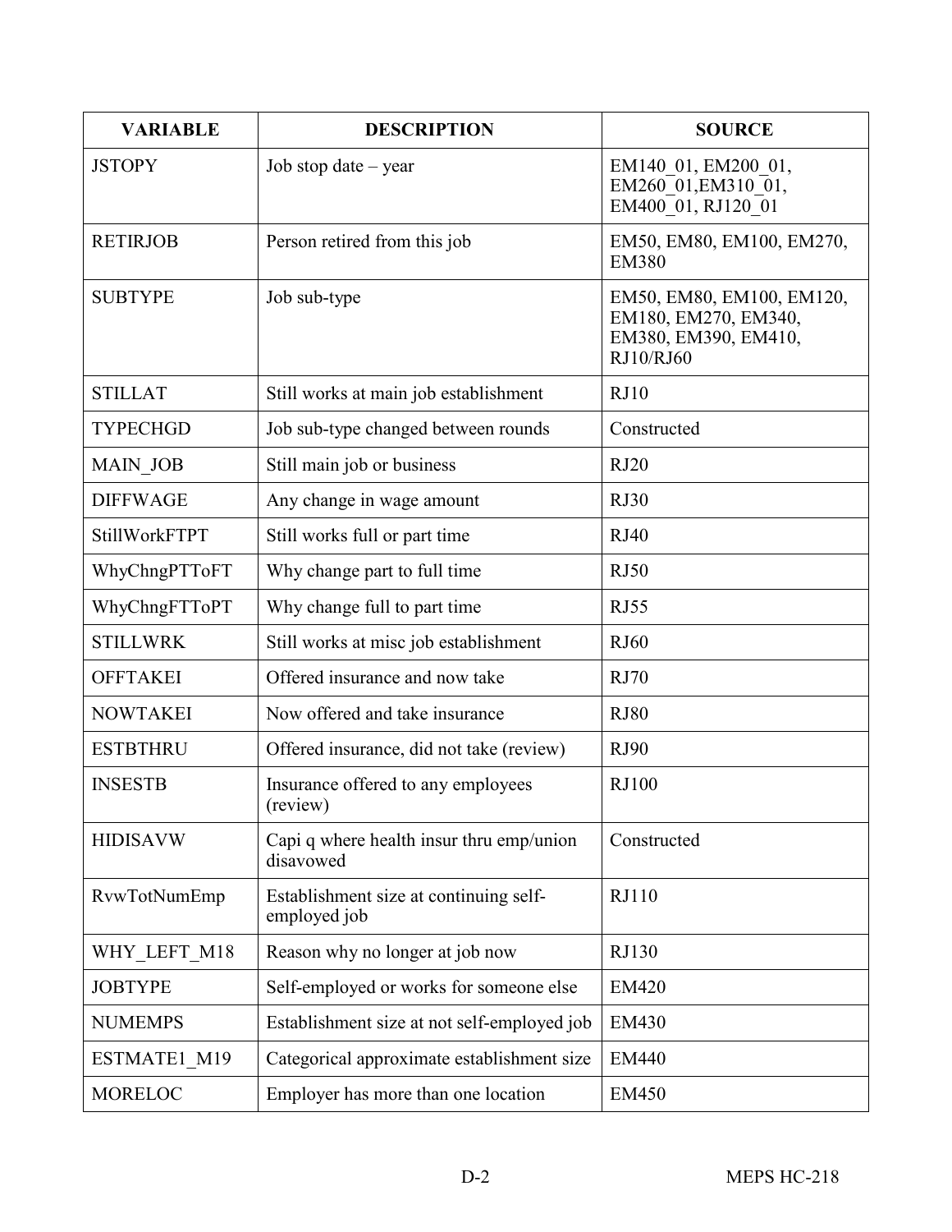| VARIABLE | DESCRIPTION | SOURCE |
|---|---|---|
| JSTOPY | Job stop date – year | EM140_01, EM200_01, EM260_01,EM310_01, EM400_01, RJ120_01 |
| RETIRJOB | Person retired from this job | EM50, EM80, EM100, EM270, EM380 |
| SUBTYPE | Job sub-type | EM50, EM80, EM100, EM120, EM180, EM270, EM340, EM380, EM390, EM410, RJ10/RJ60 |
| STILLAT | Still works at main job establishment | RJ10 |
| TYPECHGD | Job sub-type changed between rounds | Constructed |
| MAIN_JOB | Still main job or business | RJ20 |
| DIFFWAGE | Any change in wage amount | RJ30 |
| StillWorkFTPT | Still works full or part time | RJ40 |
| WhyChngPTToFT | Why change part to full time | RJ50 |
| WhyChngFTToPT | Why change full to part time | RJ55 |
| STILLWRK | Still works at misc job establishment | RJ60 |
| OFFTAKEI | Offered insurance and now take | RJ70 |
| NOWTAKEI | Now offered and take insurance | RJ80 |
| ESTBTHRU | Offered insurance, did not take (review) | RJ90 |
| INSESTB | Insurance offered to any employees (review) | RJ100 |
| HIDISAVW | Capi q where health insur thru emp/union disavowed | Constructed |
| RvwTotNumEmp | Establishment size at continuing self-employed job | RJ110 |
| WHY_LEFT_M18 | Reason why no longer at job now | RJ130 |
| JOBTYPE | Self-employed or works for someone else | EM420 |
| NUMEMPS | Establishment size at not self-employed job | EM430 |
| ESTMATE1_M19 | Categorical approximate establishment size | EM440 |
| MORELOC | Employer has more than one location | EM450 |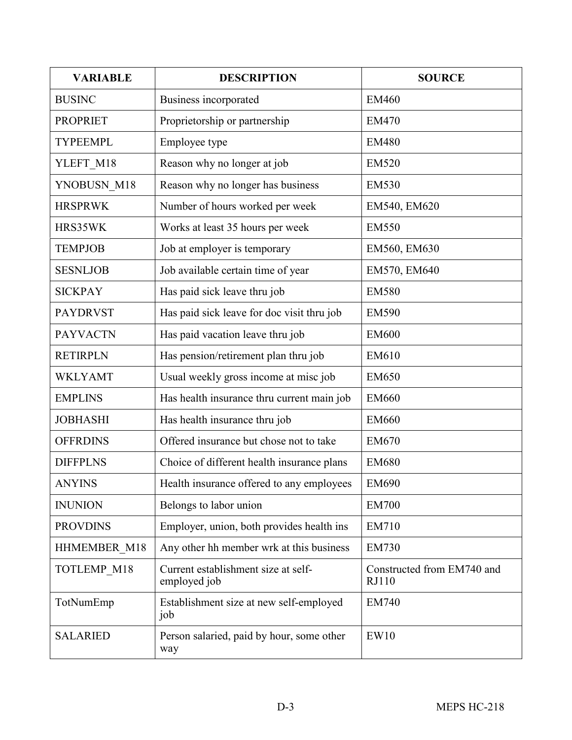| VARIABLE | DESCRIPTION | SOURCE |
| --- | --- | --- |
| BUSINC | Business incorporated | EM460 |
| PROPRIET | Proprietorship or partnership | EM470 |
| TYPEEMPL | Employee type | EM480 |
| YLEFT_M18 | Reason why no longer at job | EM520 |
| YNOBUSN_M18 | Reason why no longer has business | EM530 |
| HRSPRWK | Number of hours worked per week | EM540, EM620 |
| HRS35WK | Works at least 35 hours per week | EM550 |
| TEMPJOB | Job at employer is temporary | EM560, EM630 |
| SESNLJOB | Job available certain time of year | EM570, EM640 |
| SICKPAY | Has paid sick leave thru job | EM580 |
| PAYDRVST | Has paid sick leave for doc visit thru job | EM590 |
| PAYVACTN | Has paid vacation leave thru job | EM600 |
| RETIRPLN | Has pension/retirement plan thru job | EM610 |
| WKLYAMT | Usual weekly gross income at misc job | EM650 |
| EMPLINS | Has health insurance thru current main job | EM660 |
| JOBHASHI | Has health insurance thru job | EM660 |
| OFFRDINS | Offered insurance but chose not to take | EM670 |
| DIFFPLNS | Choice of different health insurance plans | EM680 |
| ANYINS | Health insurance offered to any employees | EM690 |
| INUNION | Belongs to labor union | EM700 |
| PROVDINS | Employer, union, both provides health ins | EM710 |
| HHMEMBER_M18 | Any other hh member wrk at this business | EM730 |
| TOTLEMP_M18 | Current establishment size at self-employed job | Constructed from EM740 and RJ110 |
| TotNumEmp | Establishment size at new self-employed job | EM740 |
| SALARIED | Person salaried, paid by hour, some other way | EW10 |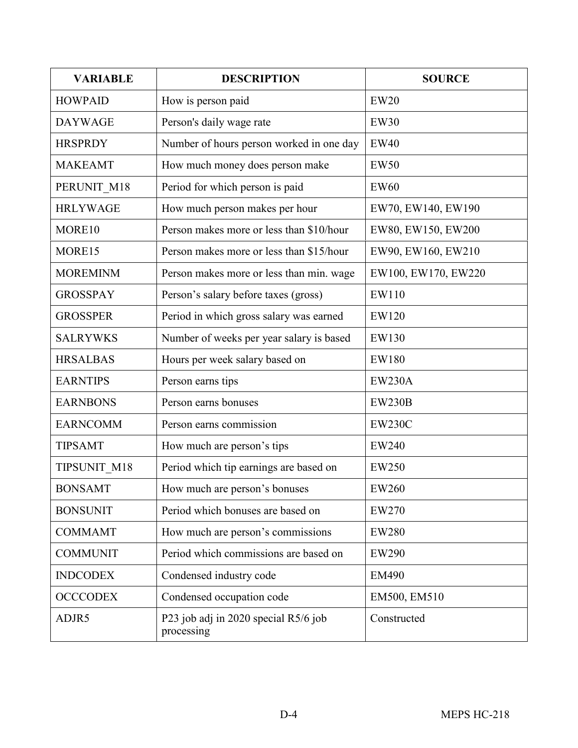| VARIABLE | DESCRIPTION | SOURCE |
|---|---|---|
| HOWPAID | How is person paid | EW20 |
| DAYWAGE | Person's daily wage rate | EW30 |
| HRSPRDY | Number of hours person worked in one day | EW40 |
| MAKEAMT | How much money does person make | EW50 |
| PERUNIT_M18 | Period for which person is paid | EW60 |
| HRLYWAGE | How much person makes per hour | EW70, EW140, EW190 |
| MORE10 | Person makes more or less than $10/hour | EW80, EW150, EW200 |
| MORE15 | Person makes more or less than $15/hour | EW90, EW160, EW210 |
| MOREMINM | Person makes more or less than min. wage | EW100, EW170, EW220 |
| GROSSPAY | Person’s salary before taxes (gross) | EW110 |
| GROSSPER | Period in which gross salary was earned | EW120 |
| SALRYWKS | Number of weeks per year salary is based | EW130 |
| HRSALBAS | Hours per week salary based on | EW180 |
| EARNTIPS | Person earns tips | EW230A |
| EARNBONS | Person earns bonuses | EW230B |
| EARNCOMM | Person earns commission | EW230C |
| TIPSAMT | How much are person’s tips | EW240 |
| TIPSUNIT_M18 | Period which tip earnings are based on | EW250 |
| BONSAMT | How much are person’s bonuses | EW260 |
| BONSUNIT | Period which bonuses are based on | EW270 |
| COMMAMT | How much are person’s commissions | EW280 |
| COMMUNIT | Period which commissions are based on | EW290 |
| INDCODEX | Condensed industry code | EM490 |
| OCCCODEX | Condensed occupation code | EM500, EM510 |
| ADJR5 | P23 job adj in 2020 special R5/6 job processing | Constructed |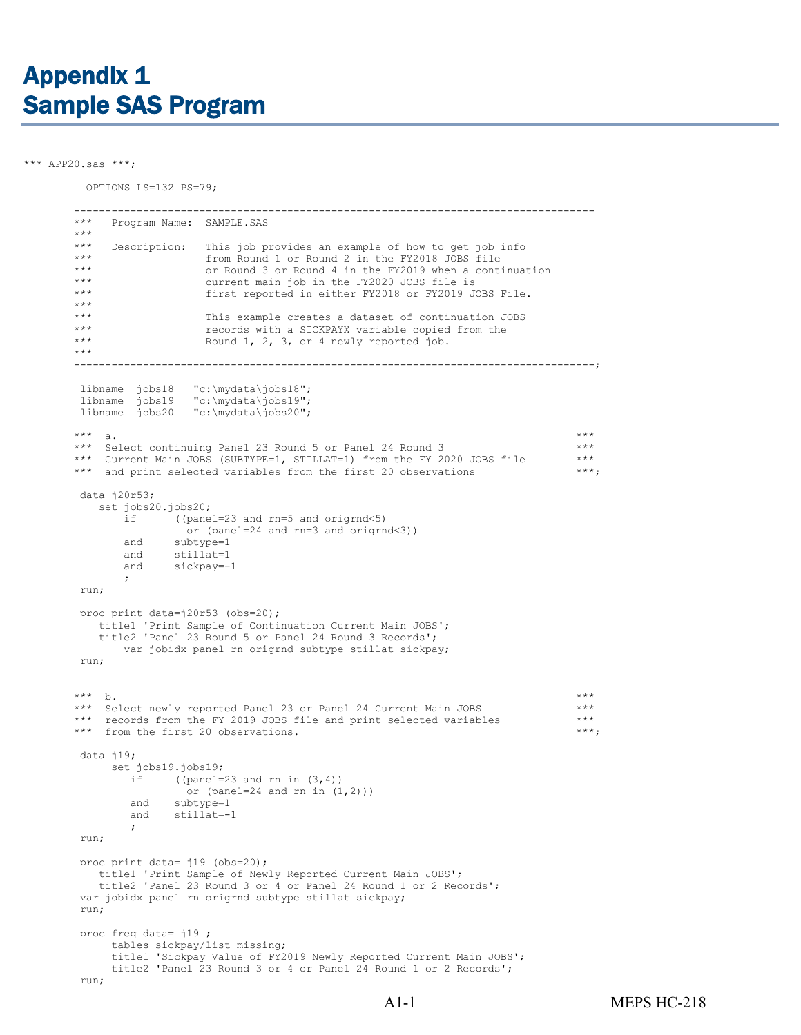# Appendix 1
# Sample SAS Program

```
*** APP20.sas ***;

          OPTIONS LS=132 PS=79;

        ---------------------------------------------------------------------------------
        ***   Program Name:  SAMPLE.SAS
        ***
        ***   Description:   This job provides an example of how to get job info
        ***                  from Round 1 or Round 2 in the FY2018 JOBS file
        ***                  or Round 3 or Round 4 in the FY2019 when a continuation
        ***                  current main job in the FY2020 JOBS file is
        ***                  first reported in either FY2018 or FY2019 JOBS File.
        ***
        ***                  This example creates a dataset of continuation JOBS
        ***                  records with a SICKPAYX variable copied from the
        ***                  Round 1, 2, 3, or 4 newly reported job.
        ***
        ---------------------------------------------------------------------------------;

         libname  jobs18   "c:\mydata\jobs18";
         libname  jobs19   "c:\mydata\jobs19";
         libname  jobs20   "c:\mydata\jobs20";

        ***  a.                                                                        ***
        ***  Select continuing Panel 23 Round 5 or Panel 24 Round 3                    ***
        ***  Current Main JOBS (SUBTYPE=1, STILLAT=1) from the FY 2020 JOBS file       ***
        ***  and print selected variables from the first 20 observations               ***;

         data j20r53;
            set jobs20.jobs20;
                if      ((panel=23 and rn=5 and origrnd<5)
                          or (panel=24 and rn=3 and origrnd<3))
                and     subtype=1
                and     stillat=1
                and     sickpay=-1
                ;
         run;

         proc print data=j20r53 (obs=20);
            title1 'Print Sample of Continuation Current Main JOBS';
            title2 'Panel 23 Round 5 or Panel 24 Round 3 Records';
                var jobidx panel rn origrnd subtype stillat sickpay;
         run;


        ***  b.                                                                        ***
        ***  Select newly reported Panel 23 or Panel 24 Current Main JOBS              ***
        ***  records from the FY 2019 JOBS file and print selected variables           ***
        ***  from the first 20 observations.                                           ***;

         data j19;
              set jobs19.jobs19;
                 if     ((panel=23 and rn in (3,4))
                          or (panel=24 and rn in (1,2)))
                 and    subtype=1
                 and    stillat=-1
                 ;
         run;

         proc print data= j19 (obs=20);
            title1 'Print Sample of Newly Reported Current Main JOBS';
            title2 'Panel 23 Round 3 or 4 or Panel 24 Round 1 or 2 Records';
         var jobidx panel rn origrnd subtype stillat sickpay;
         run;

         proc freq data= j19 ;
              tables sickpay/list missing;
              title1 'Sickpay Value of FY2019 Newly Reported Current Main JOBS';
              title2 'Panel 23 Round 3 or 4 or Panel 24 Round 1 or 2 Records';
         run;
```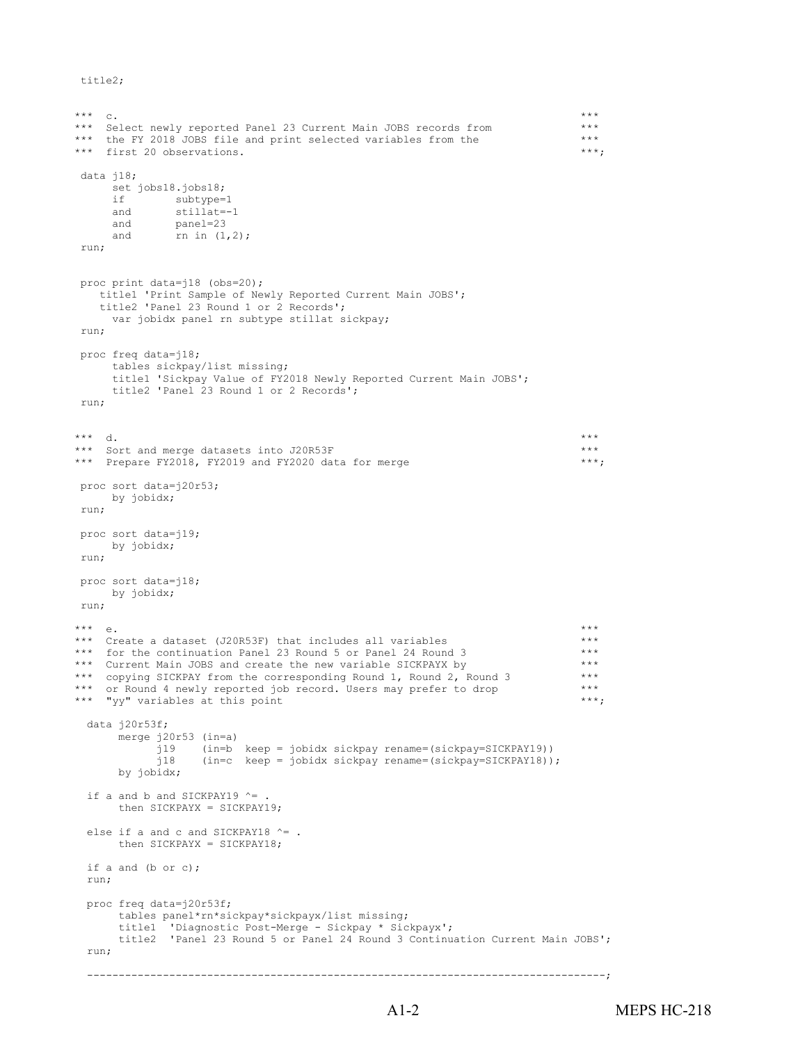```
title2;


***  c.                                                                      ***
***  Select newly reported Panel 23 Current Main JOBS records from           ***
***  the FY 2018 JOBS file and print selected variables from the             ***
***  first 20 observations.                                                  ***;

 data j18;
      set jobs18.jobs18;
      if        subtype=1
      and       stillat=-1
      and       panel=23
      and       rn in (1,2);
 run;


 proc print data=j18 (obs=20);
    title1 'Print Sample of Newly Reported Current Main JOBS';
    title2 'Panel 23 Round 1 or 2 Records';
      var jobidx panel rn subtype stillat sickpay;
 run;

 proc freq data=j18;
      tables sickpay/list missing;
      title1 'Sickpay Value of FY2018 Newly Reported Current Main JOBS';
      title2 'Panel 23 Round 1 or 2 Records';
 run;


***  d.                                                                      ***
***  Sort and merge datasets into J20R53F                                    ***
***  Prepare FY2018, FY2019 and FY2020 data for merge                        ***;

 proc sort data=j20r53;
      by jobidx;
 run;

 proc sort data=j19;
      by jobidx;
 run;

 proc sort data=j18;
      by jobidx;
 run;

***  e.                                                                      ***
***  Create a dataset (J20R53F) that includes all variables                  ***
***  for the continuation Panel 23 Round 5 or Panel 24 Round 3               ***
***  Current Main JOBS and create the new variable SICKPAYX by               ***
***  copying SICKPAY from the corresponding Round 1, Round 2, Round 3        ***
***  or Round 4 newly reported job record. Users may prefer to drop          ***
***  "yy" variables at this point                                            ***;

  data j20r53f;
       merge j20r53 (in=a)
             j19    (in=b  keep = jobidx sickpay rename=(sickpay=SICKPAY19))
             j18    (in=c  keep = jobidx sickpay rename=(sickpay=SICKPAY18));
       by jobidx;

  if a and b and SICKPAY19 ^= .
       then SICKPAYX = SICKPAY19;

  else if a and c and SICKPAY18 ^= .
       then SICKPAYX = SICKPAY18;

  if a and (b or c);
  run;

  proc freq data=j20r53f;
       tables panel*rn*sickpay*sickpayx/list missing;
       title1  'Diagnostic Post-Merge - Sickpay * Sickpayx';
       title2  'Panel 23 Round 5 or Panel 24 Round 3 Continuation Current Main JOBS';
  run;

  ---------------------------------------------------------------------------------;
```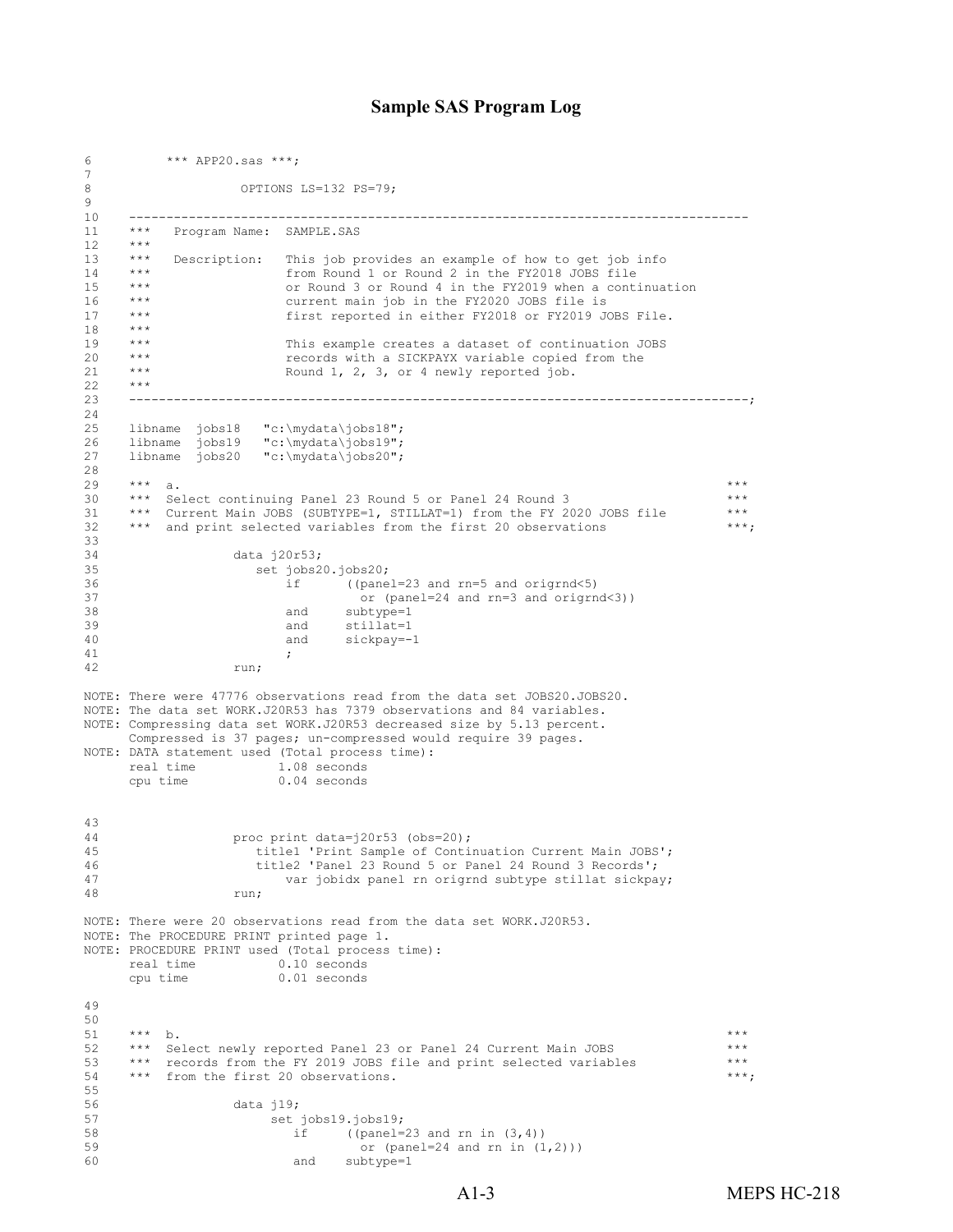# Sample SAS Program Log

```
6          *** APP20.sas ***;
7
8                   OPTIONS LS=132 PS=79;
9
10    --------------------------------------------------------------------------------
11    ***   Program Name:  SAMPLE.SAS
12    ***
13    ***   Description:   This job provides an example of how to get job info
14    ***                  from Round 1 or Round 2 in the FY2018 JOBS file
15    ***                  or Round 3 or Round 4 in the FY2019 when a continuation
16    ***                  current main job in the FY2020 JOBS file is
17    ***                  first reported in either FY2018 or FY2019 JOBS File.
18    ***
19    ***                  This example creates a dataset of continuation JOBS
20    ***                  records with a SICKPAYX variable copied from the
21    ***                  Round 1, 2, 3, or 4 newly reported job.
22    ***
23    --------------------------------------------------------------------------------;
24
25    libname  jobs18   "c:\mydata\jobs18";
26    libname  jobs19   "c:\mydata\jobs19";
27    libname  jobs20   "c:\mydata\jobs20";
28
29    ***  a.                                                                        ***
30    ***  Select continuing Panel 23 Round 5 or Panel 24 Round 3                    ***
31    ***  Current Main JOBS (SUBTYPE=1, STILLAT=1) from the FY 2020 JOBS file       ***
32    ***  and print selected variables from the first 20 observations               ***;
33
34                 data j20r53;
35                    set jobs20.jobs20;
36                        if      ((panel=23 and rn=5 and origrnd<5)
37                                  or (panel=24 and rn=3 and origrnd<3))
38                        and     subtype=1
39                        and     stillat=1
40                        and     sickpay=-1
41                        ;
42                 run;

NOTE: There were 47776 observations read from the data set JOBS20.JOBS20.
NOTE: The data set WORK.J20R53 has 7379 observations and 84 variables.
NOTE: Compressing data set WORK.J20R53 decreased size by 5.13 percent.
      Compressed is 37 pages; un-compressed would require 39 pages.
NOTE: DATA statement used (Total process time):
      real time           1.08 seconds
      cpu time            0.04 seconds


43
44                 proc print data=j20r53 (obs=20);
45                    title1 'Print Sample of Continuation Current Main JOBS';
46                    title2 'Panel 23 Round 5 or Panel 24 Round 3 Records';
47                        var jobidx panel rn origrnd subtype stillat sickpay;
48                 run;

NOTE: There were 20 observations read from the data set WORK.J20R53.
NOTE: The PROCEDURE PRINT printed page 1.
NOTE: PROCEDURE PRINT used (Total process time):
      real time           0.10 seconds
      cpu time            0.01 seconds


49
50
51    ***  b.                                                                        ***
52    ***  Select newly reported Panel 23 or Panel 24 Current Main JOBS              ***
53    ***  records from the FY 2019 JOBS file and print selected variables           ***
54    ***  from the first 20 observations.                                           ***;
55
56                 data j19;
57                      set jobs19.jobs19;
58                         if     ((panel=23 and rn in (3,4))
59                                  or (panel=24 and rn in (1,2)))
60                         and    subtype=1
```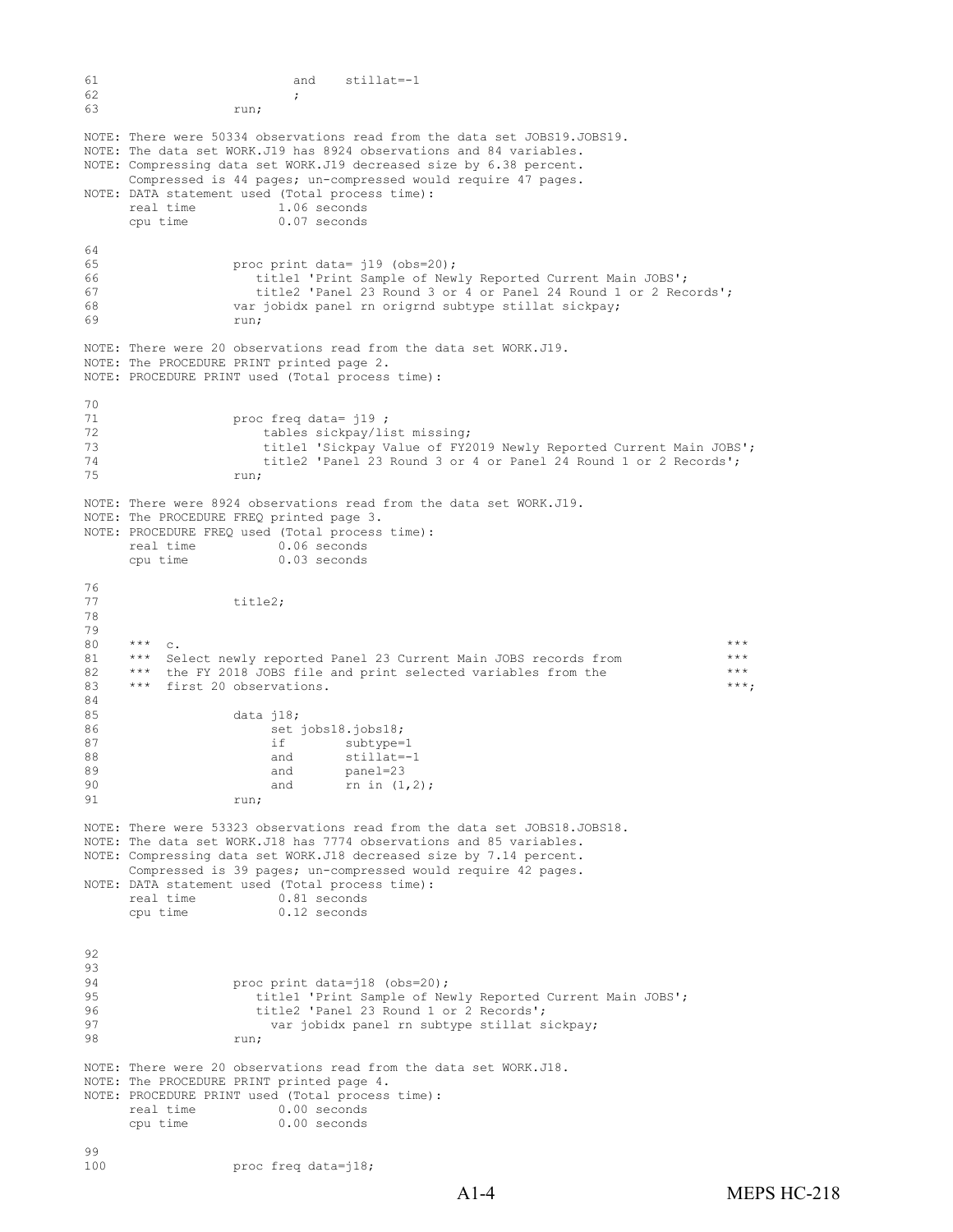```
61                         and    stillat=-1
62                         ;
63                  run;

NOTE: There were 50334 observations read from the data set JOBS19.JOBS19.
NOTE: The data set WORK.J19 has 8924 observations and 84 variables.
NOTE: Compressing data set WORK.J19 decreased size by 6.38 percent.
      Compressed is 44 pages; un-compressed would require 47 pages.
NOTE: DATA statement used (Total process time):
      real time           1.06 seconds
      cpu time            0.07 seconds


64
65                  proc print data= j19 (obs=20);
66                     title1 'Print Sample of Newly Reported Current Main JOBS';
67                     title2 'Panel 23 Round 3 or 4 or Panel 24 Round 1 or 2 Records';
68                  var jobidx panel rn origrnd subtype stillat sickpay;
69                  run;

NOTE: There were 20 observations read from the data set WORK.J19.
NOTE: The PROCEDURE PRINT printed page 2.
NOTE: PROCEDURE PRINT used (Total process time):

70
71                  proc freq data= j19 ;
72                      tables sickpay/list missing;
73                      title1 'Sickpay Value of FY2019 Newly Reported Current Main JOBS';
74                      title2 'Panel 23 Round 3 or 4 or Panel 24 Round 1 or 2 Records';
75                  run;

NOTE: There were 8924 observations read from the data set WORK.J19.
NOTE: The PROCEDURE FREQ printed page 3.
NOTE: PROCEDURE FREQ used (Total process time):
      real time           0.06 seconds
      cpu time            0.03 seconds


76
77                  title2;
78
79
80     ***  c.                                                                     ***
81     ***  Select newly reported Panel 23 Current Main JOBS records from           ***
82     ***  the FY 2018 JOBS file and print selected variables from the            ***
83     ***  first 20 observations.                                                 ***;
84
85                  data j18;
86                       set jobs18.jobs18;
87                       if       subtype=1
88                       and      stillat=-1
89                       and      panel=23
90                       and      rn in (1,2);
91                  run;

NOTE: There were 53323 observations read from the data set JOBS18.JOBS18.
NOTE: The data set WORK.J18 has 7774 observations and 85 variables.
NOTE: Compressing data set WORK.J18 decreased size by 7.14 percent.
      Compressed is 39 pages; un-compressed would require 42 pages.
NOTE: DATA statement used (Total process time):
      real time           0.81 seconds
      cpu time            0.12 seconds



92
93
94                  proc print data=j18 (obs=20);
95                     title1 'Print Sample of Newly Reported Current Main JOBS';
96                     title2 'Panel 23 Round 1 or 2 Records';
97                       var jobidx panel rn subtype stillat sickpay;
98                  run;

NOTE: There were 20 observations read from the data set WORK.J18.
NOTE: The PROCEDURE PRINT printed page 4.
NOTE: PROCEDURE PRINT used (Total process time):
      real time           0.00 seconds
      cpu time            0.00 seconds


99
100                 proc freq data=j18;
```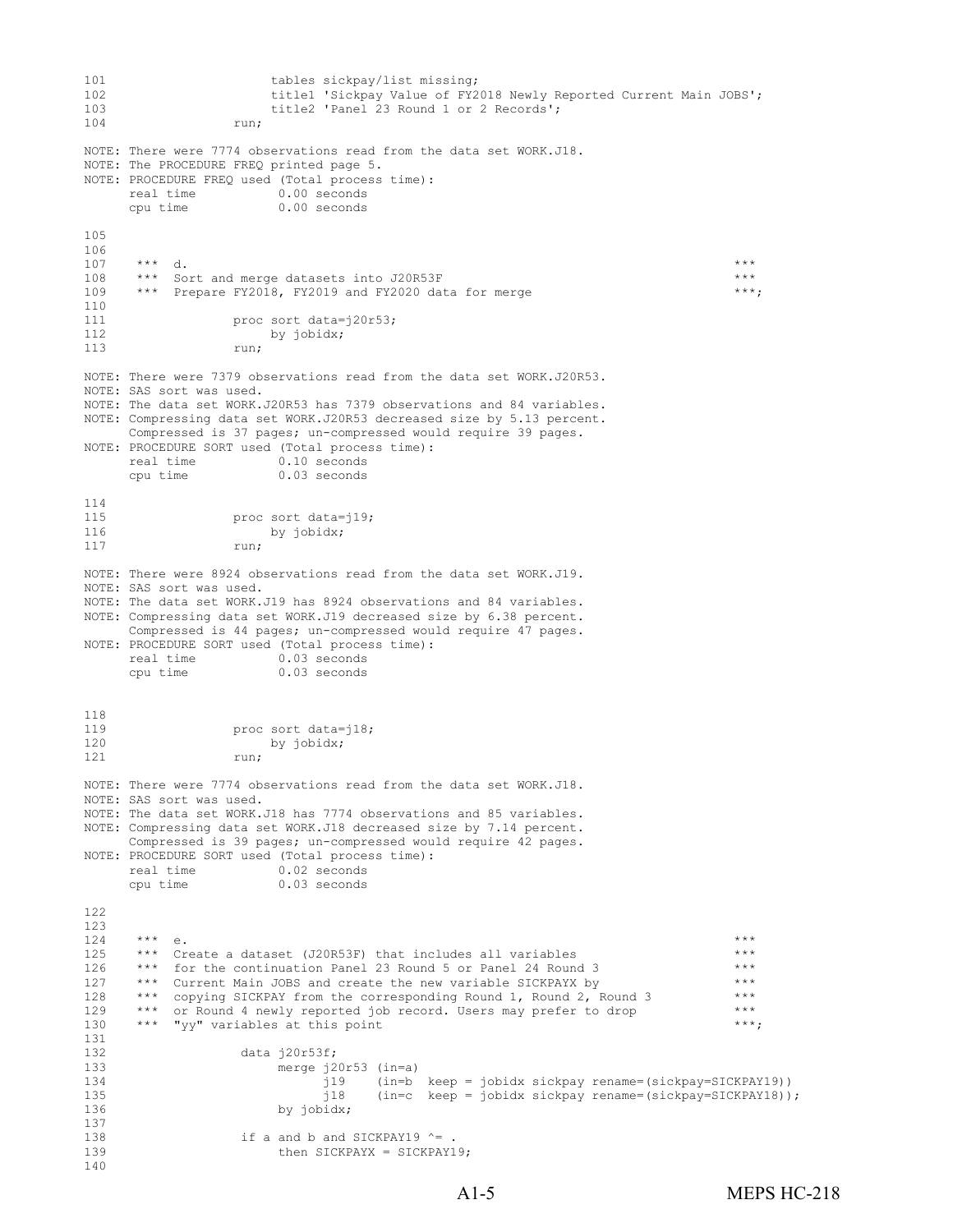```
101                     tables sickpay/list missing;
102                     title1 'Sickpay Value of FY2018 Newly Reported Current Main JOBS';
103                     title2 'Panel 23 Round 1 or 2 Records';
104                run;

NOTE: There were 7774 observations read from the data set WORK.J18.
NOTE: The PROCEDURE FREQ printed page 5.
NOTE: PROCEDURE FREQ used (Total process time):
      real time           0.00 seconds
      cpu time            0.00 seconds


105
106
107    ***  d.                                                                        ***
108    ***  Sort and merge datasets into J20R53F                                      ***
109    ***  Prepare FY2018, FY2019 and FY2020 data for merge                          ***;
110
111                proc sort data=j20r53;
112                    by jobidx;
113                run;

NOTE: There were 7379 observations read from the data set WORK.J20R53.
NOTE: SAS sort was used.
NOTE: The data set WORK.J20R53 has 7379 observations and 84 variables.
NOTE: Compressing data set WORK.J20R53 decreased size by 5.13 percent.
      Compressed is 37 pages; un-compressed would require 39 pages.
NOTE: PROCEDURE SORT used (Total process time):
      real time           0.10 seconds
      cpu time            0.03 seconds


114
115                proc sort data=j19;
116                    by jobidx;
117                run;

NOTE: There were 8924 observations read from the data set WORK.J19.
NOTE: SAS sort was used.
NOTE: The data set WORK.J19 has 8924 observations and 84 variables.
NOTE: Compressing data set WORK.J19 decreased size by 6.38 percent.
      Compressed is 44 pages; un-compressed would require 47 pages.
NOTE: PROCEDURE SORT used (Total process time):
      real time           0.03 seconds
      cpu time            0.03 seconds



118
119                proc sort data=j18;
120                    by jobidx;
121                run;

NOTE: There were 7774 observations read from the data set WORK.J18.
NOTE: SAS sort was used.
NOTE: The data set WORK.J18 has 7774 observations and 85 variables.
NOTE: Compressing data set WORK.J18 decreased size by 7.14 percent.
      Compressed is 39 pages; un-compressed would require 42 pages.
NOTE: PROCEDURE SORT used (Total process time):
      real time           0.02 seconds
      cpu time            0.03 seconds


122
123
124    ***  e.                                                                        ***
125    ***  Create a dataset (J20R53F) that includes all variables                    ***
126    ***  for the continuation Panel 23 Round 5 or Panel 24 Round 3                 ***
127    ***  Current Main JOBS and create the new variable SICKPAYX by                 ***
128    ***  copying SICKPAY from the corresponding Round 1, Round 2, Round 3          ***
129    ***  or Round 4 newly reported job record. Users may prefer to drop            ***
130    ***  "yy" variables at this point                                              ***;
131
132                 data j20r53f;
133                     merge j20r53 (in=a)
134                           j19    (in=b  keep = jobidx sickpay rename=(sickpay=SICKPAY19))
135                           j18    (in=c  keep = jobidx sickpay rename=(sickpay=SICKPAY18));
136                     by jobidx;
137
138                 if a and b and SICKPAY19 ^= .
139                     then SICKPAYX = SICKPAY19;
140
```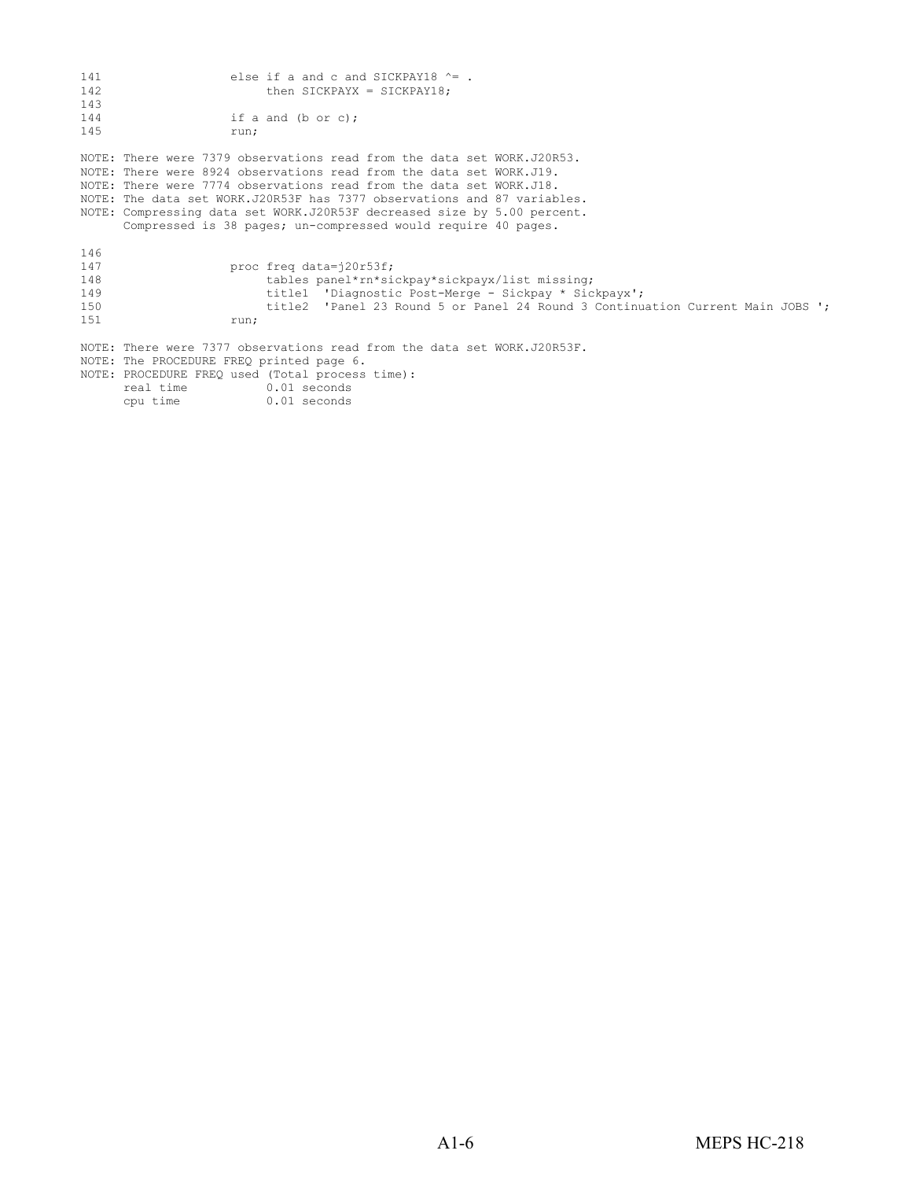```
141                 else if a and c and SICKPAY18 ^= .
142                      then SICKPAYX = SICKPAY18;
143
144                 if a and (b or c);
145                 run;

NOTE: There were 7379 observations read from the data set WORK.J20R53.
NOTE: There were 8924 observations read from the data set WORK.J19.
NOTE: There were 7774 observations read from the data set WORK.J18.
NOTE: The data set WORK.J20R53F has 7377 observations and 87 variables.
NOTE: Compressing data set WORK.J20R53F decreased size by 5.00 percent.
      Compressed is 38 pages; un-compressed would require 40 pages.

146
147                 proc freq data=j20r53f;
148                      tables panel*rn*sickpay*sickpayx/list missing;
149                      title1  'Diagnostic Post-Merge - Sickpay * Sickpayx';
150                      title2  'Panel 23 Round 5 or Panel 24 Round 3 Continuation Current Main JOBS ';
151                 run;

NOTE: There were 7377 observations read from the data set WORK.J20R53F.
NOTE: The PROCEDURE FREQ printed page 6.
NOTE: PROCEDURE FREQ used (Total process time):
      real time           0.01 seconds
      cpu time            0.01 seconds
```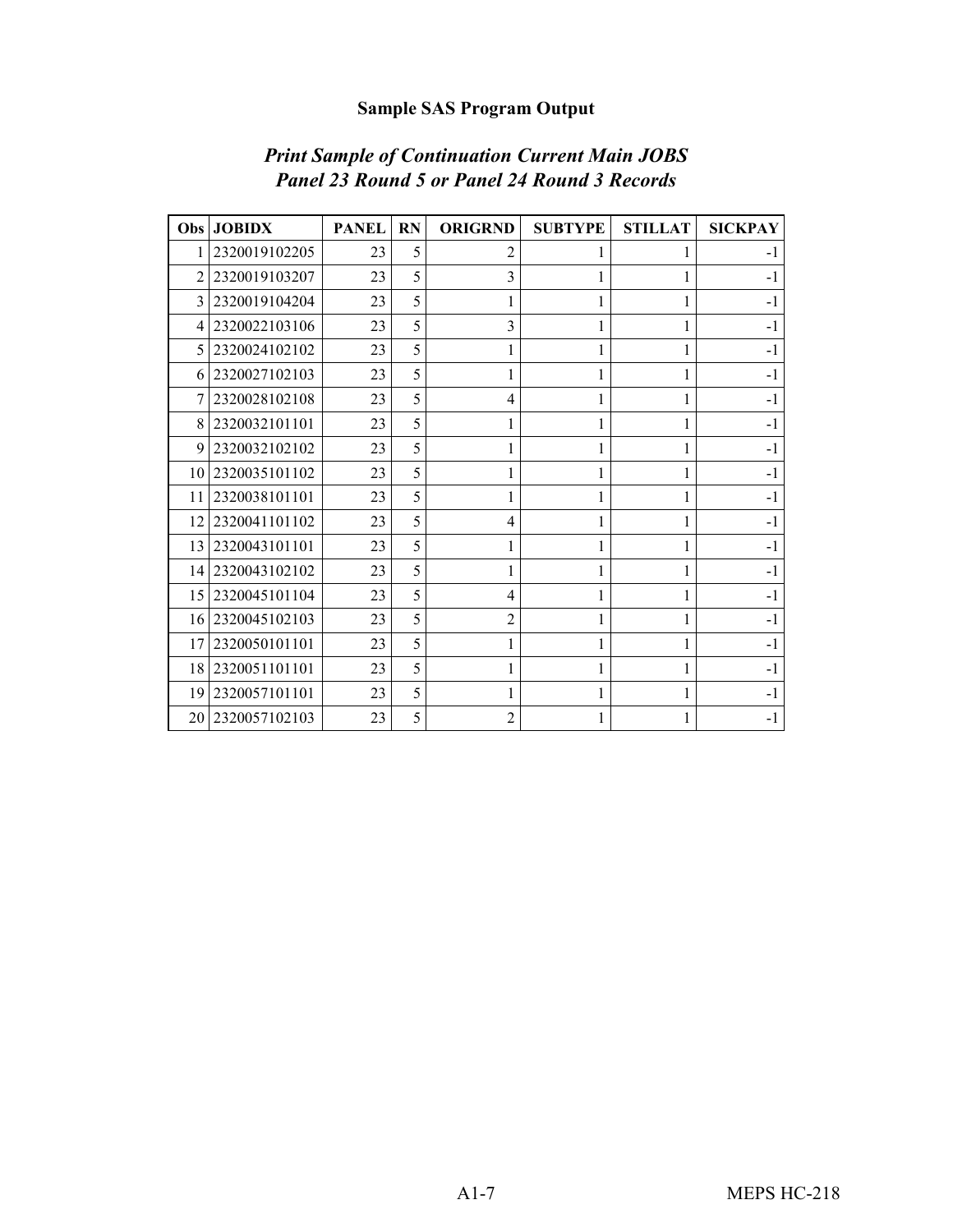# Sample SAS Program Output

## *Print Sample of Continuation Current Main JOBS Panel 23 Round 5 or Panel 24 Round 3 Records*

| Obs | JOBIDX | PANEL | RN | ORIGRND | SUBTYPE | STILLAT | SICKPAY |
|---|---|---|---|---|---|---|---|
| 1 | 2320019102205 | 23 | 5 | 2 | 1 | 1 | -1 |
| 2 | 2320019103207 | 23 | 5 | 3 | 1 | 1 | -1 |
| 3 | 2320019104204 | 23 | 5 | 1 | 1 | 1 | -1 |
| 4 | 2320022103106 | 23 | 5 | 3 | 1 | 1 | -1 |
| 5 | 2320024102102 | 23 | 5 | 1 | 1 | 1 | -1 |
| 6 | 2320027102103 | 23 | 5 | 1 | 1 | 1 | -1 |
| 7 | 2320028102108 | 23 | 5 | 4 | 1 | 1 | -1 |
| 8 | 2320032101101 | 23 | 5 | 1 | 1 | 1 | -1 |
| 9 | 2320032102102 | 23 | 5 | 1 | 1 | 1 | -1 |
| 10 | 2320035101102 | 23 | 5 | 1 | 1 | 1 | -1 |
| 11 | 2320038101101 | 23 | 5 | 1 | 1 | 1 | -1 |
| 12 | 2320041101102 | 23 | 5 | 4 | 1 | 1 | -1 |
| 13 | 2320043101101 | 23 | 5 | 1 | 1 | 1 | -1 |
| 14 | 2320043102102 | 23 | 5 | 1 | 1 | 1 | -1 |
| 15 | 2320045101104 | 23 | 5 | 4 | 1 | 1 | -1 |
| 16 | 2320045102103 | 23 | 5 | 2 | 1 | 1 | -1 |
| 17 | 2320050101101 | 23 | 5 | 1 | 1 | 1 | -1 |
| 18 | 2320051101101 | 23 | 5 | 1 | 1 | 1 | -1 |
| 19 | 2320057101101 | 23 | 5 | 1 | 1 | 1 | -1 |
| 20 | 2320057102103 | 23 | 5 | 2 | 1 | 1 | -1 |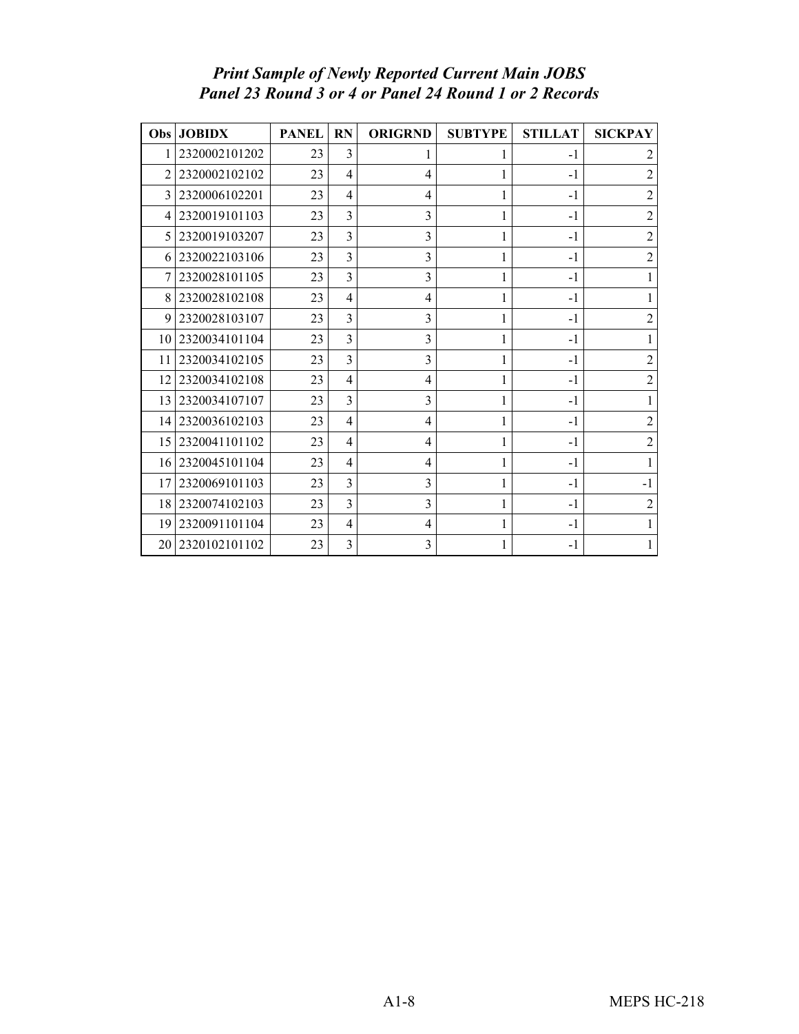### *Print Sample of Newly Reported Current Main JOBS Panel 23 Round 3 or 4 or Panel 24 Round 1 or 2 Records*

| Obs | JOBIDX | PANEL | RN | ORIGRND | SUBTYPE | STILLAT | SICKPAY |
|---|---|---|---|---|---|---|---|
| 1 | 2320002101202 | 23 | 3 | 1 | 1 | -1 | 2 |
| 2 | 2320002102102 | 23 | 4 | 4 | 1 | -1 | 2 |
| 3 | 2320006102201 | 23 | 4 | 4 | 1 | -1 | 2 |
| 4 | 2320019101103 | 23 | 3 | 3 | 1 | -1 | 2 |
| 5 | 2320019103207 | 23 | 3 | 3 | 1 | -1 | 2 |
| 6 | 2320022103106 | 23 | 3 | 3 | 1 | -1 | 2 |
| 7 | 2320028101105 | 23 | 3 | 3 | 1 | -1 | 1 |
| 8 | 2320028102108 | 23 | 4 | 4 | 1 | -1 | 1 |
| 9 | 2320028103107 | 23 | 3 | 3 | 1 | -1 | 2 |
| 10 | 2320034101104 | 23 | 3 | 3 | 1 | -1 | 1 |
| 11 | 2320034102105 | 23 | 3 | 3 | 1 | -1 | 2 |
| 12 | 2320034102108 | 23 | 4 | 4 | 1 | -1 | 2 |
| 13 | 2320034107107 | 23 | 3 | 3 | 1 | -1 | 1 |
| 14 | 2320036102103 | 23 | 4 | 4 | 1 | -1 | 2 |
| 15 | 2320041101102 | 23 | 4 | 4 | 1 | -1 | 2 |
| 16 | 2320045101104 | 23 | 4 | 4 | 1 | -1 | 1 |
| 17 | 2320069101103 | 23 | 3 | 3 | 1 | -1 | -1 |
| 18 | 2320074102103 | 23 | 3 | 3 | 1 | -1 | 2 |
| 19 | 2320091101104 | 23 | 4 | 4 | 1 | -1 | 1 |
| 20 | 2320102101102 | 23 | 3 | 3 | 1 | -1 | 1 |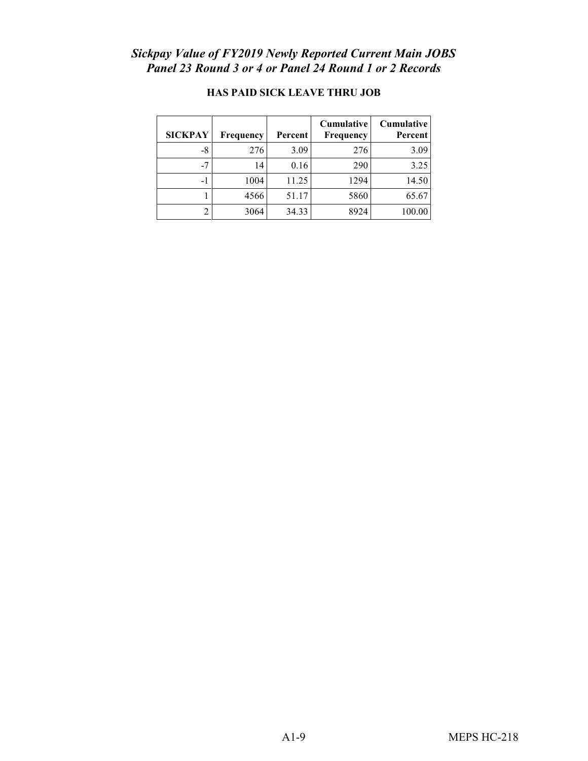## *Sickpay Value of FY2019 Newly Reported Current Main JOBS Panel 23 Round 3 or 4 or Panel 24 Round 1 or 2 Records*

**HAS PAID SICK LEAVE THRU JOB**

| SICKPAY | Frequency | Percent | Cumulative Frequency | Cumulative Percent |
|---|---|---|---|---|
| -8 | 276 | 3.09 | 276 | 3.09 |
| -7 | 14 | 0.16 | 290 | 3.25 |
| -1 | 1004 | 11.25 | 1294 | 14.50 |
| 1 | 4566 | 51.17 | 5860 | 65.67 |
| 2 | 3064 | 34.33 | 8924 | 100.00 |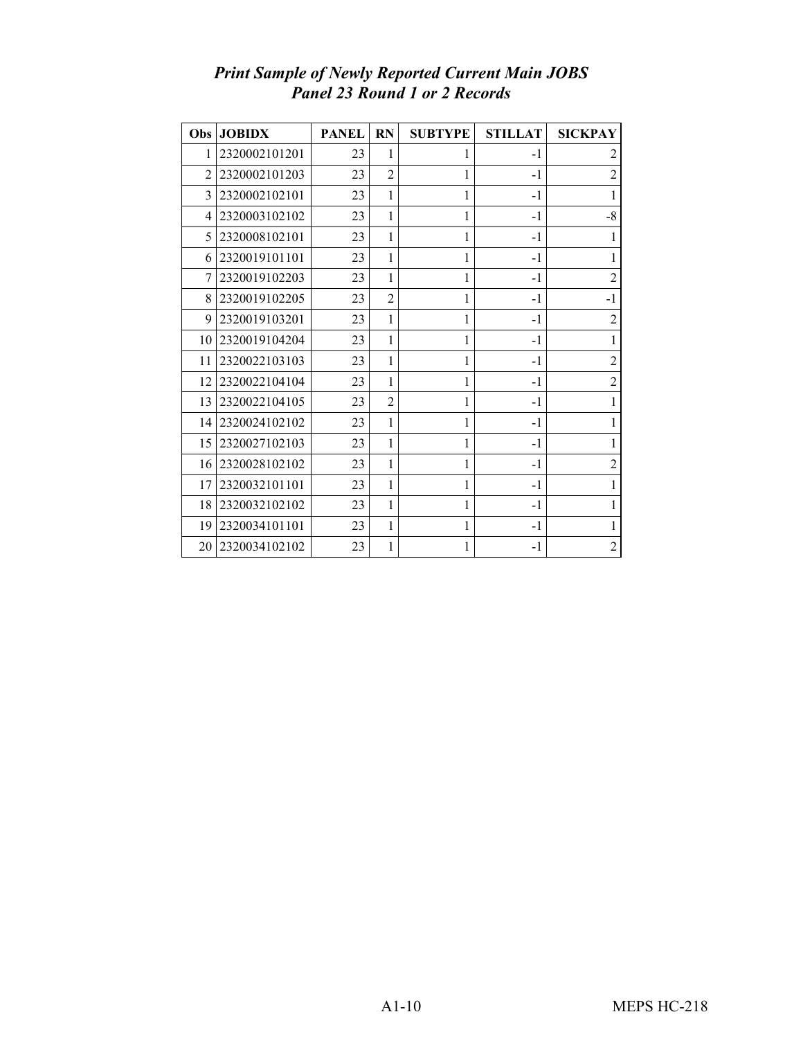***Print Sample of Newly Reported Current Main JOBS Panel 23 Round 1 or 2 Records***

| Obs | JOBIDX | PANEL | RN | SUBTYPE | STILLAT | SICKPAY |
|---|---|---|---|---|---|---|
| 1 | 2320002101201 | 23 | 1 | 1 | -1 | 2 |
| 2 | 2320002101203 | 23 | 2 | 1 | -1 | 2 |
| 3 | 2320002102101 | 23 | 1 | 1 | -1 | 1 |
| 4 | 2320003102102 | 23 | 1 | 1 | -1 | -8 |
| 5 | 2320008102101 | 23 | 1 | 1 | -1 | 1 |
| 6 | 2320019101101 | 23 | 1 | 1 | -1 | 1 |
| 7 | 2320019102203 | 23 | 1 | 1 | -1 | 2 |
| 8 | 2320019102205 | 23 | 2 | 1 | -1 | -1 |
| 9 | 2320019103201 | 23 | 1 | 1 | -1 | 2 |
| 10 | 2320019104204 | 23 | 1 | 1 | -1 | 1 |
| 11 | 2320022103103 | 23 | 1 | 1 | -1 | 2 |
| 12 | 2320022104104 | 23 | 1 | 1 | -1 | 2 |
| 13 | 2320022104105 | 23 | 2 | 1 | -1 | 1 |
| 14 | 2320024102102 | 23 | 1 | 1 | -1 | 1 |
| 15 | 2320027102103 | 23 | 1 | 1 | -1 | 1 |
| 16 | 2320028102102 | 23 | 1 | 1 | -1 | 2 |
| 17 | 2320032101101 | 23 | 1 | 1 | -1 | 1 |
| 18 | 2320032102102 | 23 | 1 | 1 | -1 | 1 |
| 19 | 2320034101101 | 23 | 1 | 1 | -1 | 1 |
| 20 | 2320034102102 | 23 | 1 | 1 | -1 | 2 |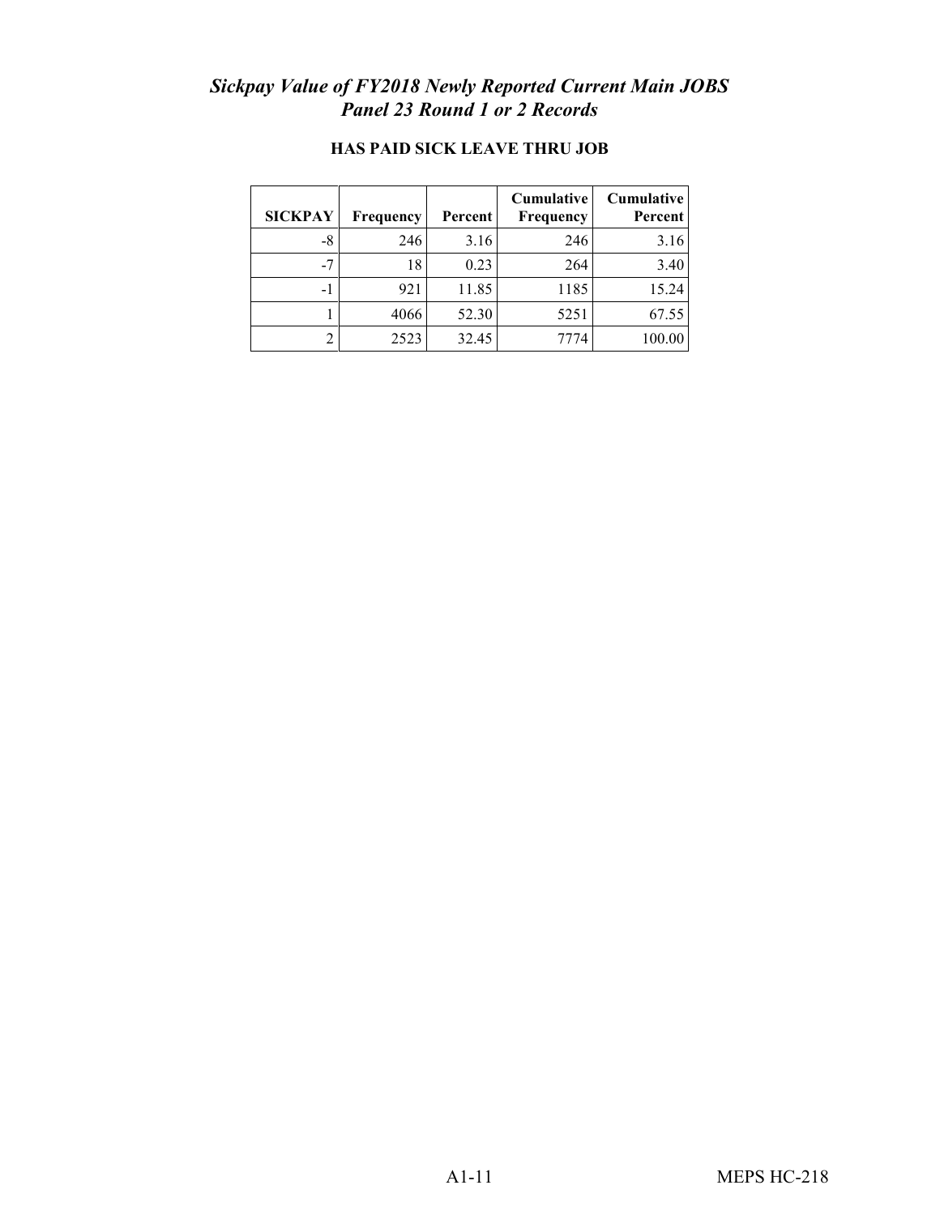## *Sickpay Value of FY2018 Newly Reported Current Main JOBS Panel 23 Round 1 or 2 Records*

**HAS PAID SICK LEAVE THRU JOB**

| SICKPAY | Frequency | Percent | Cumulative Frequency | Cumulative Percent |
|---|---|---|---|---|
| -8 | 246 | 3.16 | 246 | 3.16 |
| -7 | 18 | 0.23 | 264 | 3.40 |
| -1 | 921 | 11.85 | 1185 | 15.24 |
| 1 | 4066 | 52.30 | 5251 | 67.55 |
| 2 | 2523 | 32.45 | 7774 | 100.00 |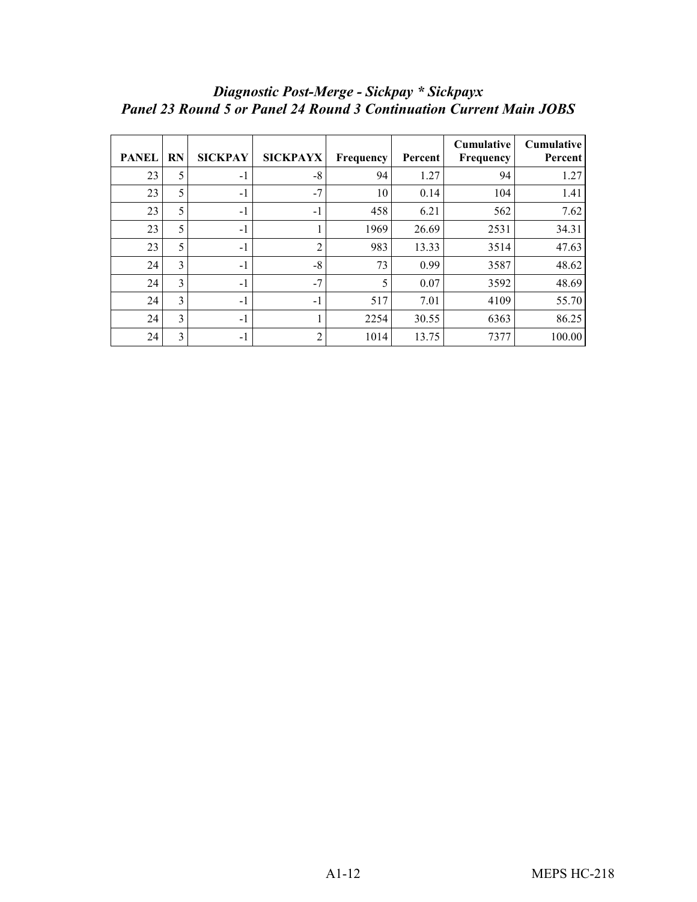## *Diagnostic Post-Merge - Sickpay * Sickpayx*
## *Panel 23 Round 5 or Panel 24 Round 3 Continuation Current Main JOBS*

| PANEL | RN | SICKPAY | SICKPAYX | Frequency | Percent | Cumulative Frequency | Cumulative Percent |
|---|---|---|---|---|---|---|---|
| 23 | 5 | -1 | -8 | 94 | 1.27 | 94 | 1.27 |
| 23 | 5 | -1 | -7 | 10 | 0.14 | 104 | 1.41 |
| 23 | 5 | -1 | -1 | 458 | 6.21 | 562 | 7.62 |
| 23 | 5 | -1 | 1 | 1969 | 26.69 | 2531 | 34.31 |
| 23 | 5 | -1 | 2 | 983 | 13.33 | 3514 | 47.63 |
| 24 | 3 | -1 | -8 | 73 | 0.99 | 3587 | 48.62 |
| 24 | 3 | -1 | -7 | 5 | 0.07 | 3592 | 48.69 |
| 24 | 3 | -1 | -1 | 517 | 7.01 | 4109 | 55.70 |
| 24 | 3 | -1 | 1 | 2254 | 30.55 | 6363 | 86.25 |
| 24 | 3 | -1 | 2 | 1014 | 13.75 | 7377 | 100.00 |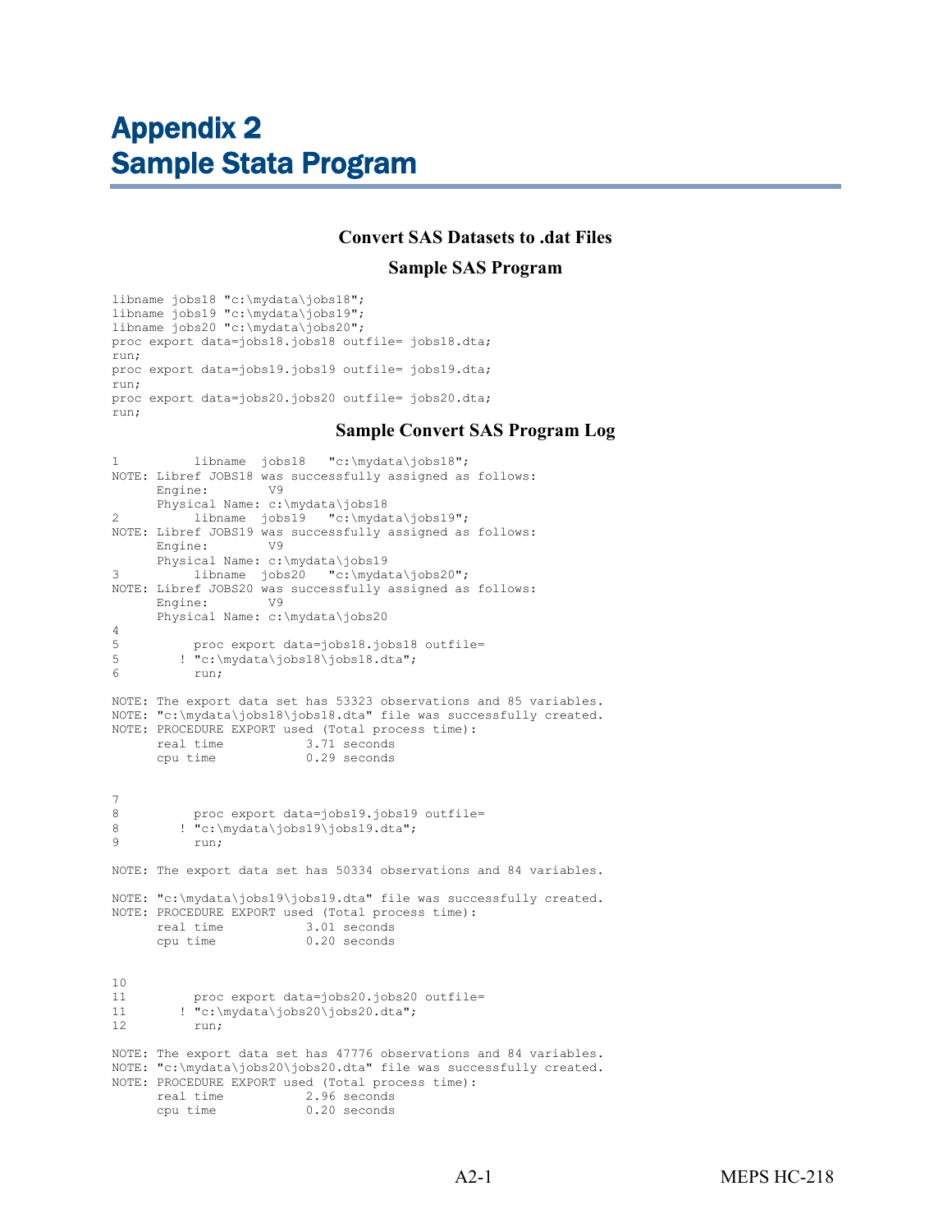# Appendix 2
# Sample Stata Program

### Convert SAS Datasets to .dat Files

### Sample SAS Program

```
libname jobs18 "c:\mydata\jobs18";
libname jobs19 "c:\mydata\jobs19";
libname jobs20 "c:\mydata\jobs20";
proc export data=jobs18.jobs18 outfile= jobs18.dta;
run;
proc export data=jobs19.jobs19 outfile= jobs19.dta;
run;
proc export data=jobs20.jobs20 outfile= jobs20.dta;
run;
```

### Sample Convert SAS Program Log

```
1          libname  jobs18   "c:\mydata\jobs18";
NOTE: Libref JOBS18 was successfully assigned as follows:
      Engine:        V9
      Physical Name: c:\mydata\jobs18
2          libname  jobs19   "c:\mydata\jobs19";
NOTE: Libref JOBS19 was successfully assigned as follows:
      Engine:        V9
      Physical Name: c:\mydata\jobs19
3          libname  jobs20   "c:\mydata\jobs20";
NOTE: Libref JOBS20 was successfully assigned as follows:
      Engine:        V9
      Physical Name: c:\mydata\jobs20
4
5          proc export data=jobs18.jobs18 outfile=
5        ! "c:\mydata\jobs18\jobs18.dta";
6          run;

NOTE: The export data set has 53323 observations and 85 variables.
NOTE: "c:\mydata\jobs18\jobs18.dta" file was successfully created.
NOTE: PROCEDURE EXPORT used (Total process time):
      real time           3.71 seconds
      cpu time            0.29 seconds


7
8          proc export data=jobs19.jobs19 outfile=
8        ! "c:\mydata\jobs19\jobs19.dta";
9          run;

NOTE: The export data set has 50334 observations and 84 variables.

NOTE: "c:\mydata\jobs19\jobs19.dta" file was successfully created.
NOTE: PROCEDURE EXPORT used (Total process time):
      real time           3.01 seconds
      cpu time            0.20 seconds


10
11         proc export data=jobs20.jobs20 outfile=
11       ! "c:\mydata\jobs20\jobs20.dta";
12         run;

NOTE: The export data set has 47776 observations and 84 variables.
NOTE: "c:\mydata\jobs20\jobs20.dta" file was successfully created.
NOTE: PROCEDURE EXPORT used (Total process time):
      real time           2.96 seconds
      cpu time            0.20 seconds
```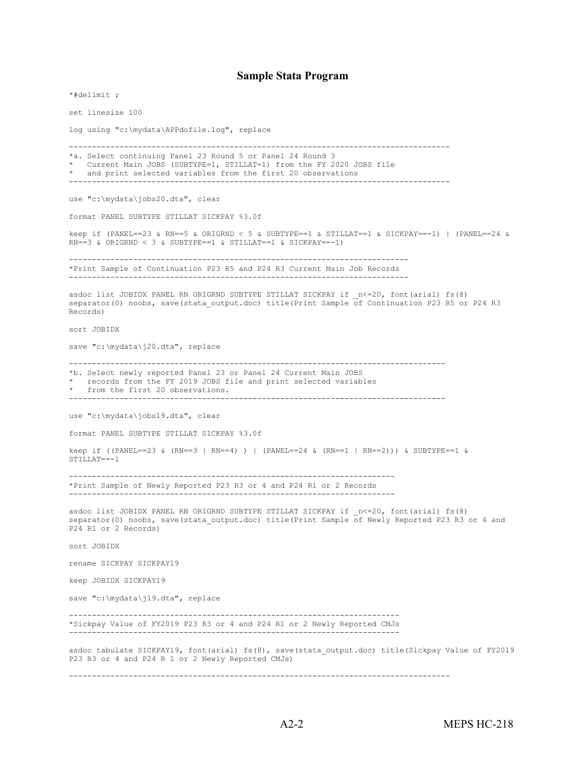## Sample Stata Program

```
*#delimit ;

set linesize 100

log using "c:\mydata\APPdofile.log", replace

---------------------------------------------------------------------------------
*a. Select continuing Panel 23 Round 5 or Panel 24 Round 3
*   Current Main JOBS (SUBTYPE=1, STILLAT=1) from the FY 2020 JOBS file
*   and print selected variables from the first 20 observations
---------------------------------------------------------------------------------

use "c:\mydata\jobs20.dta", clear

format PANEL SUBTYPE STILLAT SICKPAY %3.0f

keep if (PANEL==23 & RN==5 & ORIGRND < 5 & SUBTYPE==1 & STILLAT==1 & SICKPAY==-1) | (PANEL==24 &
RN==3 & ORIGRND < 3 & SUBTYPE==1 & STILLAT==1 & SICKPAY==-1)

-------------------------------------------------------------------------
*Print Sample of Continuation P23 R5 and P24 R3 Current Main Job Records
-------------------------------------------------------------------------

asdoc list JOBIDX PANEL RN ORIGRND SUBTYPE STILLAT SICKPAY if _n<=20, font(arial) fs(8)
separator(0) noobs, save(stata_output.doc) title(Print Sample of Continuation P23 R5 or P24 R3
Records)

sort JOBIDX

save "c:\mydata\j20.dta", replace

--------------------------------------------------------------------------------
*b. Select newly reported Panel 23 or Panel 24 Current Main JOBS
*   records from the FY 2019 JOBS file and print selected variables
*   from the first 20 observations.
--------------------------------------------------------------------------------

use "c:\mydata\jobs19.dta", clear

format PANEL SUBTYPE STILLAT SICKPAY %3.0f

keep if ((PANEL==23 & (RN==3 | RN==4) ) | (PANEL==24 & (RN==1 | RN==2))) & SUBTYPE==1 &
STILLAT==-1

----------------------------------------------------------------------
*Print Sample of Newly Reported P23 R3 or 4 and P24 R1 or 2 Records
----------------------------------------------------------------------

asdoc list JOBIDX PANEL RN ORIGRND SUBTYPE STILLAT SICKPAY if _n<=20, font(arial) fs(8)
separator(0) noobs, save(stata_output.doc) title(Print Sample of Newly Reported P23 R3 or 4 and
P24 R1 or 2 Records)

sort JOBIDX

rename SICKPAY SICKPAY19

keep JOBIDX SICKPAY19

save "c:\mydata\j19.dta", replace

-----------------------------------------------------------------------
*Sickpay Value of FY2019 P23 R3 or 4 and P24 R1 or 2 Newly Reported CMJs
-----------------------------------------------------------------------

asdoc tabulate SICKPAY19, font(arial) fs(8), save(stata_output.doc) title(Sickpay Value of FY2019
P23 R3 or 4 and P24 R 1 or 2 Newly Reported CMJs)

---------------------------------------------------------------------------------
```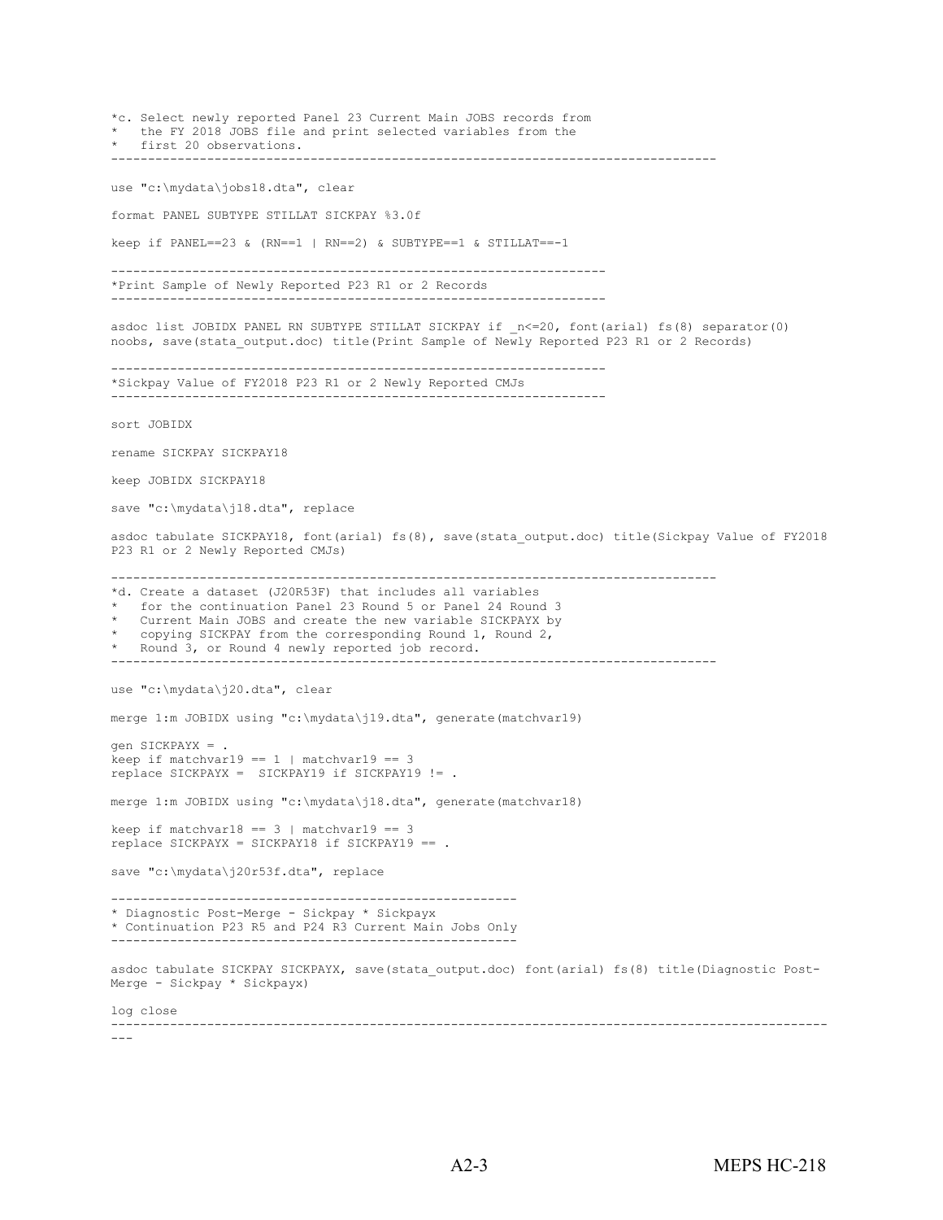```
*c. Select newly reported Panel 23 Current Main JOBS records from
*   the FY 2018 JOBS file and print selected variables from the
*   first 20 observations.
--------------------------------------------------------------------------------

use "c:\mydata\jobs18.dta", clear

format PANEL SUBTYPE STILLAT SICKPAY %3.0f

keep if PANEL==23 & (RN==1 | RN==2) & SUBTYPE==1 & STILLAT==-1

------------------------------------------------------------------
*Print Sample of Newly Reported P23 R1 or 2 Records
------------------------------------------------------------------

asdoc list JOBIDX PANEL RN SUBTYPE STILLAT SICKPAY if _n<=20, font(arial) fs(8) separator(0)
noobs, save(stata_output.doc) title(Print Sample of Newly Reported P23 R1 or 2 Records)

------------------------------------------------------------------
*Sickpay Value of FY2018 P23 R1 or 2 Newly Reported CMJs
------------------------------------------------------------------

sort JOBIDX

rename SICKPAY SICKPAY18

keep JOBIDX SICKPAY18

save "c:\mydata\j18.dta", replace

asdoc tabulate SICKPAY18, font(arial) fs(8), save(stata_output.doc) title(Sickpay Value of FY2018
P23 R1 or 2 Newly Reported CMJs)

--------------------------------------------------------------------------------
*d. Create a dataset (J20R53F) that includes all variables
*   for the continuation Panel 23 Round 5 or Panel 24 Round 3
*   Current Main JOBS and create the new variable SICKPAYX by
*   copying SICKPAY from the corresponding Round 1, Round 2,
*   Round 3, or Round 4 newly reported job record.
--------------------------------------------------------------------------------

use "c:\mydata\j20.dta", clear

merge 1:m JOBIDX using "c:\mydata\j19.dta", generate(matchvar19)

gen SICKPAYX = .
keep if matchvar19 == 1 | matchvar19 == 3
replace SICKPAYX =  SICKPAY19 if SICKPAY19 != .

merge 1:m JOBIDX using "c:\mydata\j18.dta", generate(matchvar18)

keep if matchvar18 == 3 | matchvar19 == 3
replace SICKPAYX = SICKPAY18 if SICKPAY19 == .

save "c:\mydata\j20r53f.dta", replace

------------------------------------------------------
* Diagnostic Post-Merge - Sickpay * Sickpayx
* Continuation P23 R5 and P24 R3 Current Main Jobs Only
------------------------------------------------------

asdoc tabulate SICKPAY SICKPAYX, save(stata_output.doc) font(arial) fs(8) title(Diagnostic Post-
Merge - Sickpay * Sickpayx)

log close
----------------------------------------------------------------------------------------------------
---
```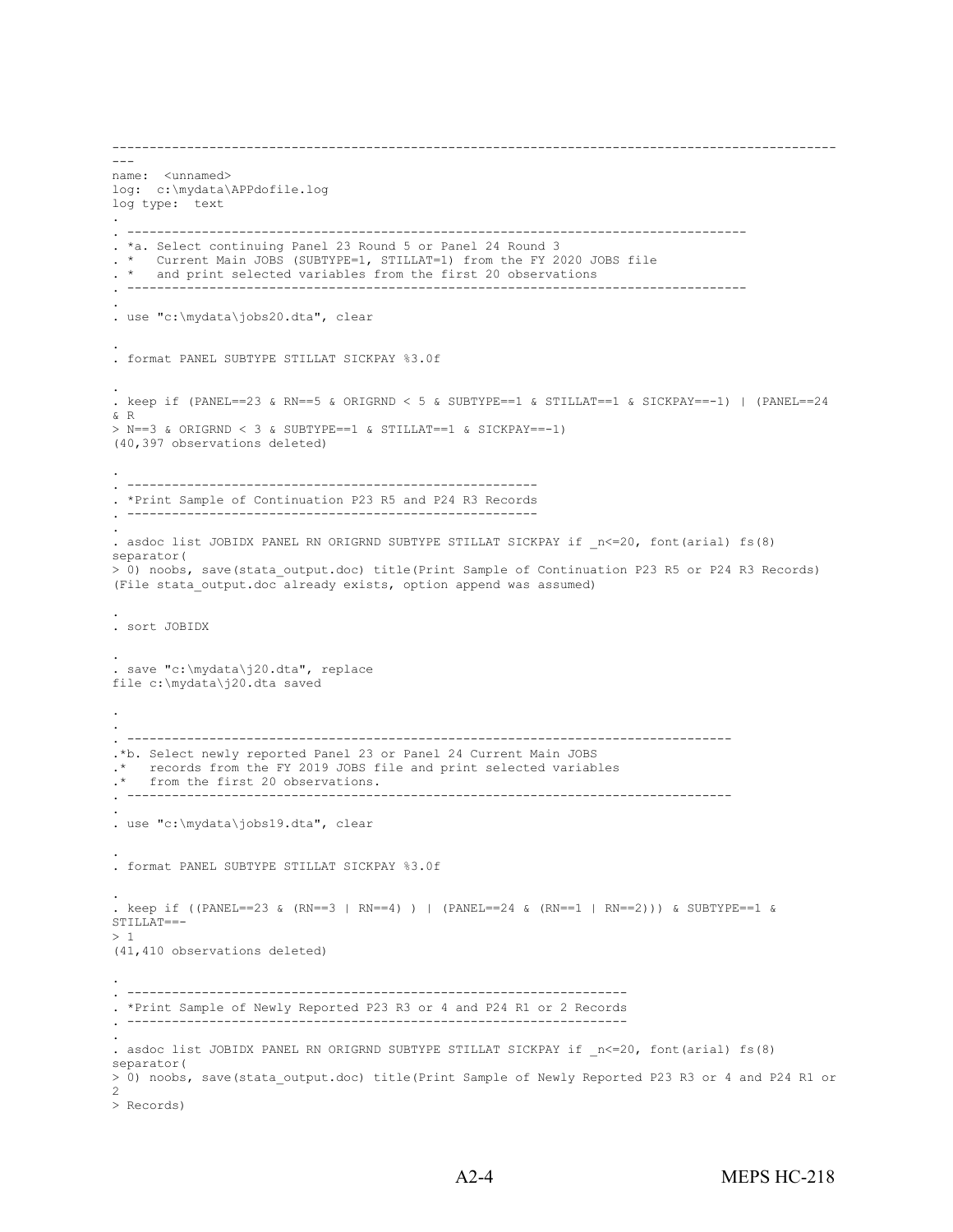```
--------------------------------------------------------------------------------------------------
---
name:  <unnamed>
log:  c:\mydata\APPdofile.log
log type:  text
.
. ------------------------------------------------------------------------------------
. *a. Select continuing Panel 23 Round 5 or Panel 24 Round 3
. *   Current Main JOBS (SUBTYPE=1, STILLAT=1) from the FY 2020 JOBS file
. *   and print selected variables from the first 20 observations
. ------------------------------------------------------------------------------------
.
. use "c:\mydata\jobs20.dta", clear

.
. format PANEL SUBTYPE STILLAT SICKPAY %3.0f

.
. keep if (PANEL==23 & RN==5 & ORIGRND < 5 & SUBTYPE==1 & STILLAT==1 & SICKPAY==-1) | (PANEL==24
& R
> N==3 & ORIGRND < 3 & SUBTYPE==1 & STILLAT==1 & SICKPAY==-1)
(40,397 observations deleted)

.
. -------------------------------------------------------
. *Print Sample of Continuation P23 R5 and P24 R3 Records
. -------------------------------------------------------
.
. asdoc list JOBIDX PANEL RN ORIGRND SUBTYPE STILLAT SICKPAY if _n<=20, font(arial) fs(8)
separator(
> 0) noobs, save(stata_output.doc) title(Print Sample of Continuation P23 R5 or P24 R3 Records)
(File stata_output.doc already exists, option append was assumed)

.
. sort JOBIDX

.
. save "c:\mydata\j20.dta", replace
file c:\mydata\j20.dta saved

.
.
. ---------------------------------------------------------------------------------
.*b. Select newly reported Panel 23 or Panel 24 Current Main JOBS
.*   records from the FY 2019 JOBS file and print selected variables
.*   from the first 20 observations.
. ---------------------------------------------------------------------------------
.
. use "c:\mydata\jobs19.dta", clear

.
. format PANEL SUBTYPE STILLAT SICKPAY %3.0f

.
. keep if ((PANEL==23 & (RN==3 | RN==4) ) | (PANEL==24 & (RN==1 | RN==2))) & SUBTYPE==1 &
STILLAT==-
> 1
(41,410 observations deleted)

.
. -------------------------------------------------------------------
. *Print Sample of Newly Reported P23 R3 or 4 and P24 R1 or 2 Records
. -------------------------------------------------------------------
.
. asdoc list JOBIDX PANEL RN ORIGRND SUBTYPE STILLAT SICKPAY if _n<=20, font(arial) fs(8)
separator(
> 0) noobs, save(stata_output.doc) title(Print Sample of Newly Reported P23 R3 or 4 and P24 R1 or
2
> Records)
```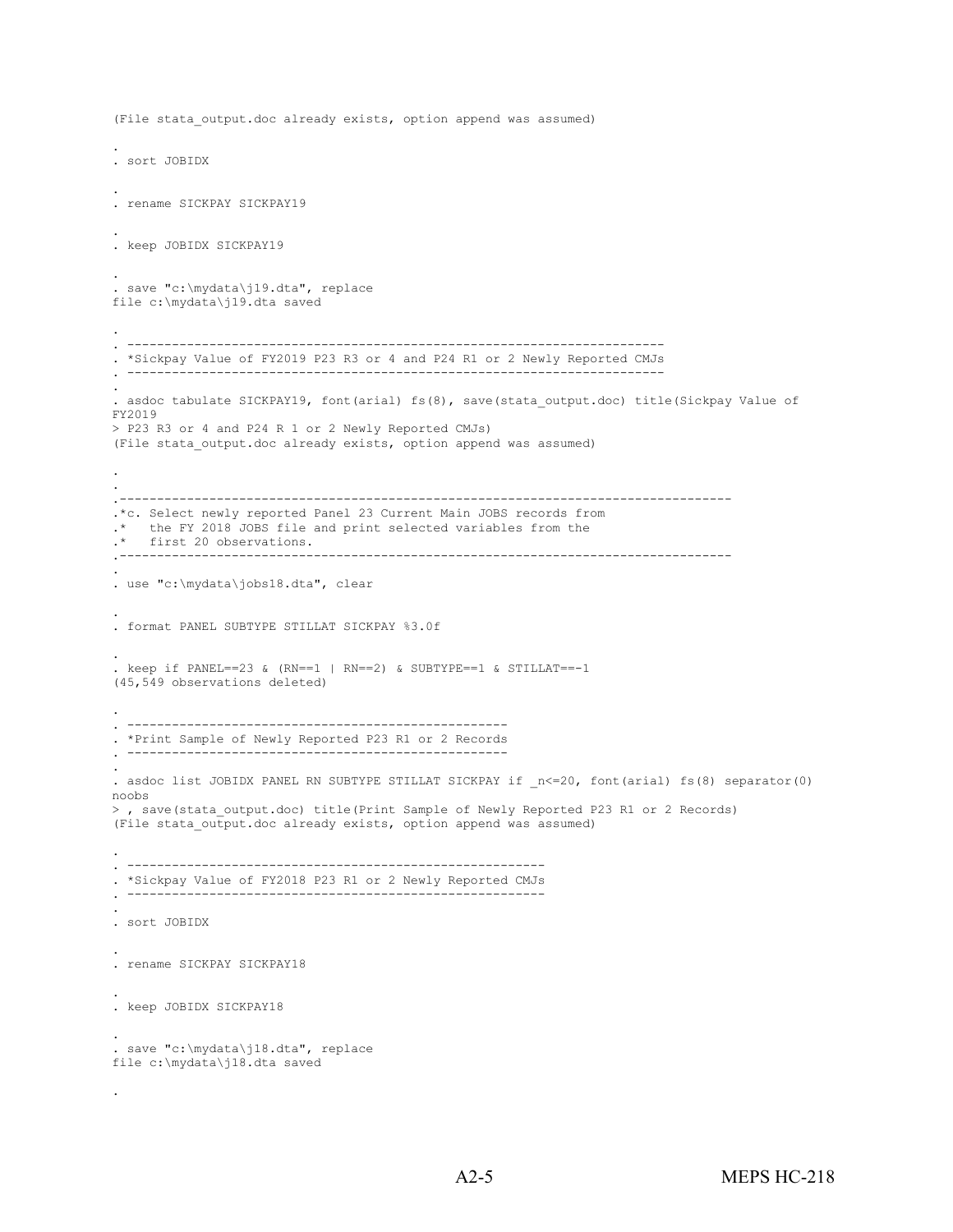```
(File stata_output.doc already exists, option append was assumed)

.
. sort JOBIDX

.
. rename SICKPAY SICKPAY19

.
. keep JOBIDX SICKPAY19

.
. save "c:\mydata\j19.dta", replace
file c:\mydata\j19.dta saved

.
. -----------------------------------------------------------------------
. *Sickpay Value of FY2019 P23 R3 or 4 and P24 R1 or 2 Newly Reported CMJs
. -----------------------------------------------------------------------
.
. asdoc tabulate SICKPAY19, font(arial) fs(8), save(stata_output.doc) title(Sickpay Value of
FY2019
> P23 R3 or 4 and P24 R 1 or 2 Newly Reported CMJs)
(File stata_output.doc already exists, option append was assumed)

.
.
.-------------------------------------------------------------------------------
.*c. Select newly reported Panel 23 Current Main JOBS records from
.*   the FY 2018 JOBS file and print selected variables from the
.*   first 20 observations.
.-------------------------------------------------------------------------------
.
. use "c:\mydata\jobs18.dta", clear

.
. format PANEL SUBTYPE STILLAT SICKPAY %3.0f

.
. keep if PANEL==23 & (RN==1 | RN==2) & SUBTYPE==1 & STILLAT==-1
(45,549 observations deleted)

.
. --------------------------------------------------
. *Print Sample of Newly Reported P23 R1 or 2 Records
. --------------------------------------------------
.
. asdoc list JOBIDX PANEL RN SUBTYPE STILLAT SICKPAY if _n<=20, font(arial) fs(8) separator(0)
noobs
> , save(stata_output.doc) title(Print Sample of Newly Reported P23 R1 or 2 Records)
(File stata_output.doc already exists, option append was assumed)

.
. ------------------------------------------------------
. *Sickpay Value of FY2018 P23 R1 or 2 Newly Reported CMJs
. ------------------------------------------------------
.
. sort JOBIDX

.
. rename SICKPAY SICKPAY18

.
. keep JOBIDX SICKPAY18

.
. save "c:\mydata\j18.dta", replace
file c:\mydata\j18.dta saved

.
```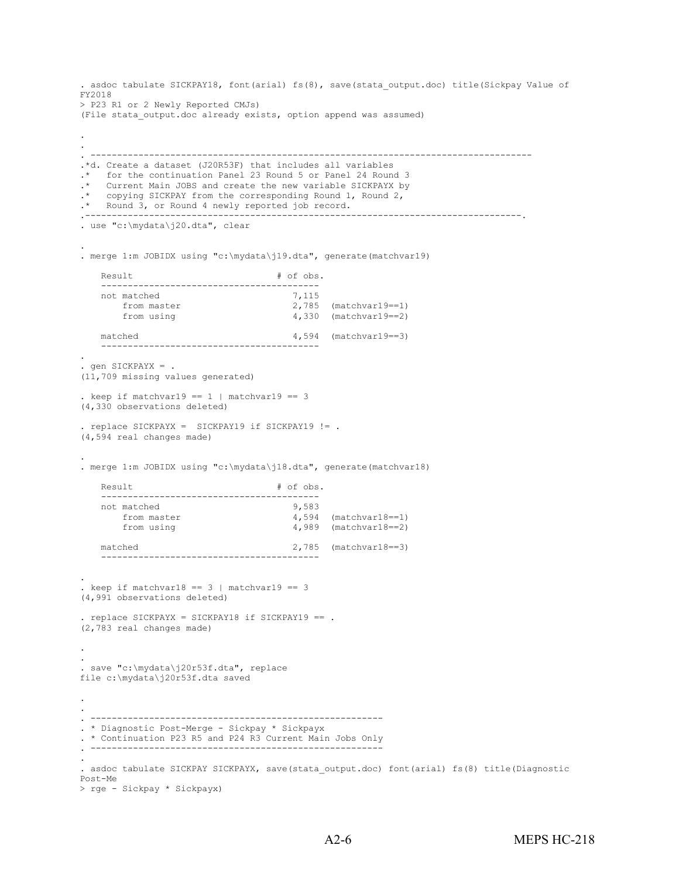```
. asdoc tabulate SICKPAY18, font(arial) fs(8), save(stata_output.doc) title(Sickpay Value of
FY2018
> P23 R1 or 2 Newly Reported CMJs)
(File stata_output.doc already exists, option append was assumed)

.
.
. --------------------------------------------------------------------------------
.*d. Create a dataset (J20R53F) that includes all variables
.*   for the continuation Panel 23 Round 5 or Panel 24 Round 3
.*   Current Main JOBS and create the new variable SICKPAYX by
.*   copying SICKPAY from the corresponding Round 1, Round 2,
.*   Round 3, or Round 4 newly reported job record.
.--------------------------------------------------------------------------------.
. use "c:\mydata\j20.dta", clear

.
. merge 1:m JOBIDX using "c:\mydata\j19.dta", generate(matchvar19)

    Result                           # of obs.
    -----------------------------------------
    not matched                         7,115
        from master                     2,785  (matchvar19==1)
        from using                      4,330  (matchvar19==2)

    matched                             4,594  (matchvar19==3)
    -----------------------------------------

.
. gen SICKPAYX = .
(11,709 missing values generated)

. keep if matchvar19 == 1 | matchvar19 == 3
(4,330 observations deleted)

. replace SICKPAYX =  SICKPAY19 if SICKPAY19 != .
(4,594 real changes made)

.
. merge 1:m JOBIDX using "c:\mydata\j18.dta", generate(matchvar18)

    Result                           # of obs.
    -----------------------------------------
    not matched                         9,583
        from master                     4,594  (matchvar18==1)
        from using                      4,989  (matchvar18==2)

    matched                             2,785  (matchvar18==3)
    -----------------------------------------

.
. keep if matchvar18 == 3 | matchvar19 == 3
(4,991 observations deleted)

. replace SICKPAYX = SICKPAY18 if SICKPAY19 == .
(2,783 real changes made)

.
.
. save "c:\mydata\j20r53f.dta", replace
file c:\mydata\j20r53f.dta saved

.
.
. -------------------------------------------------------
. * Diagnostic Post-Merge - Sickpay * Sickpayx
. * Continuation P23 R5 and P24 R3 Current Main Jobs Only
. -------------------------------------------------------
.
. asdoc tabulate SICKPAY SICKPAYX, save(stata_output.doc) font(arial) fs(8) title(Diagnostic
Post-Me
> rge - Sickpay * Sickpayx)
```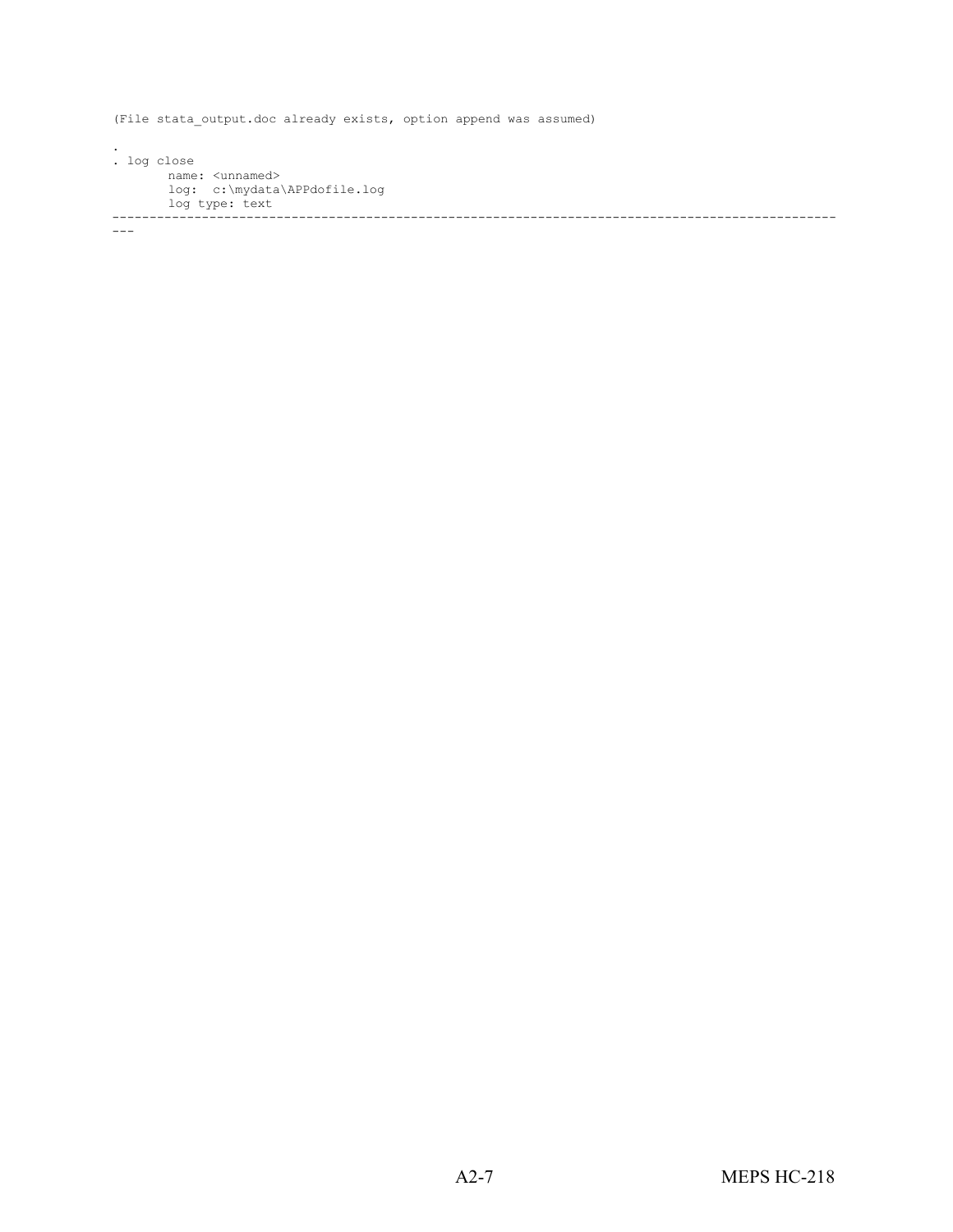```
(File stata_output.doc already exists, option append was assumed)

.
. log close
       name: <unnamed>
       log:  c:\mydata\APPdofile.log
       log type: text
----------------------------------------------------------------------------------------------------
---
```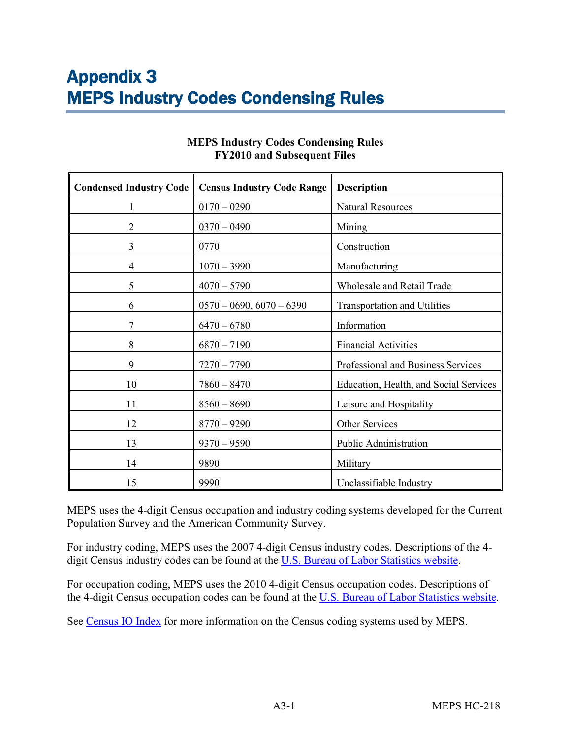# Appendix 3
# MEPS Industry Codes Condensing Rules

**MEPS Industry Codes Condensing Rules**
**FY2010 and Subsequent Files**

| Condensed Industry Code | Census Industry Code Range | Description |
|---|---|---|
| 1 | 0170 – 0290 | Natural Resources |
| 2 | 0370 – 0490 | Mining |
| 3 | 0770 | Construction |
| 4 | 1070 – 3990 | Manufacturing |
| 5 | 4070 – 5790 | Wholesale and Retail Trade |
| 6 | 0570 – 0690, 6070 – 6390 | Transportation and Utilities |
| 7 | 6470 – 6780 | Information |
| 8 | 6870 – 7190 | Financial Activities |
| 9 | 7270 – 7790 | Professional and Business Services |
| 10 | 7860 – 8470 | Education, Health, and Social Services |
| 11 | 8560 – 8690 | Leisure and Hospitality |
| 12 | 8770 – 9290 | Other Services |
| 13 | 9370 – 9590 | Public Administration |
| 14 | 9890 | Military |
| 15 | 9990 | Unclassifiable Industry |

MEPS uses the 4-digit Census occupation and industry coding systems developed for the Current Population Survey and the American Community Survey.

For industry coding, MEPS uses the 2007 4-digit Census industry codes. Descriptions of the 4-digit Census industry codes can be found at the U.S. Bureau of Labor Statistics website.

For occupation coding, MEPS uses the 2010 4-digit Census occupation codes. Descriptions of the 4-digit Census occupation codes can be found at the U.S. Bureau of Labor Statistics website.

See Census IO Index for more information on the Census coding systems used by MEPS.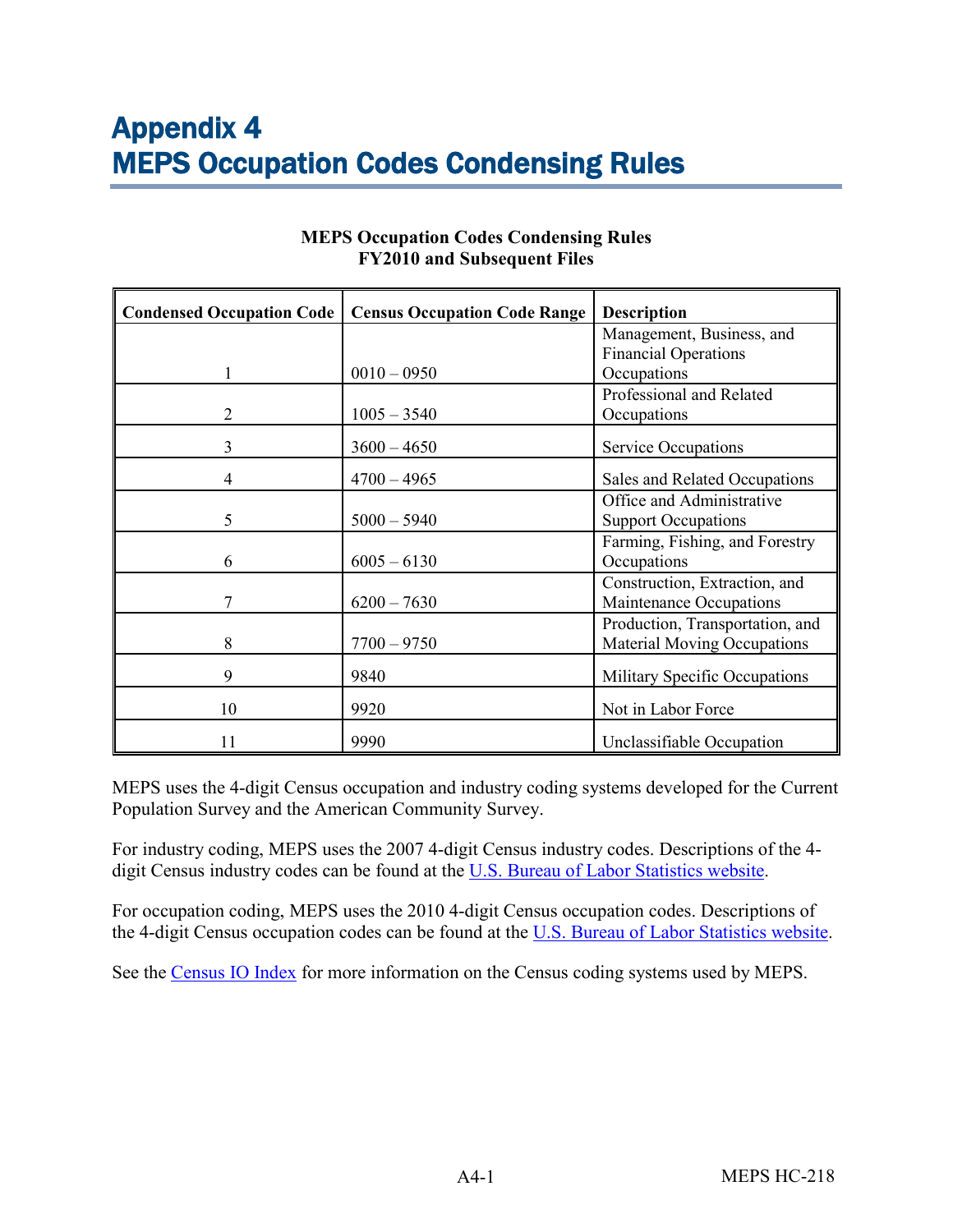# Appendix 4
# MEPS Occupation Codes Condensing Rules

**MEPS Occupation Codes Condensing Rules**
**FY2010 and Subsequent Files**

| Condensed Occupation Code | Census Occupation Code Range | Description |
|---|---|---|
| 1 | 0010 – 0950 | Management, Business, and Financial Operations Occupations |
| 2 | 1005 – 3540 | Professional and Related Occupations |
| 3 | 3600 – 4650 | Service Occupations |
| 4 | 4700 – 4965 | Sales and Related Occupations |
| 5 | 5000 – 5940 | Office and Administrative Support Occupations |
| 6 | 6005 – 6130 | Farming, Fishing, and Forestry Occupations |
| 7 | 6200 – 7630 | Construction, Extraction, and Maintenance Occupations |
| 8 | 7700 – 9750 | Production, Transportation, and Material Moving Occupations |
| 9 | 9840 | Military Specific Occupations |
| 10 | 9920 | Not in Labor Force |
| 11 | 9990 | Unclassifiable Occupation |

MEPS uses the 4-digit Census occupation and industry coding systems developed for the Current Population Survey and the American Community Survey.

For industry coding, MEPS uses the 2007 4-digit Census industry codes. Descriptions of the 4-digit Census industry codes can be found at the U.S. Bureau of Labor Statistics website.

For occupation coding, MEPS uses the 2010 4-digit Census occupation codes. Descriptions of the 4-digit Census occupation codes can be found at the U.S. Bureau of Labor Statistics website.

See the Census IO Index for more information on the Census coding systems used by MEPS.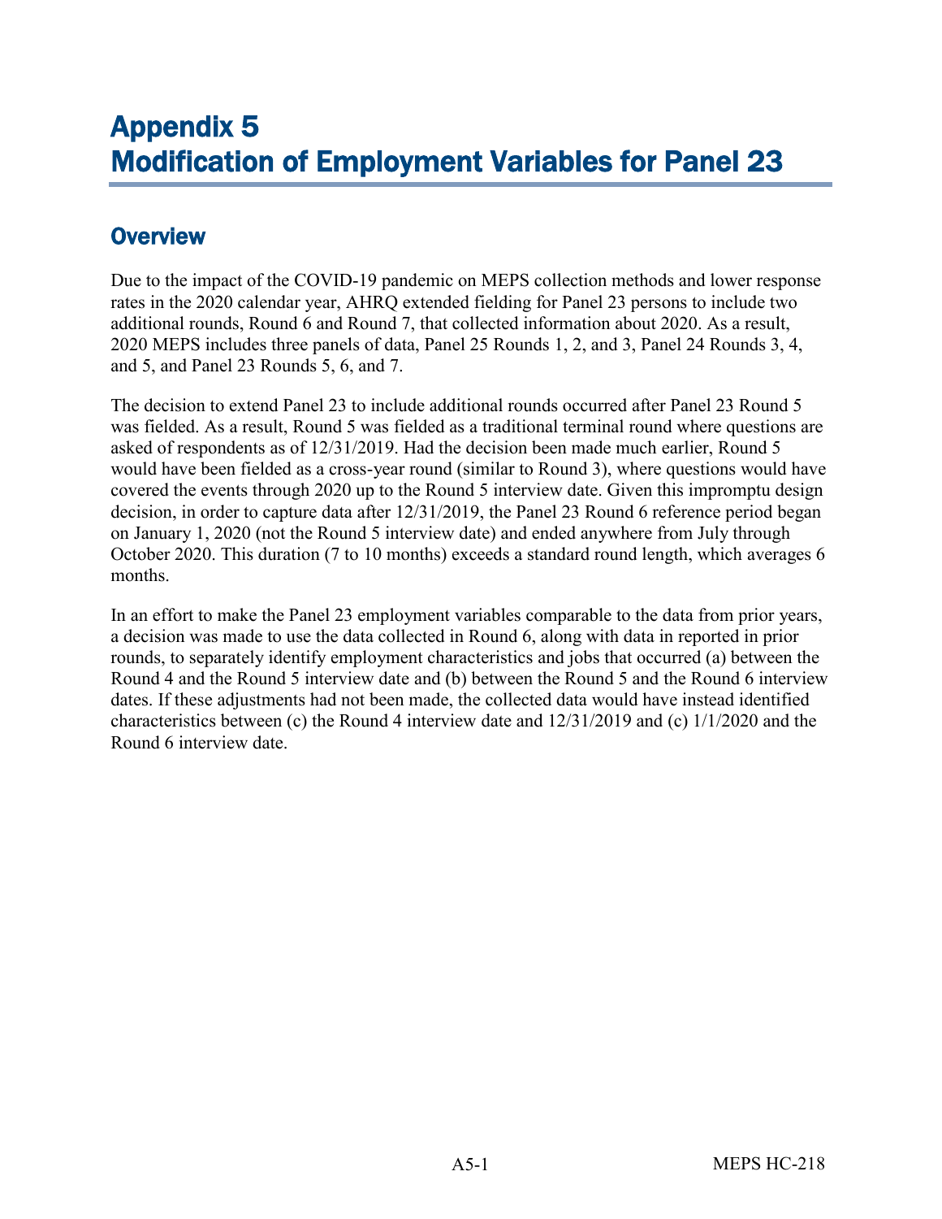# Appendix 5
# Modification of Employment Variables for Panel 23

## Overview

Due to the impact of the COVID-19 pandemic on MEPS collection methods and lower response rates in the 2020 calendar year, AHRQ extended fielding for Panel 23 persons to include two additional rounds, Round 6 and Round 7, that collected information about 2020. As a result, 2020 MEPS includes three panels of data, Panel 25 Rounds 1, 2, and 3, Panel 24 Rounds 3, 4, and 5, and Panel 23 Rounds 5, 6, and 7.

The decision to extend Panel 23 to include additional rounds occurred after Panel 23 Round 5 was fielded. As a result, Round 5 was fielded as a traditional terminal round where questions are asked of respondents as of 12/31/2019. Had the decision been made much earlier, Round 5 would have been fielded as a cross-year round (similar to Round 3), where questions would have covered the events through 2020 up to the Round 5 interview date. Given this impromptu design decision, in order to capture data after 12/31/2019, the Panel 23 Round 6 reference period began on January 1, 2020 (not the Round 5 interview date) and ended anywhere from July through October 2020. This duration (7 to 10 months) exceeds a standard round length, which averages 6 months.

In an effort to make the Panel 23 employment variables comparable to the data from prior years, a decision was made to use the data collected in Round 6, along with data in reported in prior rounds, to separately identify employment characteristics and jobs that occurred (a) between the Round 4 and the Round 5 interview date and (b) between the Round 5 and the Round 6 interview dates. If these adjustments had not been made, the collected data would have instead identified characteristics between (c) the Round 4 interview date and 12/31/2019 and (c) 1/1/2020 and the Round 6 interview date.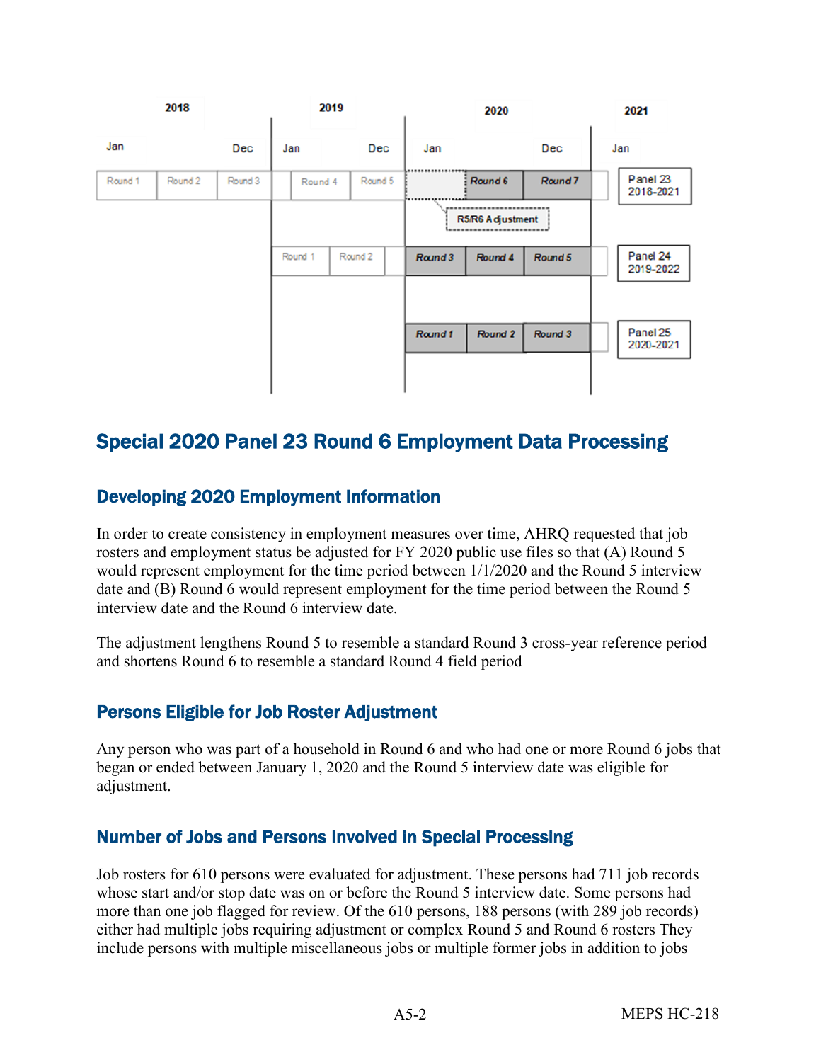| Panel | 2018 (Jan–Dec) | 2019 (Jan–Dec) | 2020 (Jan–Dec) | 2021 (Jan) |
| --- | --- | --- | --- | --- |
| Panel 23 2018-2021 | Round 1, Round 2, Round 3 | Round 4, Round 5 | Round 6, Round 7 (R5/R6 Adjustment) | |
| Panel 24 2019-2022 | | Round 1, Round 2 | Round 3, Round 4, Round 5 | |
| Panel 25 2020-2021 | | | Round 1, Round 2, Round 3 | |

## Special 2020 Panel 23 Round 6 Employment Data Processing

### Developing 2020 Employment Information

In order to create consistency in employment measures over time, AHRQ requested that job rosters and employment status be adjusted for FY 2020 public use files so that (A) Round 5 would represent employment for the time period between 1/1/2020 and the Round 5 interview date and (B) Round 6 would represent employment for the time period between the Round 5 interview date and the Round 6 interview date.

The adjustment lengthens Round 5 to resemble a standard Round 3 cross-year reference period and shortens Round 6 to resemble a standard Round 4 field period

### Persons Eligible for Job Roster Adjustment

Any person who was part of a household in Round 6 and who had one or more Round 6 jobs that began or ended between January 1, 2020 and the Round 5 interview date was eligible for adjustment.

### Number of Jobs and Persons Involved in Special Processing

Job rosters for 610 persons were evaluated for adjustment. These persons had 711 job records whose start and/or stop date was on or before the Round 5 interview date. Some persons had more than one job flagged for review. Of the 610 persons, 188 persons (with 289 job records) either had multiple jobs requiring adjustment or complex Round 5 and Round 6 rosters They include persons with multiple miscellaneous jobs or multiple former jobs in addition to jobs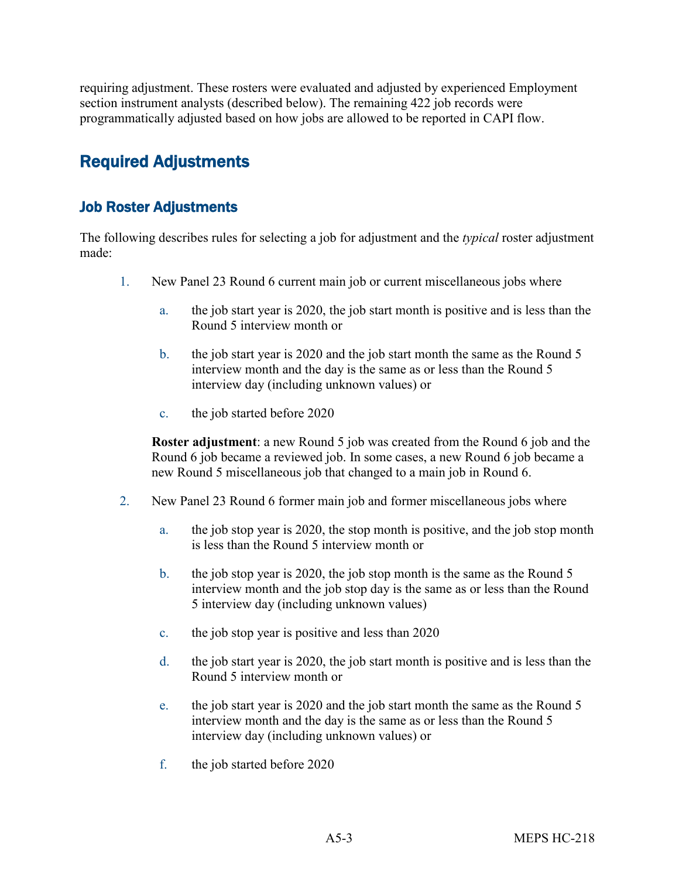requiring adjustment. These rosters were evaluated and adjusted by experienced Employment section instrument analysts (described below). The remaining 422 job records were programmatically adjusted based on how jobs are allowed to be reported in CAPI flow.

## Required Adjustments

### Job Roster Adjustments

The following describes rules for selecting a job for adjustment and the *typical* roster adjustment made:

1. New Panel 23 Round 6 current main job or current miscellaneous jobs where

    a. the job start year is 2020, the job start month is positive and is less than the Round 5 interview month or

    b. the job start year is 2020 and the job start month the same as the Round 5 interview month and the day is the same as or less than the Round 5 interview day (including unknown values) or

    c. the job started before 2020

    **Roster adjustment**: a new Round 5 job was created from the Round 6 job and the Round 6 job became a reviewed job. In some cases, a new Round 6 job became a new Round 5 miscellaneous job that changed to a main job in Round 6.

2. New Panel 23 Round 6 former main job and former miscellaneous jobs where

    a. the job stop year is 2020, the stop month is positive, and the job stop month is less than the Round 5 interview month or

    b. the job stop year is 2020, the job stop month is the same as the Round 5 interview month and the job stop day is the same as or less than the Round 5 interview day (including unknown values)

    c. the job stop year is positive and less than 2020

    d. the job start year is 2020, the job start month is positive and is less than the Round 5 interview month or

    e. the job start year is 2020 and the job start month the same as the Round 5 interview month and the day is the same as or less than the Round 5 interview day (including unknown values) or

    f. the job started before 2020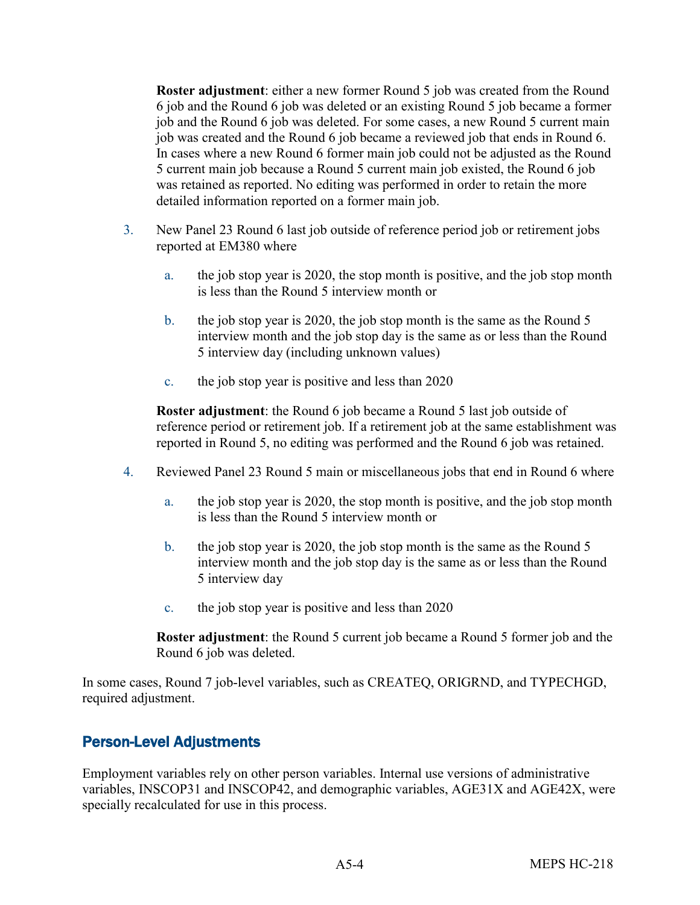**Roster adjustment**: either a new former Round 5 job was created from the Round 6 job and the Round 6 job was deleted or an existing Round 5 job became a former job and the Round 6 job was deleted. For some cases, a new Round 5 current main job was created and the Round 6 job became a reviewed job that ends in Round 6. In cases where a new Round 6 former main job could not be adjusted as the Round 5 current main job because a Round 5 current main job existed, the Round 6 job was retained as reported. No editing was performed in order to retain the more detailed information reported on a former main job.

3. New Panel 23 Round 6 last job outside of reference period job or retirement jobs reported at EM380 where

   a. the job stop year is 2020, the stop month is positive, and the job stop month is less than the Round 5 interview month or

   b. the job stop year is 2020, the job stop month is the same as the Round 5 interview month and the job stop day is the same as or less than the Round 5 interview day (including unknown values)

   c. the job stop year is positive and less than 2020

   **Roster adjustment**: the Round 6 job became a Round 5 last job outside of reference period or retirement job. If a retirement job at the same establishment was reported in Round 5, no editing was performed and the Round 6 job was retained.

4. Reviewed Panel 23 Round 5 main or miscellaneous jobs that end in Round 6 where

   a. the job stop year is 2020, the stop month is positive, and the job stop month is less than the Round 5 interview month or

   b. the job stop year is 2020, the job stop month is the same as the Round 5 interview month and the job stop day is the same as or less than the Round 5 interview day

   c. the job stop year is positive and less than 2020

   **Roster adjustment**: the Round 5 current job became a Round 5 former job and the Round 6 job was deleted.

In some cases, Round 7 job-level variables, such as CREATEQ, ORIGRND, and TYPECHGD, required adjustment.

## Person-Level Adjustments

Employment variables rely on other person variables. Internal use versions of administrative variables, INSCOP31 and INSCOP42, and demographic variables, AGE31X and AGE42X, were specially recalculated for use in this process.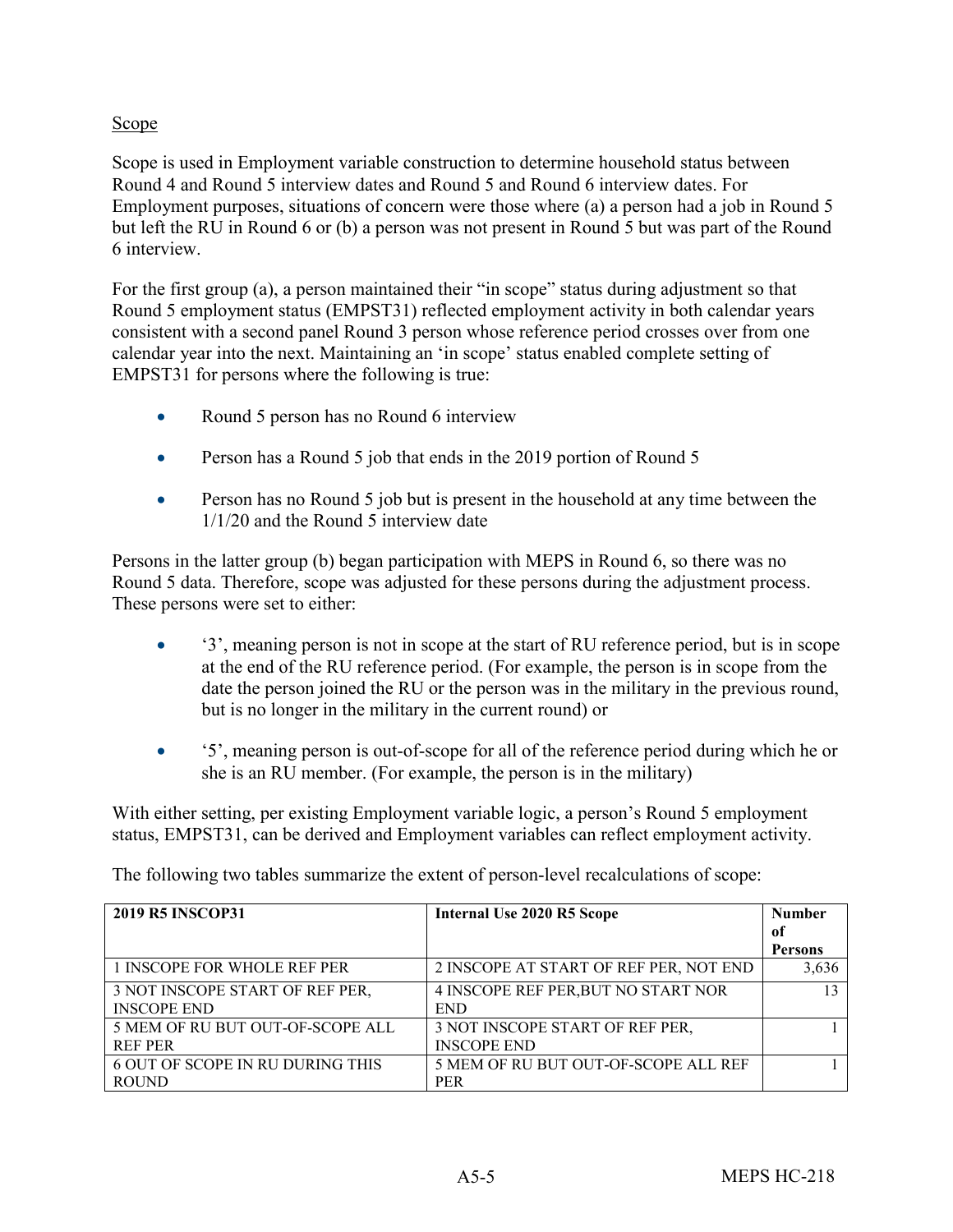Scope

Scope is used in Employment variable construction to determine household status between Round 4 and Round 5 interview dates and Round 5 and Round 6 interview dates. For Employment purposes, situations of concern were those where (a) a person had a job in Round 5 but left the RU in Round 6 or (b) a person was not present in Round 5 but was part of the Round 6 interview.

For the first group (a), a person maintained their "in scope" status during adjustment so that Round 5 employment status (EMPST31) reflected employment activity in both calendar years consistent with a second panel Round 3 person whose reference period crosses over from one calendar year into the next. Maintaining an 'in scope' status enabled complete setting of EMPST31 for persons where the following is true:

- Round 5 person has no Round 6 interview
- Person has a Round 5 job that ends in the 2019 portion of Round 5
- Person has no Round 5 job but is present in the household at any time between the 1/1/20 and the Round 5 interview date

Persons in the latter group (b) began participation with MEPS in Round 6, so there was no Round 5 data. Therefore, scope was adjusted for these persons during the adjustment process. These persons were set to either:

- '3', meaning person is not in scope at the start of RU reference period, but is in scope at the end of the RU reference period. (For example, the person is in scope from the date the person joined the RU or the person was in the military in the previous round, but is no longer in the military in the current round) or
- '5', meaning person is out-of-scope for all of the reference period during which he or she is an RU member. (For example, the person is in the military)

With either setting, per existing Employment variable logic, a person's Round 5 employment status, EMPST31, can be derived and Employment variables can reflect employment activity.

The following two tables summarize the extent of person-level recalculations of scope:

| 2019 R5 INSCOP31 | Internal Use 2020 R5 Scope | Number of Persons |
|---|---|---|
| 1 INSCOPE FOR WHOLE REF PER | 2 INSCOPE AT START OF REF PER, NOT END | 3,636 |
| 3 NOT INSCOPE START OF REF PER, INSCOPE END | 4 INSCOPE REF PER,BUT NO START NOR END | 13 |
| 5 MEM OF RU BUT OUT-OF-SCOPE ALL REF PER | 3 NOT INSCOPE START OF REF PER, INSCOPE END | 1 |
| 6 OUT OF SCOPE IN RU DURING THIS ROUND | 5 MEM OF RU BUT OUT-OF-SCOPE ALL REF PER | 1 |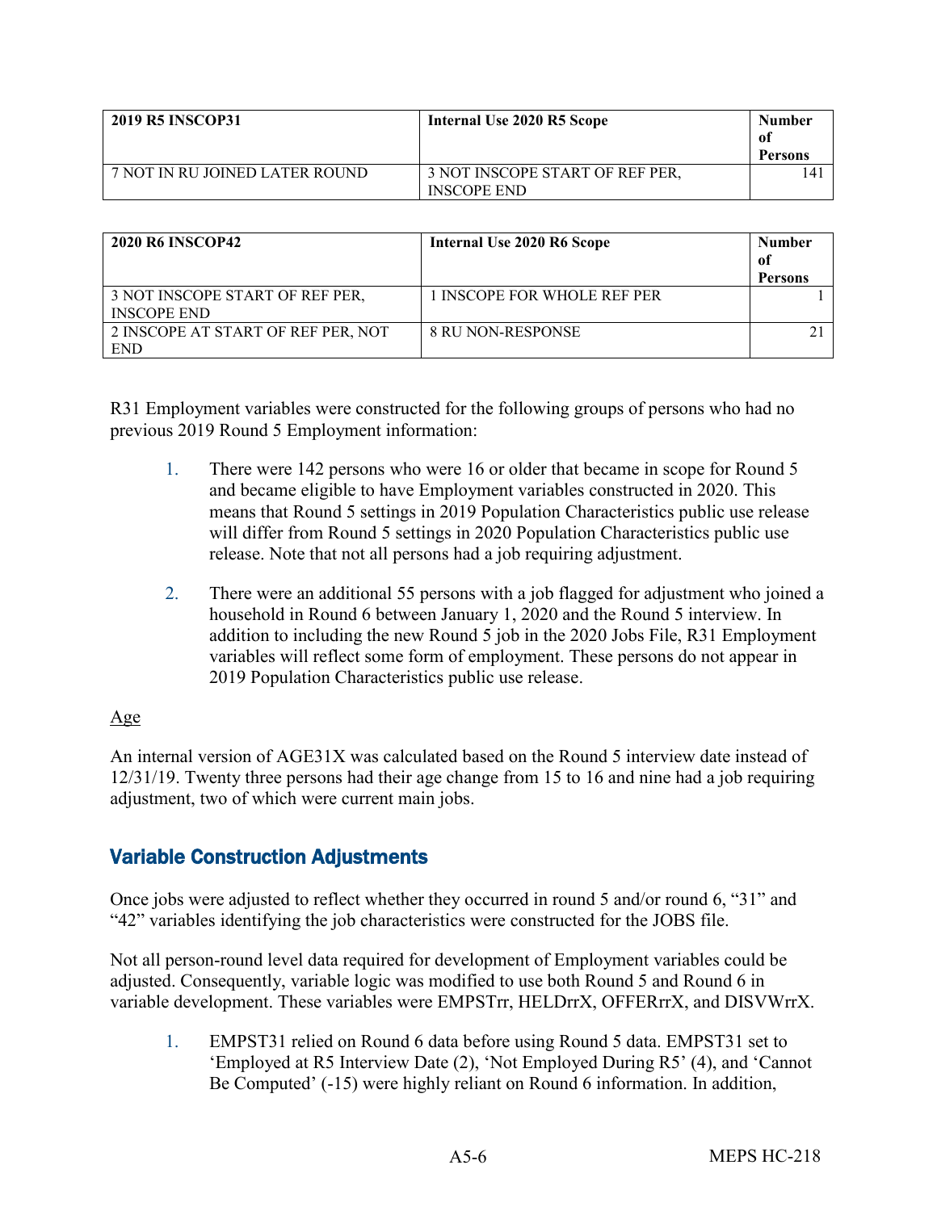| 2019 R5 INSCOP31 | Internal Use 2020 R5 Scope | Number of Persons |
|---|---|---|
| 7 NOT IN RU JOINED LATER ROUND | 3 NOT INSCOPE START OF REF PER, INSCOPE END | 141 |

| 2020 R6 INSCOP42 | Internal Use 2020 R6 Scope | Number of Persons |
|---|---|---|
| 3 NOT INSCOPE START OF REF PER, INSCOPE END | 1 INSCOPE FOR WHOLE REF PER | 1 |
| 2 INSCOPE AT START OF REF PER, NOT END | 8 RU NON-RESPONSE | 21 |

R31 Employment variables were constructed for the following groups of persons who had no previous 2019 Round 5 Employment information:

1. There were 142 persons who were 16 or older that became in scope for Round 5 and became eligible to have Employment variables constructed in 2020. This means that Round 5 settings in 2019 Population Characteristics public use release will differ from Round 5 settings in 2020 Population Characteristics public use release. Note that not all persons had a job requiring adjustment.

2. There were an additional 55 persons with a job flagged for adjustment who joined a household in Round 6 between January 1, 2020 and the Round 5 interview. In addition to including the new Round 5 job in the 2020 Jobs File, R31 Employment variables will reflect some form of employment. These persons do not appear in 2019 Population Characteristics public use release.

Age

An internal version of AGE31X was calculated based on the Round 5 interview date instead of 12/31/19. Twenty three persons had their age change from 15 to 16 and nine had a job requiring adjustment, two of which were current main jobs.

## Variable Construction Adjustments

Once jobs were adjusted to reflect whether they occurred in round 5 and/or round 6, "31" and "42" variables identifying the job characteristics were constructed for the JOBS file.

Not all person-round level data required for development of Employment variables could be adjusted. Consequently, variable logic was modified to use both Round 5 and Round 6 in variable development. These variables were EMPSTrr, HELDrrX, OFFERrrX, and DISVWrrX.

1. EMPST31 relied on Round 6 data before using Round 5 data. EMPST31 set to 'Employed at R5 Interview Date (2), 'Not Employed During R5' (4), and 'Cannot Be Computed' (-15) were highly reliant on Round 6 information. In addition,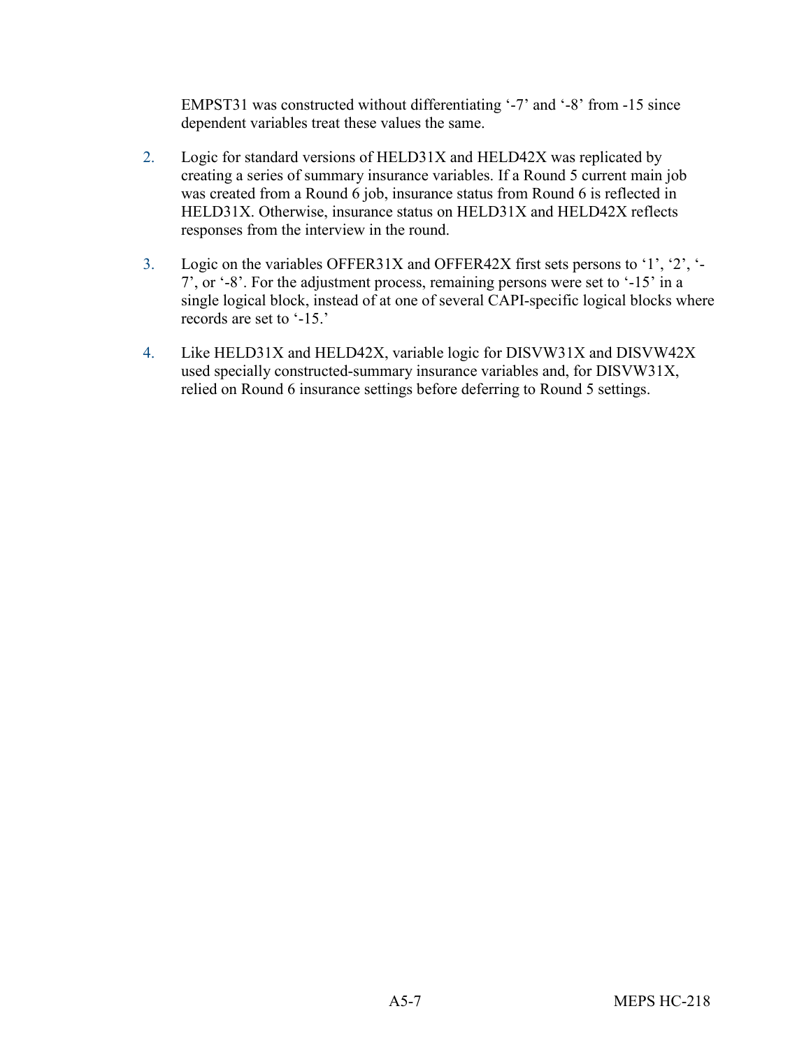EMPST31 was constructed without differentiating '-7' and '-8' from -15 since dependent variables treat these values the same.

2. Logic for standard versions of HELD31X and HELD42X was replicated by creating a series of summary insurance variables. If a Round 5 current main job was created from a Round 6 job, insurance status from Round 6 is reflected in HELD31X. Otherwise, insurance status on HELD31X and HELD42X reflects responses from the interview in the round.

3. Logic on the variables OFFER31X and OFFER42X first sets persons to '1', '2', '-7', or '-8'. For the adjustment process, remaining persons were set to '-15' in a single logical block, instead of at one of several CAPI-specific logical blocks where records are set to '-15.'

4. Like HELD31X and HELD42X, variable logic for DISVW31X and DISVW42X used specially constructed-summary insurance variables and, for DISVW31X, relied on Round 6 insurance settings before deferring to Round 5 settings.